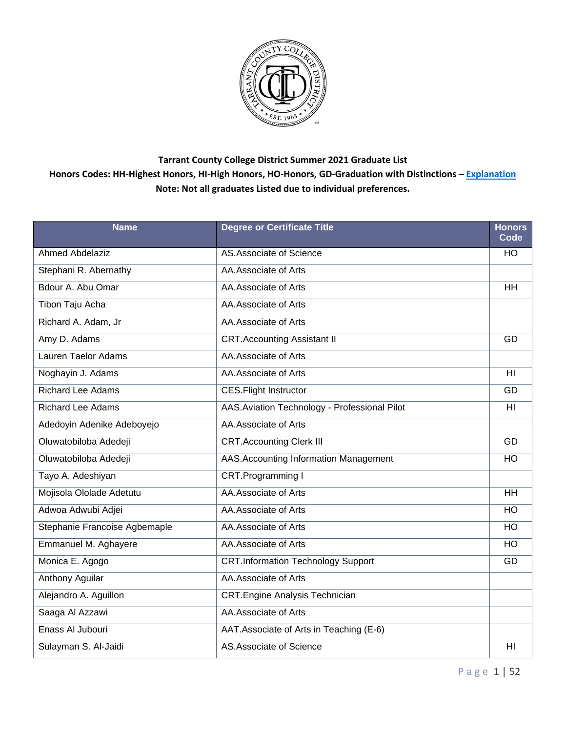**Tarrant County College District Summer 2021 Graduate List**

**Honors Codes: HH-Highest Honors, HI-High Honors, HO-Honors, GD-Graduation with Distinctions – Explanation**

**Note: Not all graduates Listed due to individual preferences.**

| Name | Degree or Certificate Title | Honors Code |
|---|---|---|
| Ahmed Abdelaziz | AS.Associate of Science | HO |
| Stephani R. Abernathy | AA.Associate of Arts | |
| Bdour A. Abu Omar | AA.Associate of Arts | HH |
| Tibon Taju Acha | AA.Associate of Arts | |
| Richard A. Adam, Jr | AA.Associate of Arts | |
| Amy D. Adams | CRT.Accounting Assistant II | GD |
| Lauren Taelor Adams | AA.Associate of Arts | |
| Noghayin J. Adams | AA.Associate of Arts | HI |
| Richard Lee Adams | CES.Flight Instructor | GD |
| Richard Lee Adams | AAS.Aviation Technology - Professional Pilot | HI |
| Adedoyin Adenike Adeboyejo | AA.Associate of Arts | |
| Oluwatobiloba Adedeji | CRT.Accounting Clerk III | GD |
| Oluwatobiloba Adedeji | AAS.Accounting Information Management | HO |
| Tayo A. Adeshiyan | CRT.Programming I | |
| Mojisola Ololade Adetutu | AA.Associate of Arts | HH |
| Adwoa Adwubi Adjei | AA.Associate of Arts | HO |
| Stephanie Francoise Agbemaple | AA.Associate of Arts | HO |
| Emmanuel M. Aghayere | AA.Associate of Arts | HO |
| Monica E. Agogo | CRT.Information Technology Support | GD |
| Anthony Aguilar | AA.Associate of Arts | |
| Alejandro A. Aguillon | CRT.Engine Analysis Technician | |
| Saaga Al Azzawi | AA.Associate of Arts | |
| Enass Al Jubouri | AAT.Associate of Arts in Teaching (E-6) | |
| Sulayman S. Al-Jaidi | AS.Associate of Science | HI |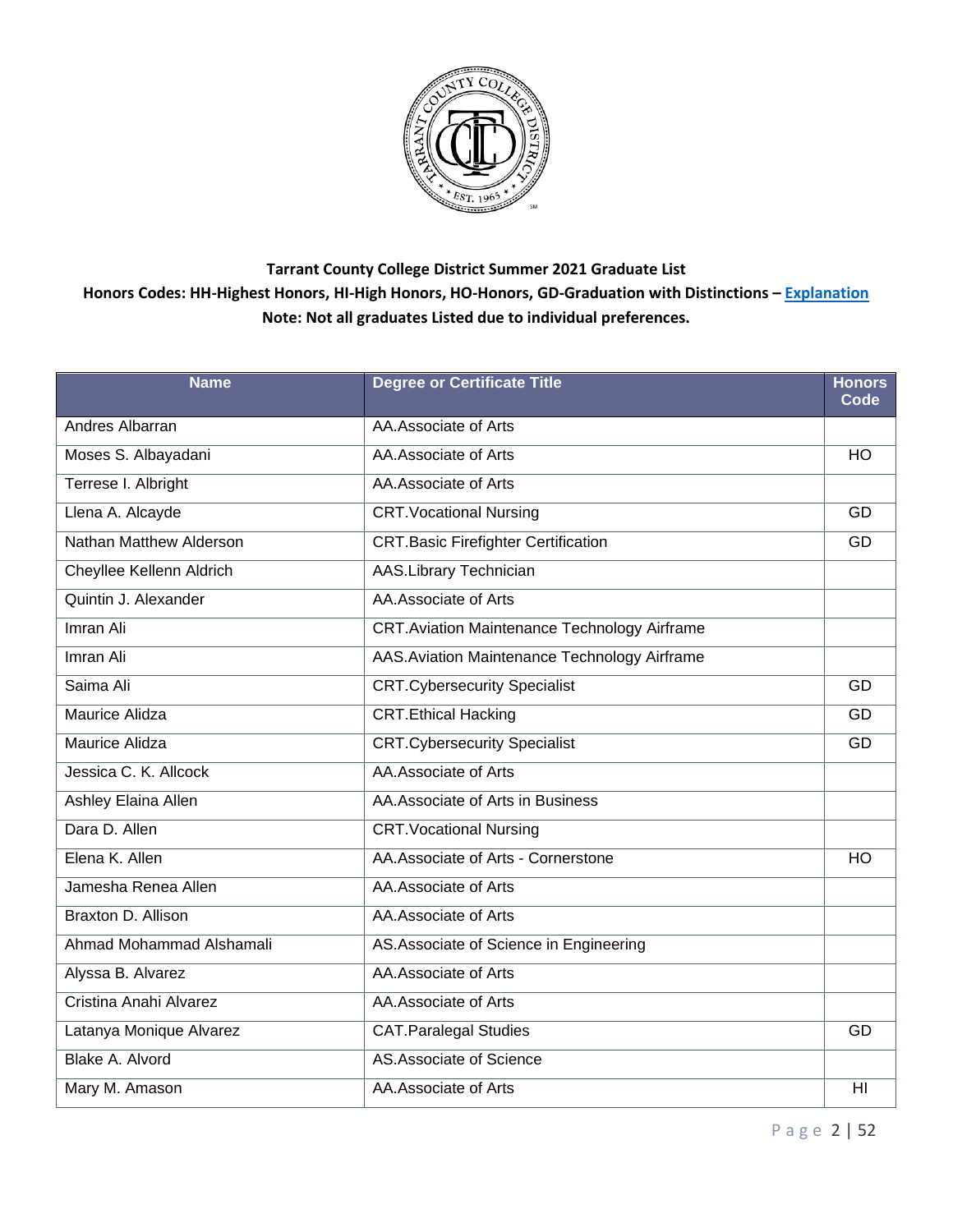**Tarrant County College District Summer 2021 Graduate List**

**Honors Codes: HH-Highest Honors, HI-High Honors, HO-Honors, GD-Graduation with Distinctions – Explanation**

**Note: Not all graduates Listed due to individual preferences.**

| Name | Degree or Certificate Title | Honors Code |
|---|---|---|
| Andres Albarran | AA.Associate of Arts | |
| Moses S. Albayadani | AA.Associate of Arts | HO |
| Terrese I. Albright | AA.Associate of Arts | |
| Llena A. Alcayde | CRT.Vocational Nursing | GD |
| Nathan Matthew Alderson | CRT.Basic Firefighter Certification | GD |
| Cheyllee Kellenn Aldrich | AAS.Library Technician | |
| Quintin J. Alexander | AA.Associate of Arts | |
| Imran Ali | CRT.Aviation Maintenance Technology Airframe | |
| Imran Ali | AAS.Aviation Maintenance Technology Airframe | |
| Saima Ali | CRT.Cybersecurity Specialist | GD |
| Maurice Alidza | CRT.Ethical Hacking | GD |
| Maurice Alidza | CRT.Cybersecurity Specialist | GD |
| Jessica C. K. Allcock | AA.Associate of Arts | |
| Ashley Elaina Allen | AA.Associate of Arts in Business | |
| Dara D. Allen | CRT.Vocational Nursing | |
| Elena K. Allen | AA.Associate of Arts - Cornerstone | HO |
| Jamesha Renea Allen | AA.Associate of Arts | |
| Braxton D. Allison | AA.Associate of Arts | |
| Ahmad Mohammad Alshamali | AS.Associate of Science in Engineering | |
| Alyssa B. Alvarez | AA.Associate of Arts | |
| Cristina Anahi Alvarez | AA.Associate of Arts | |
| Latanya Monique Alvarez | CAT.Paralegal Studies | GD |
| Blake A. Alvord | AS.Associate of Science | |
| Mary M. Amason | AA.Associate of Arts | HI |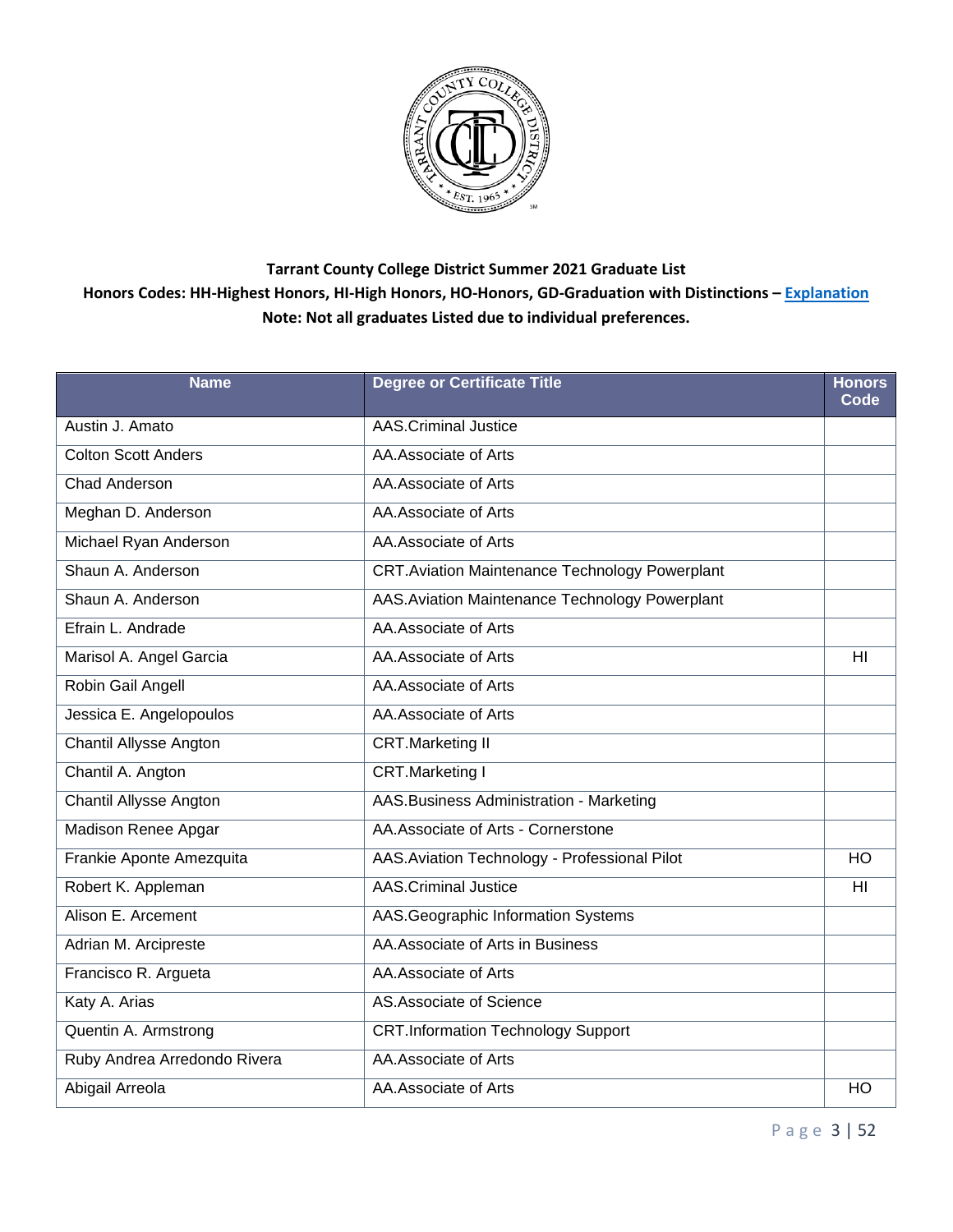**Tarrant County College District Summer 2021 Graduate List**

**Honors Codes: HH-Highest Honors, HI-High Honors, HO-Honors, GD-Graduation with Distinctions – [Explanation](#)**

**Note: Not all graduates Listed due to individual preferences.**

| Name | Degree or Certificate Title | Honors Code |
|---|---|---|
| Austin J. Amato | AAS.Criminal Justice | |
| Colton Scott Anders | AA.Associate of Arts | |
| Chad Anderson | AA.Associate of Arts | |
| Meghan D. Anderson | AA.Associate of Arts | |
| Michael Ryan Anderson | AA.Associate of Arts | |
| Shaun A. Anderson | CRT.Aviation Maintenance Technology Powerplant | |
| Shaun A. Anderson | AAS.Aviation Maintenance Technology Powerplant | |
| Efrain L. Andrade | AA.Associate of Arts | |
| Marisol A. Angel Garcia | AA.Associate of Arts | HI |
| Robin Gail Angell | AA.Associate of Arts | |
| Jessica E. Angelopoulos | AA.Associate of Arts | |
| Chantil Allysse Angton | CRT.Marketing II | |
| Chantil A. Angton | CRT.Marketing I | |
| Chantil Allysse Angton | AAS.Business Administration - Marketing | |
| Madison Renee Apgar | AA.Associate of Arts - Cornerstone | |
| Frankie Aponte Amezquita | AAS.Aviation Technology - Professional Pilot | HO |
| Robert K. Appleman | AAS.Criminal Justice | HI |
| Alison E. Arcement | AAS.Geographic Information Systems | |
| Adrian M. Arcipreste | AA.Associate of Arts in Business | |
| Francisco R. Argueta | AA.Associate of Arts | |
| Katy A. Arias | AS.Associate of Science | |
| Quentin A. Armstrong | CRT.Information Technology Support | |
| Ruby Andrea Arredondo Rivera | AA.Associate of Arts | |
| Abigail Arreola | AA.Associate of Arts | HO |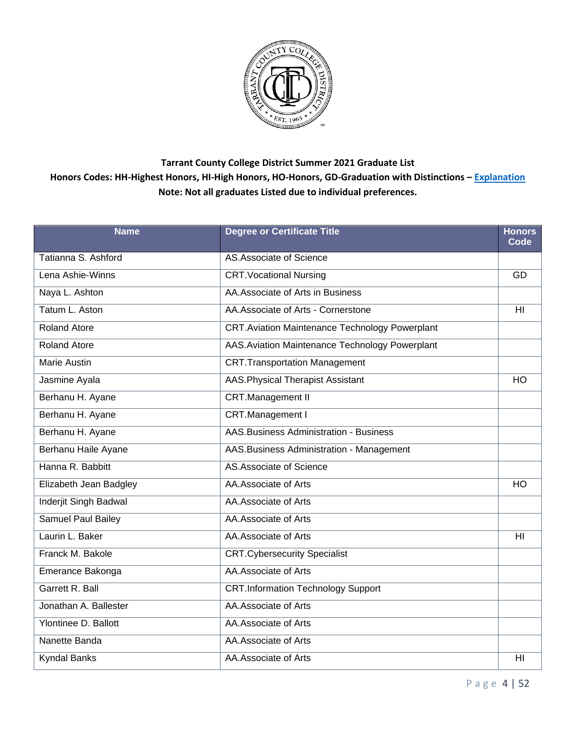**Tarrant County College District Summer 2021 Graduate List**

**Honors Codes: HH-Highest Honors, HI-High Honors, HO-Honors, GD-Graduation with Distinctions – Explanation**

**Note: Not all graduates Listed due to individual preferences.**

| Name | Degree or Certificate Title | Honors Code |
|---|---|---|
| Tatianna S. Ashford | AS.Associate of Science | |
| Lena Ashie-Winns | CRT.Vocational Nursing | GD |
| Naya L. Ashton | AA.Associate of Arts in Business | |
| Tatum L. Aston | AA.Associate of Arts - Cornerstone | HI |
| Roland Atore | CRT.Aviation Maintenance Technology Powerplant | |
| Roland Atore | AAS.Aviation Maintenance Technology Powerplant | |
| Marie Austin | CRT.Transportation Management | |
| Jasmine Ayala | AAS.Physical Therapist Assistant | HO |
| Berhanu H. Ayane | CRT.Management II | |
| Berhanu H. Ayane | CRT.Management I | |
| Berhanu H. Ayane | AAS.Business Administration - Business | |
| Berhanu Haile Ayane | AAS.Business Administration - Management | |
| Hanna R. Babbitt | AS.Associate of Science | |
| Elizabeth Jean Badgley | AA.Associate of Arts | HO |
| Inderjit Singh Badwal | AA.Associate of Arts | |
| Samuel Paul Bailey | AA.Associate of Arts | |
| Laurin L. Baker | AA.Associate of Arts | HI |
| Franck M. Bakole | CRT.Cybersecurity Specialist | |
| Emerance Bakonga | AA.Associate of Arts | |
| Garrett R. Ball | CRT.Information Technology Support | |
| Jonathan A. Ballester | AA.Associate of Arts | |
| Ylontinee D. Ballott | AA.Associate of Arts | |
| Nanette Banda | AA.Associate of Arts | |
| Kyndal Banks | AA.Associate of Arts | HI |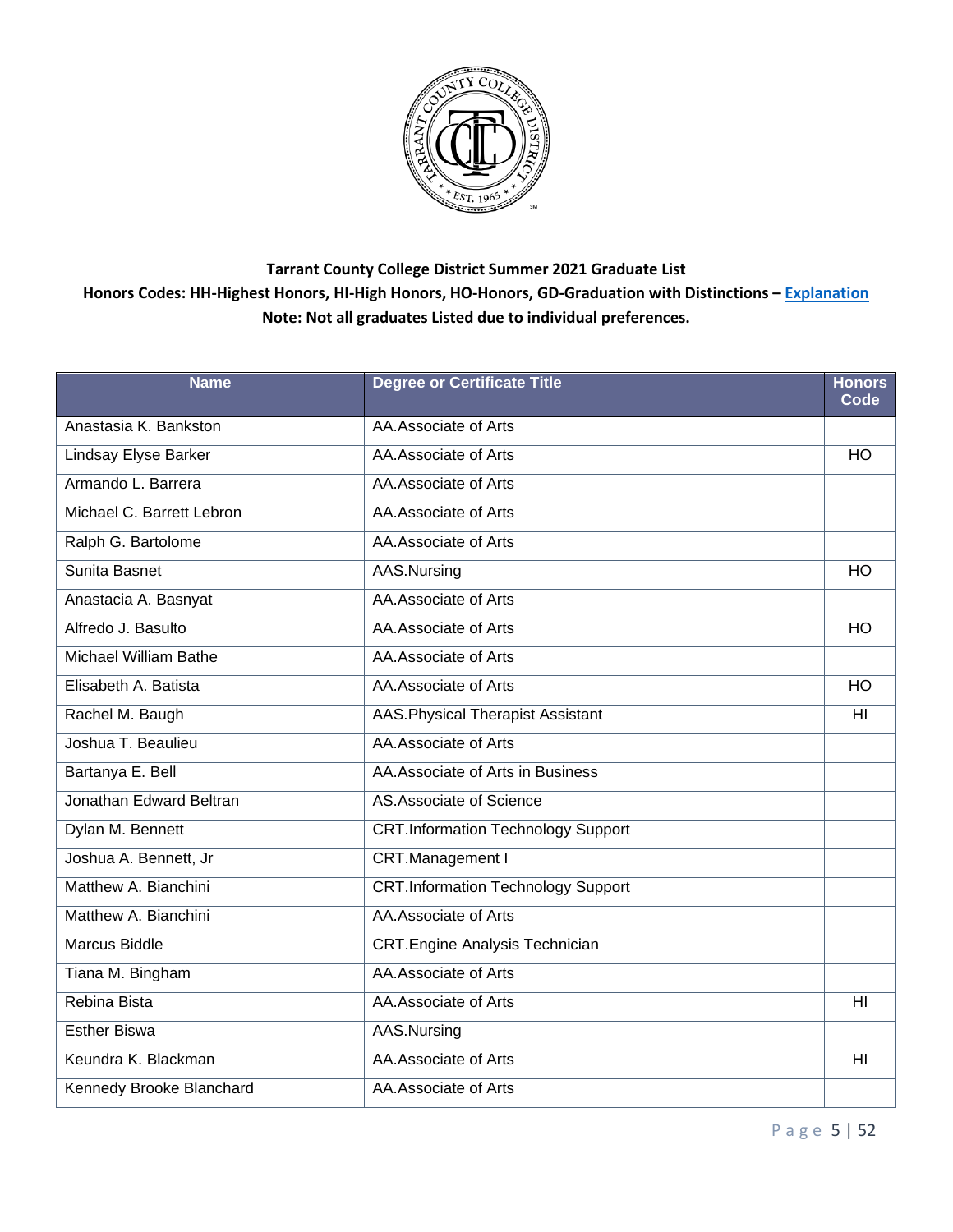**Tarrant County College District Summer 2021 Graduate List**

**Honors Codes: HH-Highest Honors, HI-High Honors, HO-Honors, GD-Graduation with Distinctions – [Explanation]**

**Note: Not all graduates Listed due to individual preferences.**

| Name | Degree or Certificate Title | Honors Code |
|---|---|---|
| Anastasia K. Bankston | AA.Associate of Arts | |
| Lindsay Elyse Barker | AA.Associate of Arts | HO |
| Armando L. Barrera | AA.Associate of Arts | |
| Michael C. Barrett Lebron | AA.Associate of Arts | |
| Ralph G. Bartolome | AA.Associate of Arts | |
| Sunita Basnet | AAS.Nursing | HO |
| Anastacia A. Basnyat | AA.Associate of Arts | |
| Alfredo J. Basulto | AA.Associate of Arts | HO |
| Michael William Bathe | AA.Associate of Arts | |
| Elisabeth A. Batista | AA.Associate of Arts | HO |
| Rachel M. Baugh | AAS.Physical Therapist Assistant | HI |
| Joshua T. Beaulieu | AA.Associate of Arts | |
| Bartanya E. Bell | AA.Associate of Arts in Business | |
| Jonathan Edward Beltran | AS.Associate of Science | |
| Dylan M. Bennett | CRT.Information Technology Support | |
| Joshua A. Bennett, Jr | CRT.Management I | |
| Matthew A. Bianchini | CRT.Information Technology Support | |
| Matthew A. Bianchini | AA.Associate of Arts | |
| Marcus Biddle | CRT.Engine Analysis Technician | |
| Tiana M. Bingham | AA.Associate of Arts | |
| Rebina Bista | AA.Associate of Arts | HI |
| Esther Biswa | AAS.Nursing | |
| Keundra K. Blackman | AA.Associate of Arts | HI |
| Kennedy Brooke Blanchard | AA.Associate of Arts | |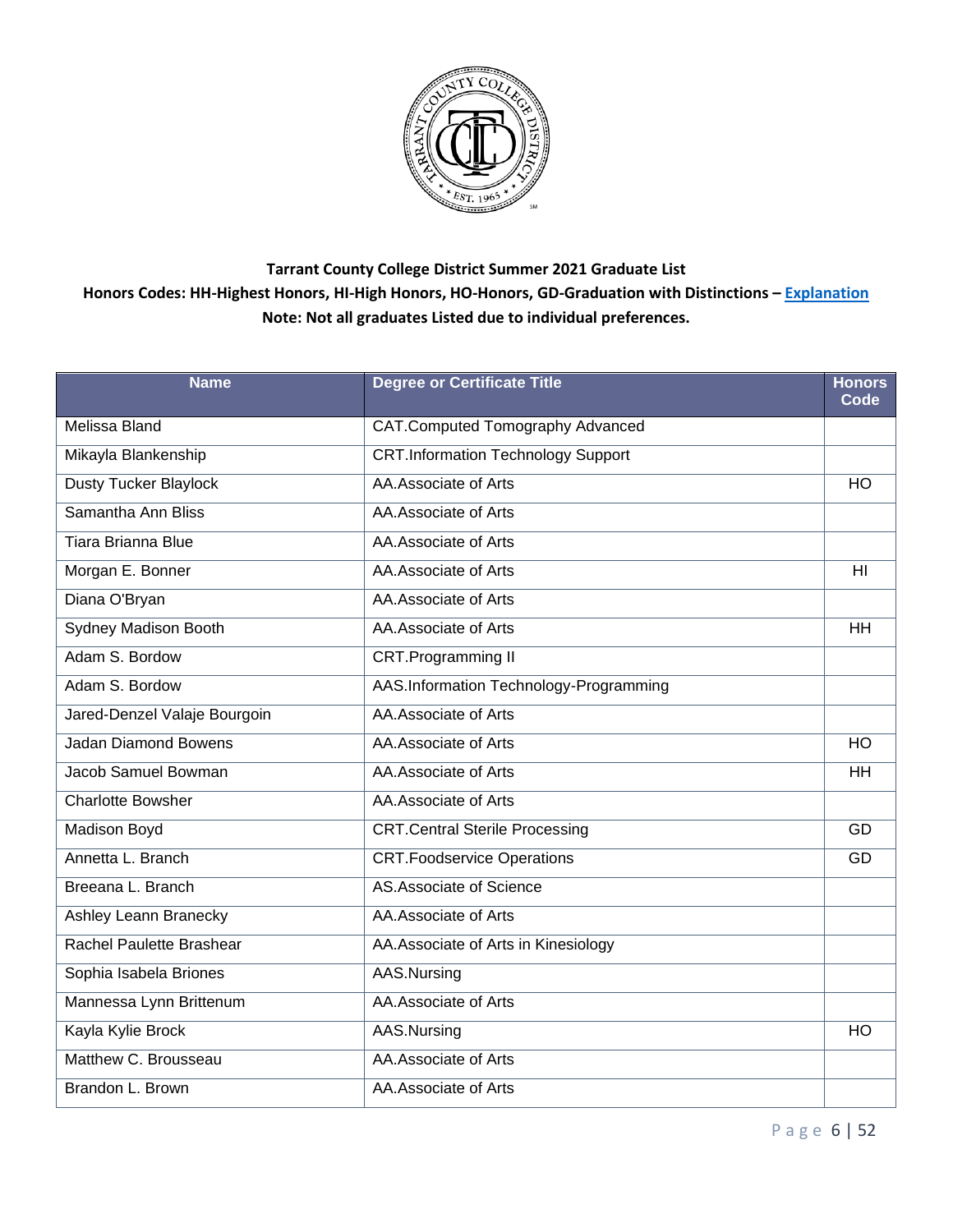**Tarrant County College District Summer 2021 Graduate List**

**Honors Codes: HH-Highest Honors, HI-High Honors, HO-Honors, GD-Graduation with Distinctions – Explanation**

**Note: Not all graduates Listed due to individual preferences.**

| Name | Degree or Certificate Title | Honors Code |
|---|---|---|
| Melissa Bland | CAT.Computed Tomography Advanced | |
| Mikayla Blankenship | CRT.Information Technology Support | |
| Dusty Tucker Blaylock | AA.Associate of Arts | HO |
| Samantha Ann Bliss | AA.Associate of Arts | |
| Tiara Brianna Blue | AA.Associate of Arts | |
| Morgan E. Bonner | AA.Associate of Arts | HI |
| Diana O'Bryan | AA.Associate of Arts | |
| Sydney Madison Booth | AA.Associate of Arts | HH |
| Adam S. Bordow | CRT.Programming II | |
| Adam S. Bordow | AAS.Information Technology-Programming | |
| Jared-Denzel Valaje Bourgoin | AA.Associate of Arts | |
| Jadan Diamond Bowens | AA.Associate of Arts | HO |
| Jacob Samuel Bowman | AA.Associate of Arts | HH |
| Charlotte Bowsher | AA.Associate of Arts | |
| Madison Boyd | CRT.Central Sterile Processing | GD |
| Annetta L. Branch | CRT.Foodservice Operations | GD |
| Breeana L. Branch | AS.Associate of Science | |
| Ashley Leann Branecky | AA.Associate of Arts | |
| Rachel Paulette Brashear | AA.Associate of Arts in Kinesiology | |
| Sophia Isabela Briones | AAS.Nursing | |
| Mannessa Lynn Brittenum | AA.Associate of Arts | |
| Kayla Kylie Brock | AAS.Nursing | HO |
| Matthew C. Brousseau | AA.Associate of Arts | |
| Brandon L. Brown | AA.Associate of Arts | |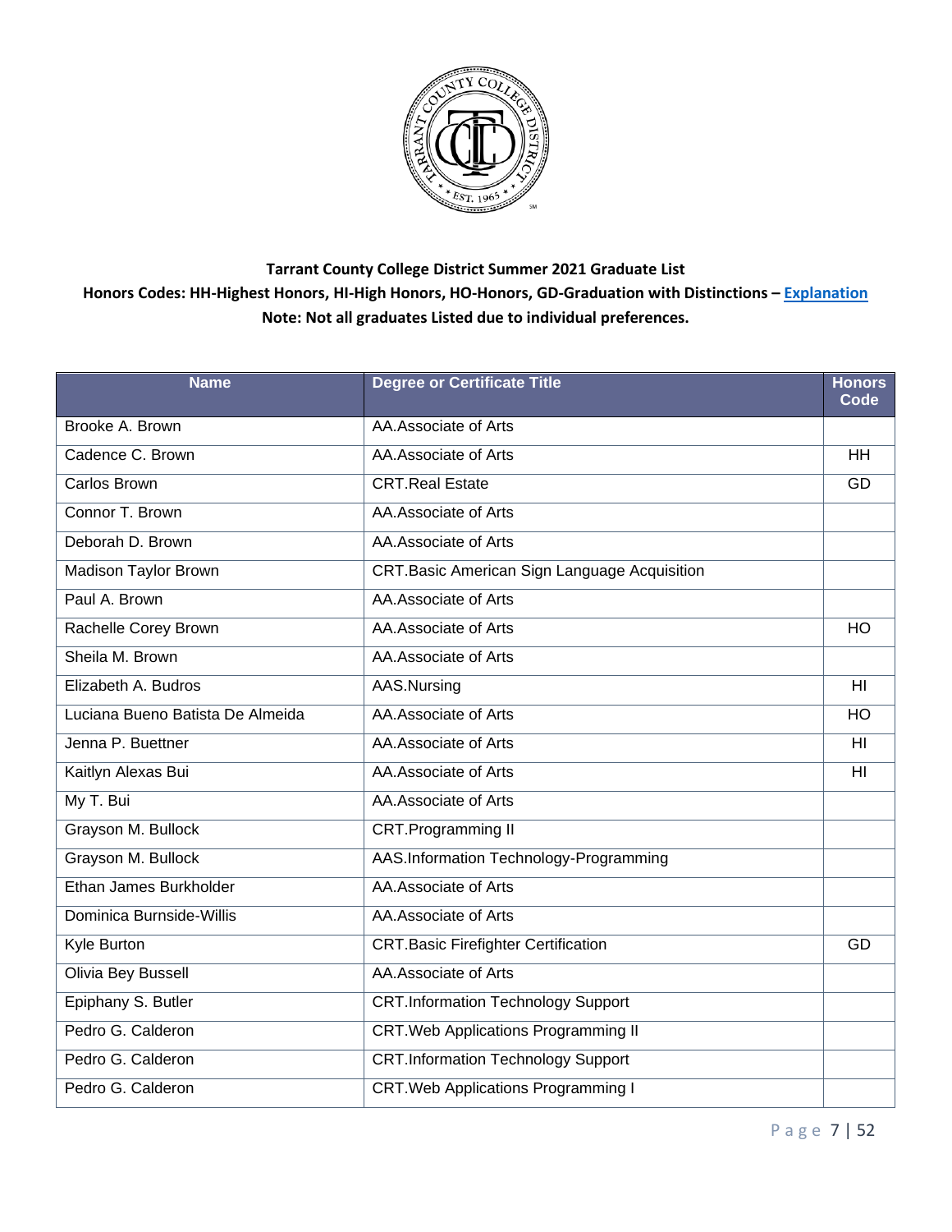**Tarrant County College District Summer 2021 Graduate List**

**Honors Codes: HH-Highest Honors, HI-High Honors, HO-Honors, GD-Graduation with Distinctions – Explanation**

**Note: Not all graduates Listed due to individual preferences.**

| Name | Degree or Certificate Title | Honors Code |
|---|---|---|
| Brooke A. Brown | AA.Associate of Arts | |
| Cadence C. Brown | AA.Associate of Arts | HH |
| Carlos Brown | CRT.Real Estate | GD |
| Connor T. Brown | AA.Associate of Arts | |
| Deborah D. Brown | AA.Associate of Arts | |
| Madison Taylor Brown | CRT.Basic American Sign Language Acquisition | |
| Paul A. Brown | AA.Associate of Arts | |
| Rachelle Corey Brown | AA.Associate of Arts | HO |
| Sheila M. Brown | AA.Associate of Arts | |
| Elizabeth A. Budros | AAS.Nursing | HI |
| Luciana Bueno Batista De Almeida | AA.Associate of Arts | HO |
| Jenna P. Buettner | AA.Associate of Arts | HI |
| Kaitlyn Alexas Bui | AA.Associate of Arts | HI |
| My T. Bui | AA.Associate of Arts | |
| Grayson M. Bullock | CRT.Programming II | |
| Grayson M. Bullock | AAS.Information Technology-Programming | |
| Ethan James Burkholder | AA.Associate of Arts | |
| Dominica Burnside-Willis | AA.Associate of Arts | |
| Kyle Burton | CRT.Basic Firefighter Certification | GD |
| Olivia Bey Bussell | AA.Associate of Arts | |
| Epiphany S. Butler | CRT.Information Technology Support | |
| Pedro G. Calderon | CRT.Web Applications Programming II | |
| Pedro G. Calderon | CRT.Information Technology Support | |
| Pedro G. Calderon | CRT.Web Applications Programming I | |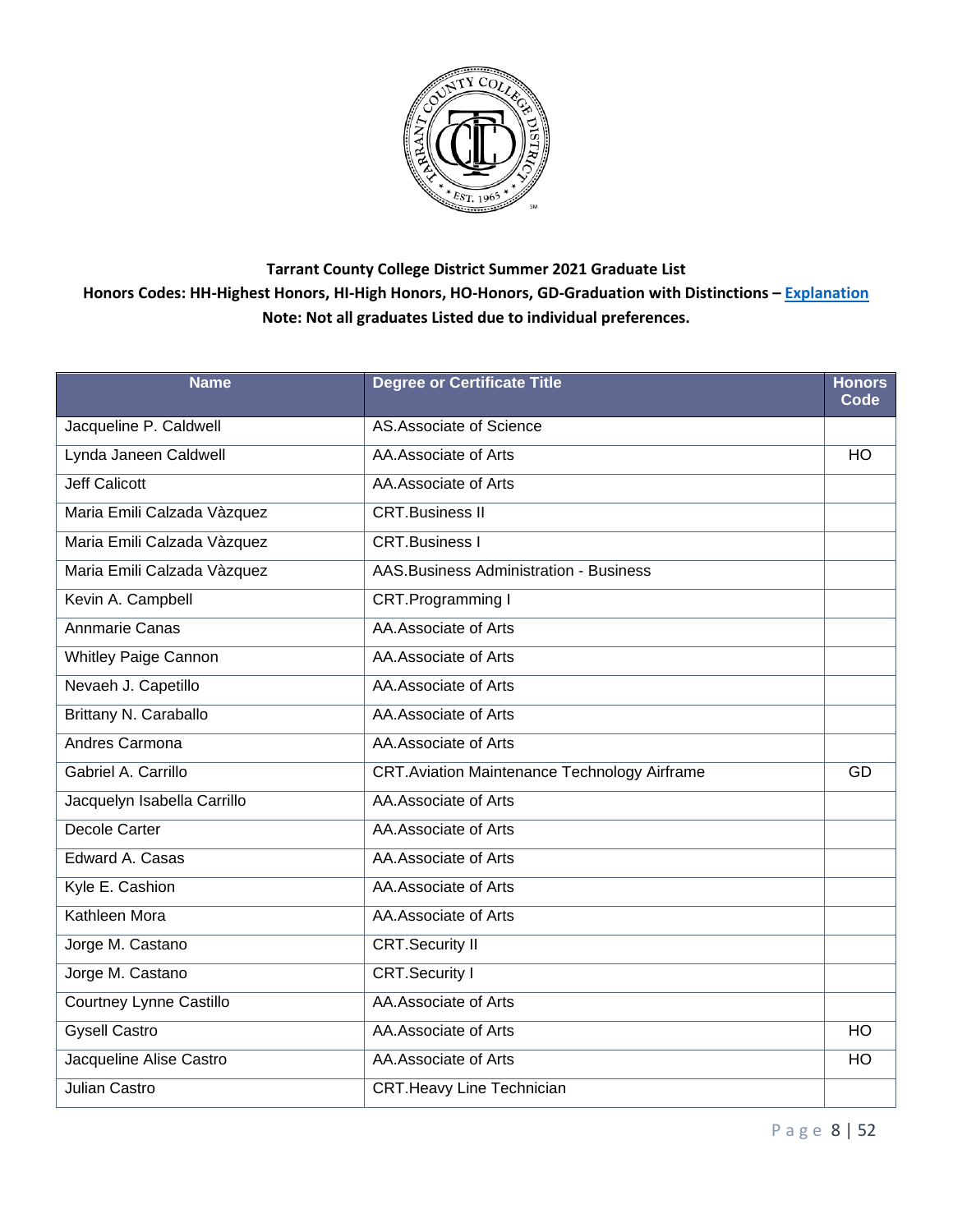**Tarrant County College District Summer 2021 Graduate List**

**Honors Codes: HH-Highest Honors, HI-High Honors, HO-Honors, GD-Graduation with Distinctions – Explanation**

**Note: Not all graduates Listed due to individual preferences.**

| Name | Degree or Certificate Title | Honors Code |
|---|---|---|
| Jacqueline P. Caldwell | AS.Associate of Science | |
| Lynda Janeen Caldwell | AA.Associate of Arts | HO |
| Jeff Calicott | AA.Associate of Arts | |
| Maria Emili Calzada Vàzquez | CRT.Business II | |
| Maria Emili Calzada Vàzquez | CRT.Business I | |
| Maria Emili Calzada Vàzquez | AAS.Business Administration - Business | |
| Kevin A. Campbell | CRT.Programming I | |
| Annmarie Canas | AA.Associate of Arts | |
| Whitley Paige Cannon | AA.Associate of Arts | |
| Nevaeh J. Capetillo | AA.Associate of Arts | |
| Brittany N. Caraballo | AA.Associate of Arts | |
| Andres Carmona | AA.Associate of Arts | |
| Gabriel A. Carrillo | CRT.Aviation Maintenance Technology Airframe | GD |
| Jacquelyn Isabella Carrillo | AA.Associate of Arts | |
| Decole Carter | AA.Associate of Arts | |
| Edward A. Casas | AA.Associate of Arts | |
| Kyle E. Cashion | AA.Associate of Arts | |
| Kathleen Mora | AA.Associate of Arts | |
| Jorge M. Castano | CRT.Security II | |
| Jorge M. Castano | CRT.Security I | |
| Courtney Lynne Castillo | AA.Associate of Arts | |
| Gysell Castro | AA.Associate of Arts | HO |
| Jacqueline Alise Castro | AA.Associate of Arts | HO |
| Julian Castro | CRT.Heavy Line Technician | |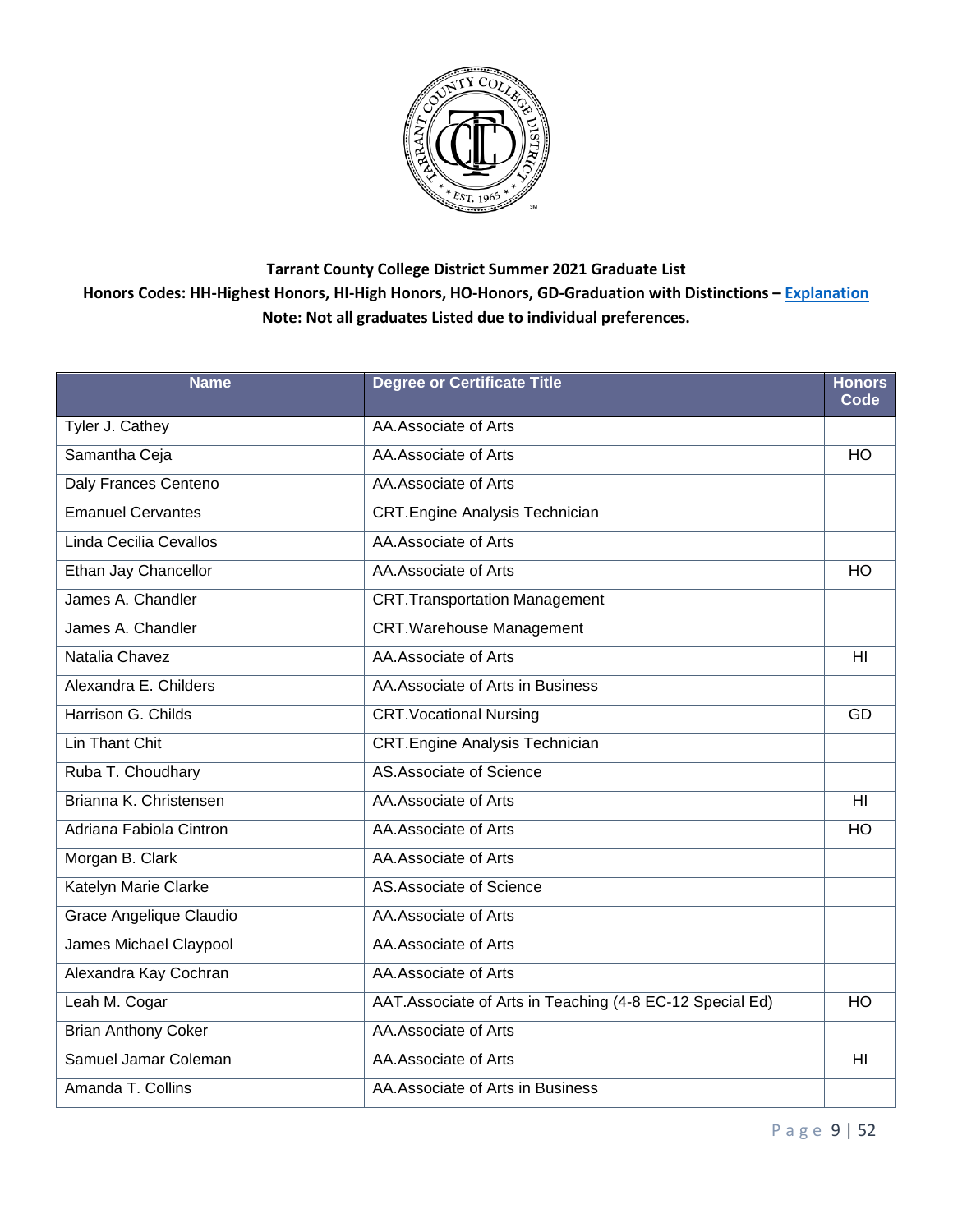**Tarrant County College District Summer 2021 Graduate List**

**Honors Codes: HH-Highest Honors, HI-High Honors, HO-Honors, GD-Graduation with Distinctions – Explanation**

**Note: Not all graduates Listed due to individual preferences.**

| Name | Degree or Certificate Title | Honors Code |
|---|---|---|
| Tyler J. Cathey | AA.Associate of Arts | |
| Samantha Ceja | AA.Associate of Arts | HO |
| Daly Frances Centeno | AA.Associate of Arts | |
| Emanuel Cervantes | CRT.Engine Analysis Technician | |
| Linda Cecilia Cevallos | AA.Associate of Arts | |
| Ethan Jay Chancellor | AA.Associate of Arts | HO |
| James A. Chandler | CRT.Transportation Management | |
| James A. Chandler | CRT.Warehouse Management | |
| Natalia Chavez | AA.Associate of Arts | HI |
| Alexandra E. Childers | AA.Associate of Arts in Business | |
| Harrison G. Childs | CRT.Vocational Nursing | GD |
| Lin Thant Chit | CRT.Engine Analysis Technician | |
| Ruba T. Choudhary | AS.Associate of Science | |
| Brianna K. Christensen | AA.Associate of Arts | HI |
| Adriana Fabiola Cintron | AA.Associate of Arts | HO |
| Morgan B. Clark | AA.Associate of Arts | |
| Katelyn Marie Clarke | AS.Associate of Science | |
| Grace Angelique Claudio | AA.Associate of Arts | |
| James Michael Claypool | AA.Associate of Arts | |
| Alexandra Kay Cochran | AA.Associate of Arts | |
| Leah M. Cogar | AAT.Associate of Arts in Teaching (4-8 EC-12 Special Ed) | HO |
| Brian Anthony Coker | AA.Associate of Arts | |
| Samuel Jamar Coleman | AA.Associate of Arts | HI |
| Amanda T. Collins | AA.Associate of Arts in Business | |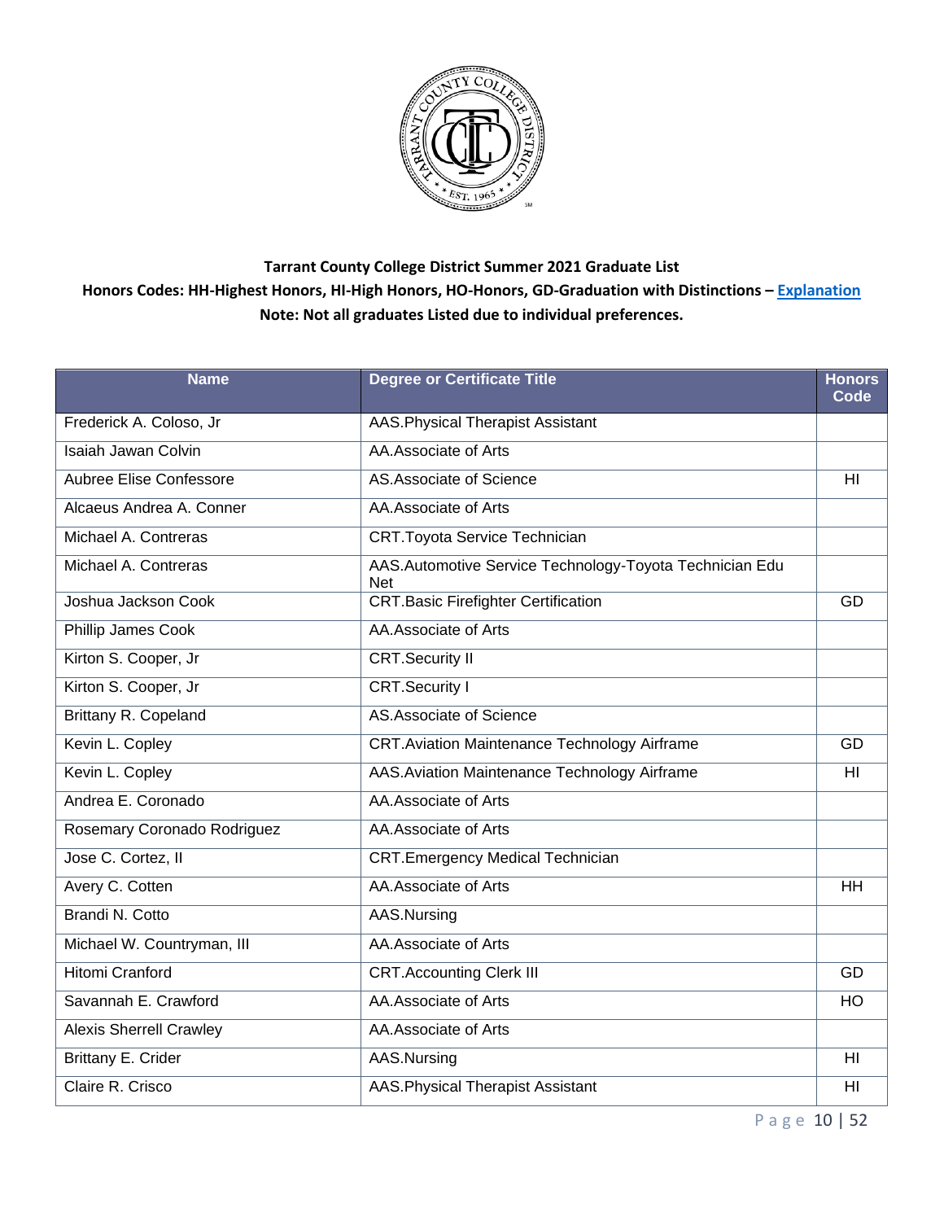**Tarrant County College District Summer 2021 Graduate List**

**Honors Codes: HH-Highest Honors, HI-High Honors, HO-Honors, GD-Graduation with Distinctions – Explanation**

**Note: Not all graduates Listed due to individual preferences.**

| Name | Degree or Certificate Title | Honors Code |
|---|---|---|
| Frederick A. Coloso, Jr | AAS.Physical Therapist Assistant | |
| Isaiah Jawan Colvin | AA.Associate of Arts | |
| Aubree Elise Confessore | AS.Associate of Science | HI |
| Alcaeus Andrea A. Conner | AA.Associate of Arts | |
| Michael A. Contreras | CRT.Toyota Service Technician | |
| Michael A. Contreras | AAS.Automotive Service Technology-Toyota Technician Edu Net | |
| Joshua Jackson Cook | CRT.Basic Firefighter Certification | GD |
| Phillip James Cook | AA.Associate of Arts | |
| Kirton S. Cooper, Jr | CRT.Security II | |
| Kirton S. Cooper, Jr | CRT.Security I | |
| Brittany R. Copeland | AS.Associate of Science | |
| Kevin L. Copley | CRT.Aviation Maintenance Technology Airframe | GD |
| Kevin L. Copley | AAS.Aviation Maintenance Technology Airframe | HI |
| Andrea E. Coronado | AA.Associate of Arts | |
| Rosemary Coronado Rodriguez | AA.Associate of Arts | |
| Jose C. Cortez, II | CRT.Emergency Medical Technician | |
| Avery C. Cotten | AA.Associate of Arts | HH |
| Brandi N. Cotto | AAS.Nursing | |
| Michael W. Countryman, III | AA.Associate of Arts | |
| Hitomi Cranford | CRT.Accounting Clerk III | GD |
| Savannah E. Crawford | AA.Associate of Arts | HO |
| Alexis Sherrell Crawley | AA.Associate of Arts | |
| Brittany E. Crider | AAS.Nursing | HI |
| Claire R. Crisco | AAS.Physical Therapist Assistant | HI |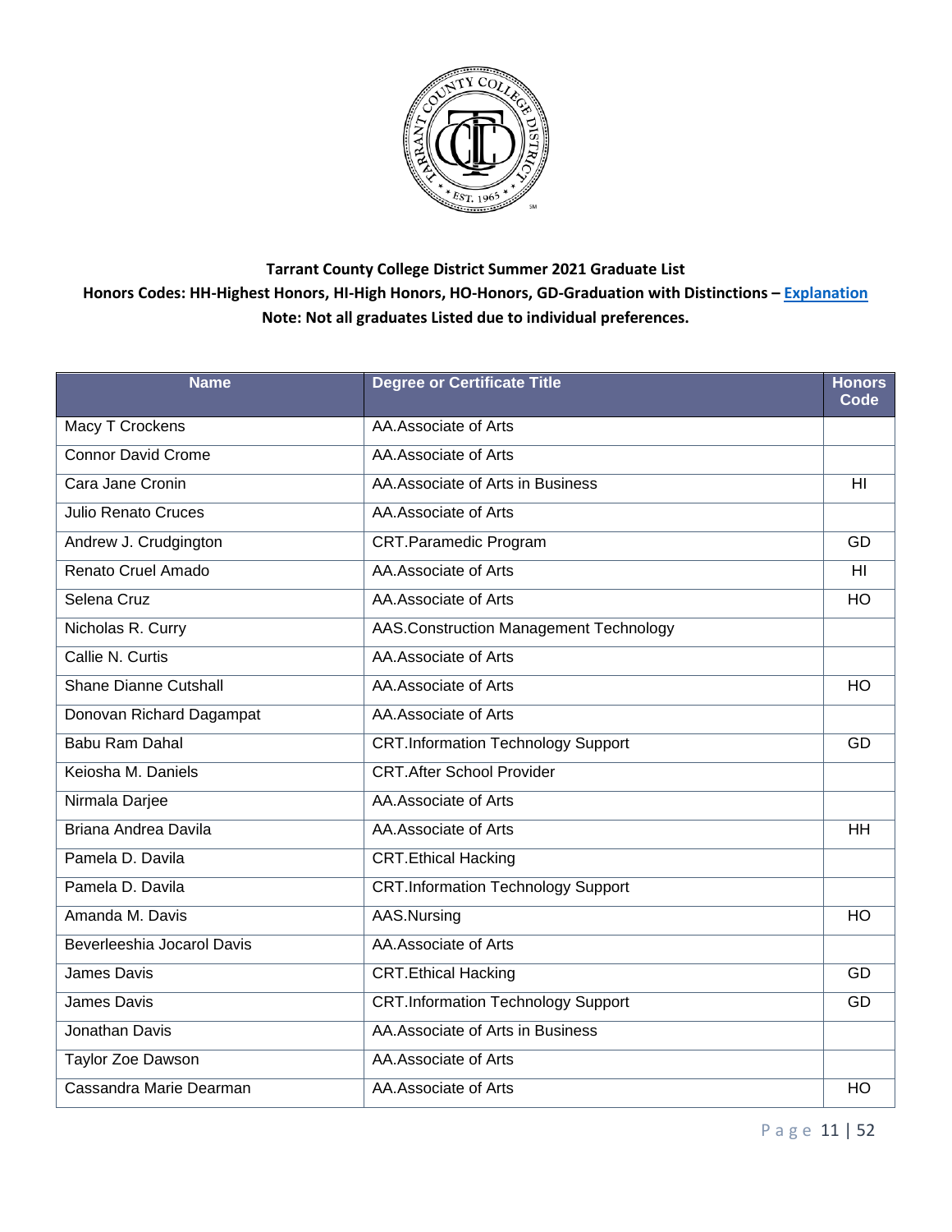**Tarrant County College District Summer 2021 Graduate List**

**Honors Codes: HH-Highest Honors, HI-High Honors, HO-Honors, GD-Graduation with Distinctions – [Explanation]**

**Note: Not all graduates Listed due to individual preferences.**

| Name | Degree or Certificate Title | Honors Code |
|---|---|---|
| Macy T Crockens | AA.Associate of Arts | |
| Connor David Crome | AA.Associate of Arts | |
| Cara Jane Cronin | AA.Associate of Arts in Business | HI |
| Julio Renato Cruces | AA.Associate of Arts | |
| Andrew J. Crudgington | CRT.Paramedic Program | GD |
| Renato Cruel Amado | AA.Associate of Arts | HI |
| Selena Cruz | AA.Associate of Arts | HO |
| Nicholas R. Curry | AAS.Construction Management Technology | |
| Callie N. Curtis | AA.Associate of Arts | |
| Shane Dianne Cutshall | AA.Associate of Arts | HO |
| Donovan Richard Dagampat | AA.Associate of Arts | |
| Babu Ram Dahal | CRT.Information Technology Support | GD |
| Keiosha M. Daniels | CRT.After School Provider | |
| Nirmala Darjee | AA.Associate of Arts | |
| Briana Andrea Davila | AA.Associate of Arts | HH |
| Pamela D. Davila | CRT.Ethical Hacking | |
| Pamela D. Davila | CRT.Information Technology Support | |
| Amanda M. Davis | AAS.Nursing | HO |
| Beverleeshia Jocarol Davis | AA.Associate of Arts | |
| James Davis | CRT.Ethical Hacking | GD |
| James Davis | CRT.Information Technology Support | GD |
| Jonathan Davis | AA.Associate of Arts in Business | |
| Taylor Zoe Dawson | AA.Associate of Arts | |
| Cassandra Marie Dearman | AA.Associate of Arts | HO |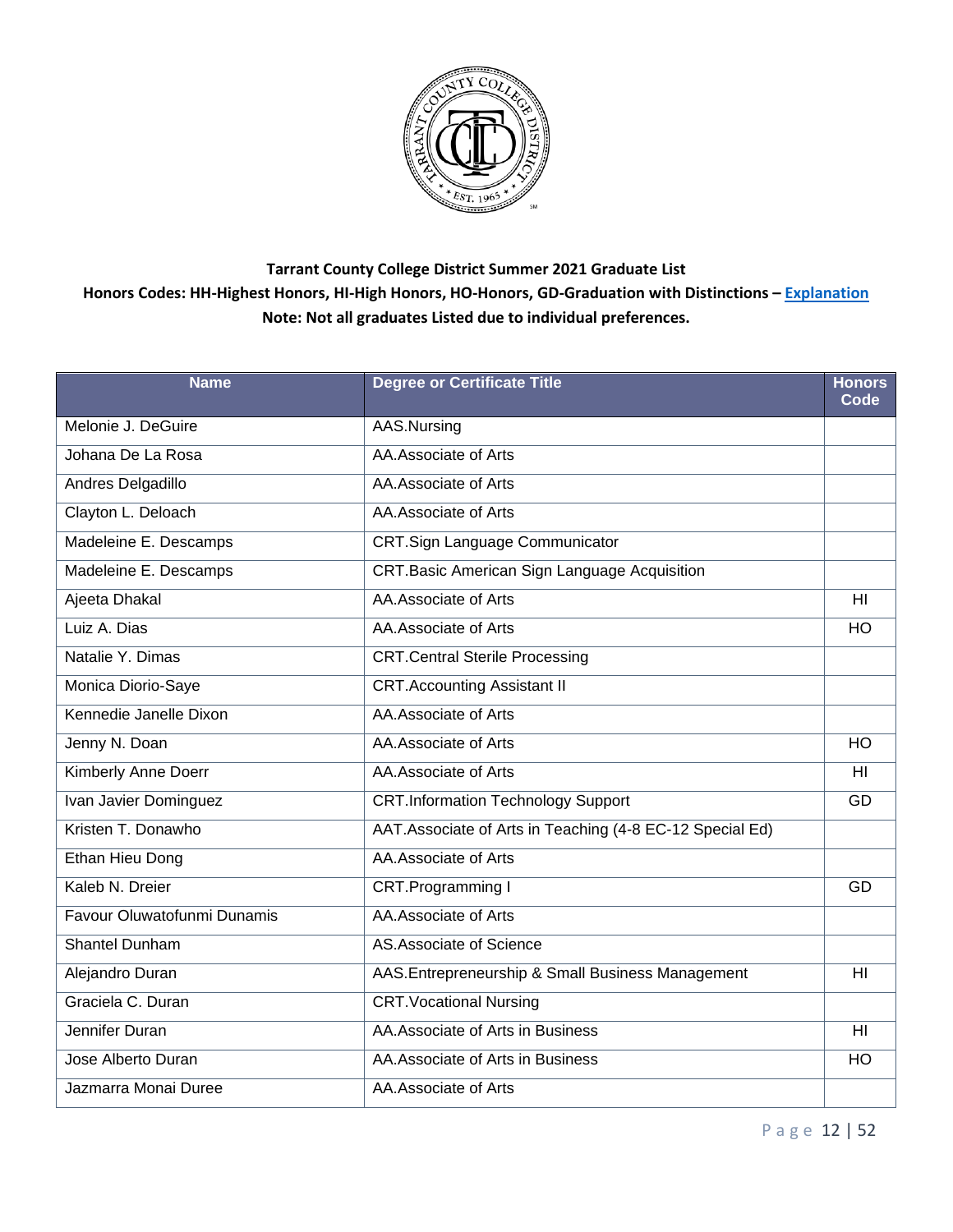**Tarrant County College District Summer 2021 Graduate List**

**Honors Codes: HH-Highest Honors, HI-High Honors, HO-Honors, GD-Graduation with Distinctions – Explanation**

**Note: Not all graduates Listed due to individual preferences.**

| Name | Degree or Certificate Title | Honors Code |
|---|---|---|
| Melonie J. DeGuire | AAS.Nursing | |
| Johana De La Rosa | AA.Associate of Arts | |
| Andres Delgadillo | AA.Associate of Arts | |
| Clayton L. Deloach | AA.Associate of Arts | |
| Madeleine E. Descamps | CRT.Sign Language Communicator | |
| Madeleine E. Descamps | CRT.Basic American Sign Language Acquisition | |
| Ajeeta Dhakal | AA.Associate of Arts | HI |
| Luiz A. Dias | AA.Associate of Arts | HO |
| Natalie Y. Dimas | CRT.Central Sterile Processing | |
| Monica Diorio-Saye | CRT.Accounting Assistant II | |
| Kennedie Janelle Dixon | AA.Associate of Arts | |
| Jenny N. Doan | AA.Associate of Arts | HO |
| Kimberly Anne Doerr | AA.Associate of Arts | HI |
| Ivan Javier Dominguez | CRT.Information Technology Support | GD |
| Kristen T. Donawho | AAT.Associate of Arts in Teaching (4-8 EC-12 Special Ed) | |
| Ethan Hieu Dong | AA.Associate of Arts | |
| Kaleb N. Dreier | CRT.Programming I | GD |
| Favour Oluwatofunmi Dunamis | AA.Associate of Arts | |
| Shantel Dunham | AS.Associate of Science | |
| Alejandro Duran | AAS.Entrepreneurship & Small Business Management | HI |
| Graciela C. Duran | CRT.Vocational Nursing | |
| Jennifer Duran | AA.Associate of Arts in Business | HI |
| Jose Alberto Duran | AA.Associate of Arts in Business | HO |
| Jazmarra Monai Duree | AA.Associate of Arts | |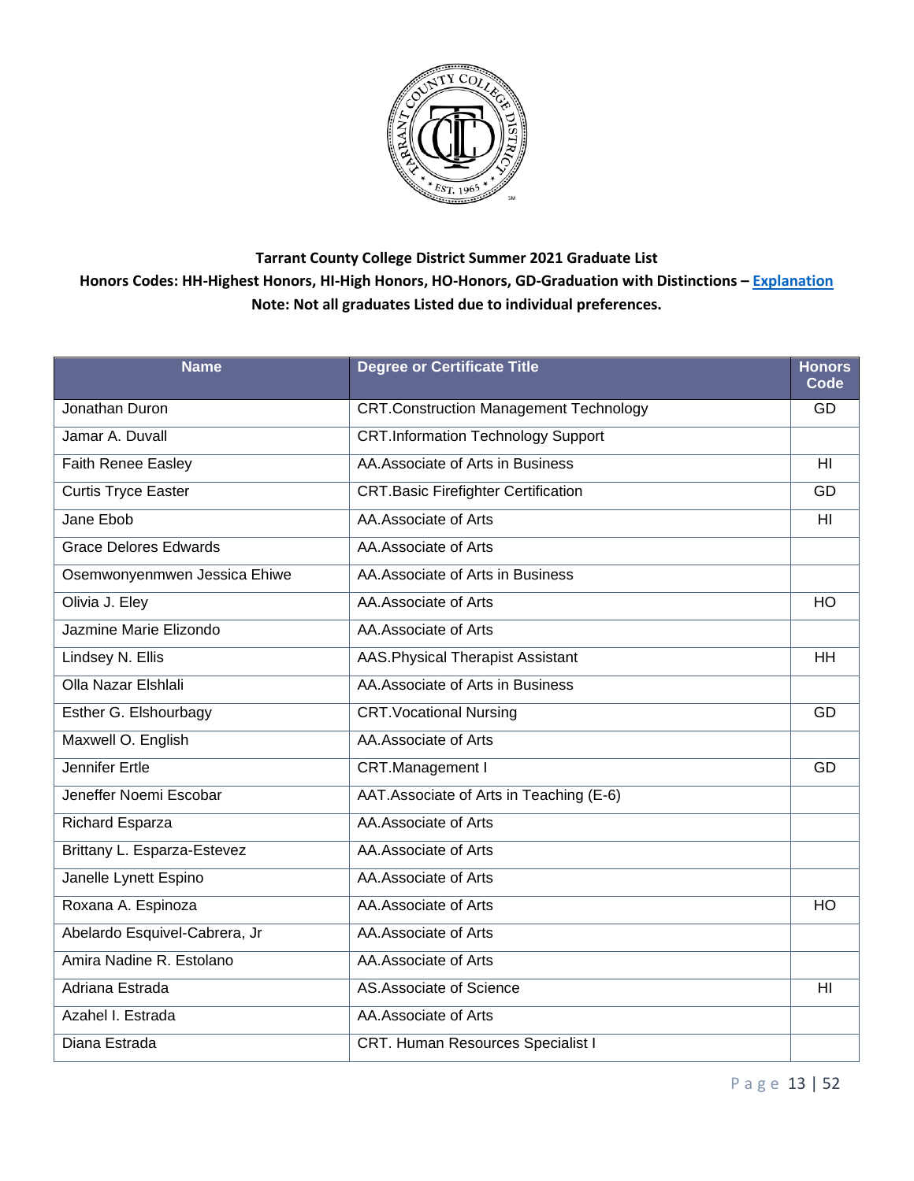**Tarrant County College District Summer 2021 Graduate List**

**Honors Codes: HH-Highest Honors, HI-High Honors, HO-Honors, GD-Graduation with Distinctions – Explanation**

**Note: Not all graduates Listed due to individual preferences.**

| Name | Degree or Certificate Title | Honors Code |
|---|---|---|
| Jonathan Duron | CRT.Construction Management Technology | GD |
| Jamar A. Duvall | CRT.Information Technology Support | |
| Faith Renee Easley | AA.Associate of Arts in Business | HI |
| Curtis Tryce Easter | CRT.Basic Firefighter Certification | GD |
| Jane Ebob | AA.Associate of Arts | HI |
| Grace Delores Edwards | AA.Associate of Arts | |
| Osemwonyenmwen Jessica Ehiwe | AA.Associate of Arts in Business | |
| Olivia J. Eley | AA.Associate of Arts | HO |
| Jazmine Marie Elizondo | AA.Associate of Arts | |
| Lindsey N. Ellis | AAS.Physical Therapist Assistant | HH |
| Olla Nazar Elshlali | AA.Associate of Arts in Business | |
| Esther G. Elshourbagy | CRT.Vocational Nursing | GD |
| Maxwell O. English | AA.Associate of Arts | |
| Jennifer Ertle | CRT.Management I | GD |
| Jeneffer Noemi Escobar | AAT.Associate of Arts in Teaching (E-6) | |
| Richard Esparza | AA.Associate of Arts | |
| Brittany L. Esparza-Estevez | AA.Associate of Arts | |
| Janelle Lynett Espino | AA.Associate of Arts | |
| Roxana A. Espinoza | AA.Associate of Arts | HO |
| Abelardo Esquivel-Cabrera, Jr | AA.Associate of Arts | |
| Amira Nadine R. Estolano | AA.Associate of Arts | |
| Adriana Estrada | AS.Associate of Science | HI |
| Azahel I. Estrada | AA.Associate of Arts | |
| Diana Estrada | CRT. Human Resources Specialist I | |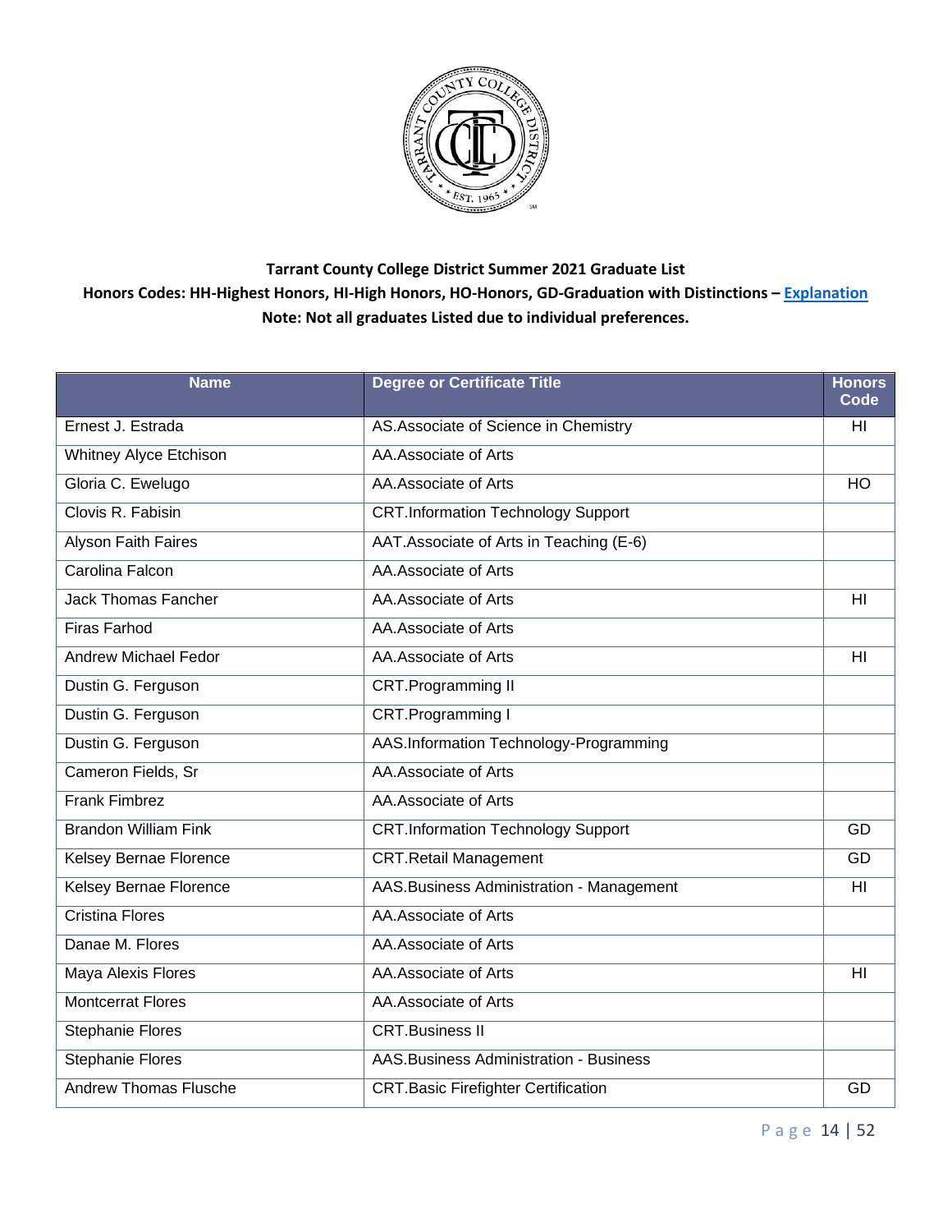**Tarrant County College District Summer 2021 Graduate List**

**Honors Codes: HH-Highest Honors, HI-High Honors, HO-Honors, GD-Graduation with Distinctions – Explanation**

**Note: Not all graduates Listed due to individual preferences.**

| Name | Degree or Certificate Title | Honors Code |
|---|---|---|
| Ernest J. Estrada | AS.Associate of Science in Chemistry | HI |
| Whitney Alyce Etchison | AA.Associate of Arts | |
| Gloria C. Ewelugo | AA.Associate of Arts | HO |
| Clovis R. Fabisin | CRT.Information Technology Support | |
| Alyson Faith Faires | AAT.Associate of Arts in Teaching (E-6) | |
| Carolina Falcon | AA.Associate of Arts | |
| Jack Thomas Fancher | AA.Associate of Arts | HI |
| Firas Farhod | AA.Associate of Arts | |
| Andrew Michael Fedor | AA.Associate of Arts | HI |
| Dustin G. Ferguson | CRT.Programming II | |
| Dustin G. Ferguson | CRT.Programming I | |
| Dustin G. Ferguson | AAS.Information Technology-Programming | |
| Cameron Fields, Sr | AA.Associate of Arts | |
| Frank Fimbrez | AA.Associate of Arts | |
| Brandon William Fink | CRT.Information Technology Support | GD |
| Kelsey Bernae Florence | CRT.Retail Management | GD |
| Kelsey Bernae Florence | AAS.Business Administration - Management | HI |
| Cristina Flores | AA.Associate of Arts | |
| Danae M. Flores | AA.Associate of Arts | |
| Maya Alexis Flores | AA.Associate of Arts | HI |
| Montcerrat Flores | AA.Associate of Arts | |
| Stephanie Flores | CRT.Business II | |
| Stephanie Flores | AAS.Business Administration - Business | |
| Andrew Thomas Flusche | CRT.Basic Firefighter Certification | GD |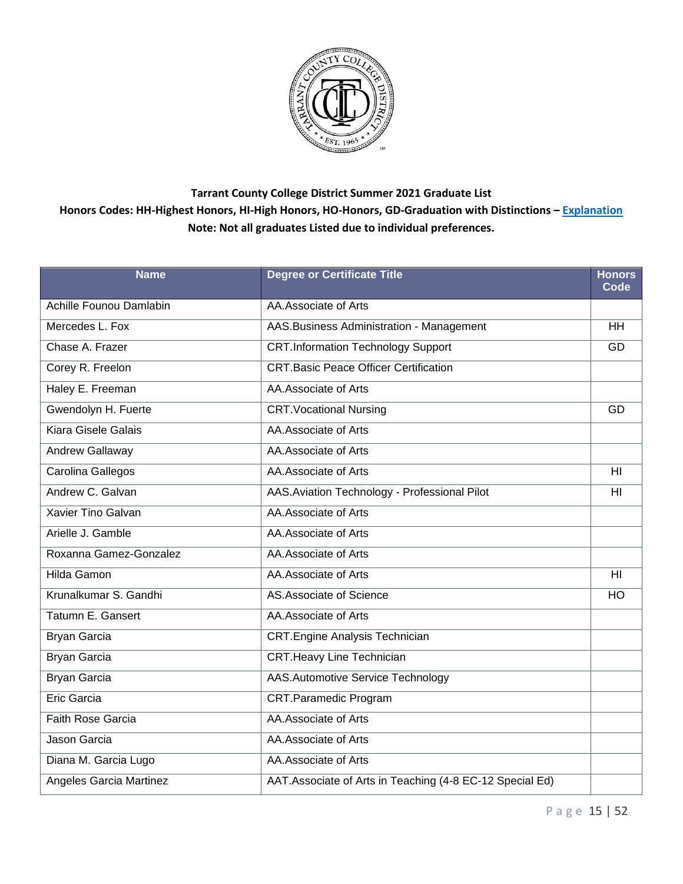**Tarrant County College District Summer 2021 Graduate List**

**Honors Codes: HH-Highest Honors, HI-High Honors, HO-Honors, GD-Graduation with Distinctions – Explanation**

**Note: Not all graduates Listed due to individual preferences.**

| Name | Degree or Certificate Title | Honors Code |
|---|---|---|
| Achille Founou Damlabin | AA.Associate of Arts | |
| Mercedes L. Fox | AAS.Business Administration - Management | HH |
| Chase A. Frazer | CRT.Information Technology Support | GD |
| Corey R. Freelon | CRT.Basic Peace Officer Certification | |
| Haley E. Freeman | AA.Associate of Arts | |
| Gwendolyn H. Fuerte | CRT.Vocational Nursing | GD |
| Kiara Gisele Galais | AA.Associate of Arts | |
| Andrew Gallaway | AA.Associate of Arts | |
| Carolina Gallegos | AA.Associate of Arts | HI |
| Andrew C. Galvan | AAS.Aviation Technology - Professional Pilot | HI |
| Xavier Tino Galvan | AA.Associate of Arts | |
| Arielle J. Gamble | AA.Associate of Arts | |
| Roxanna Gamez-Gonzalez | AA.Associate of Arts | |
| Hilda Gamon | AA.Associate of Arts | HI |
| Krunalkumar S. Gandhi | AS.Associate of Science | HO |
| Tatumn E. Gansert | AA.Associate of Arts | |
| Bryan Garcia | CRT.Engine Analysis Technician | |
| Bryan Garcia | CRT.Heavy Line Technician | |
| Bryan Garcia | AAS.Automotive Service Technology | |
| Eric Garcia | CRT.Paramedic Program | |
| Faith Rose Garcia | AA.Associate of Arts | |
| Jason Garcia | AA.Associate of Arts | |
| Diana M. Garcia Lugo | AA.Associate of Arts | |
| Angeles Garcia Martinez | AAT.Associate of Arts in Teaching (4-8 EC-12 Special Ed) | |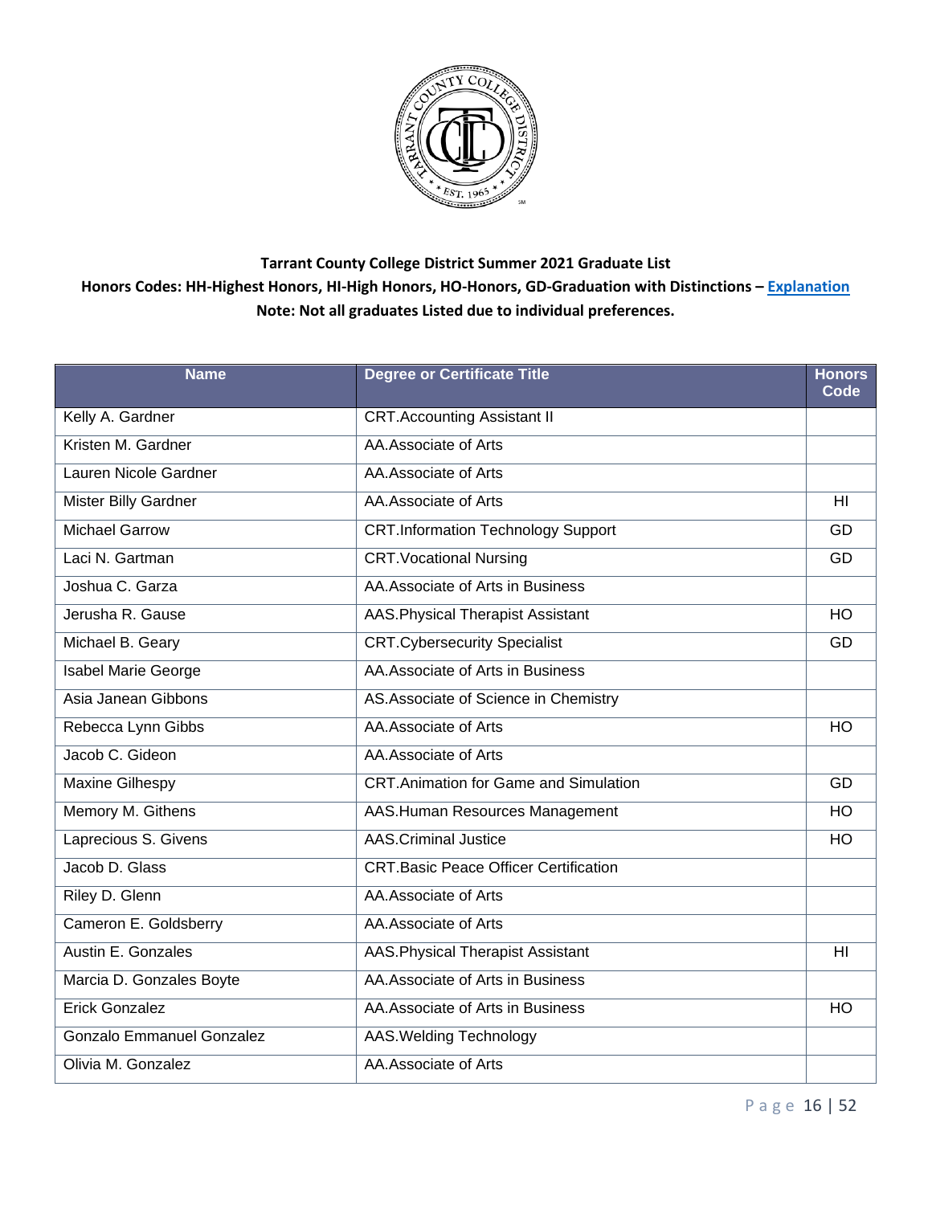**Tarrant County College District Summer 2021 Graduate List**

**Honors Codes: HH-Highest Honors, HI-High Honors, HO-Honors, GD-Graduation with Distinctions – Explanation**

**Note: Not all graduates Listed due to individual preferences.**

| Name | Degree or Certificate Title | Honors Code |
|---|---|---|
| Kelly A. Gardner | CRT.Accounting Assistant II | |
| Kristen M. Gardner | AA.Associate of Arts | |
| Lauren Nicole Gardner | AA.Associate of Arts | |
| Mister Billy Gardner | AA.Associate of Arts | HI |
| Michael Garrow | CRT.Information Technology Support | GD |
| Laci N. Gartman | CRT.Vocational Nursing | GD |
| Joshua C. Garza | AA.Associate of Arts in Business | |
| Jerusha R. Gause | AAS.Physical Therapist Assistant | HO |
| Michael B. Geary | CRT.Cybersecurity Specialist | GD |
| Isabel Marie George | AA.Associate of Arts in Business | |
| Asia Janean Gibbons | AS.Associate of Science in Chemistry | |
| Rebecca Lynn Gibbs | AA.Associate of Arts | HO |
| Jacob C. Gideon | AA.Associate of Arts | |
| Maxine Gilhespy | CRT.Animation for Game and Simulation | GD |
| Memory M. Githens | AAS.Human Resources Management | HO |
| Laprecious S. Givens | AAS.Criminal Justice | HO |
| Jacob D. Glass | CRT.Basic Peace Officer Certification | |
| Riley D. Glenn | AA.Associate of Arts | |
| Cameron E. Goldsberry | AA.Associate of Arts | |
| Austin E. Gonzales | AAS.Physical Therapist Assistant | HI |
| Marcia D. Gonzales Boyte | AA.Associate of Arts in Business | |
| Erick Gonzalez | AA.Associate of Arts in Business | HO |
| Gonzalo Emmanuel Gonzalez | AAS.Welding Technology | |
| Olivia M. Gonzalez | AA.Associate of Arts | |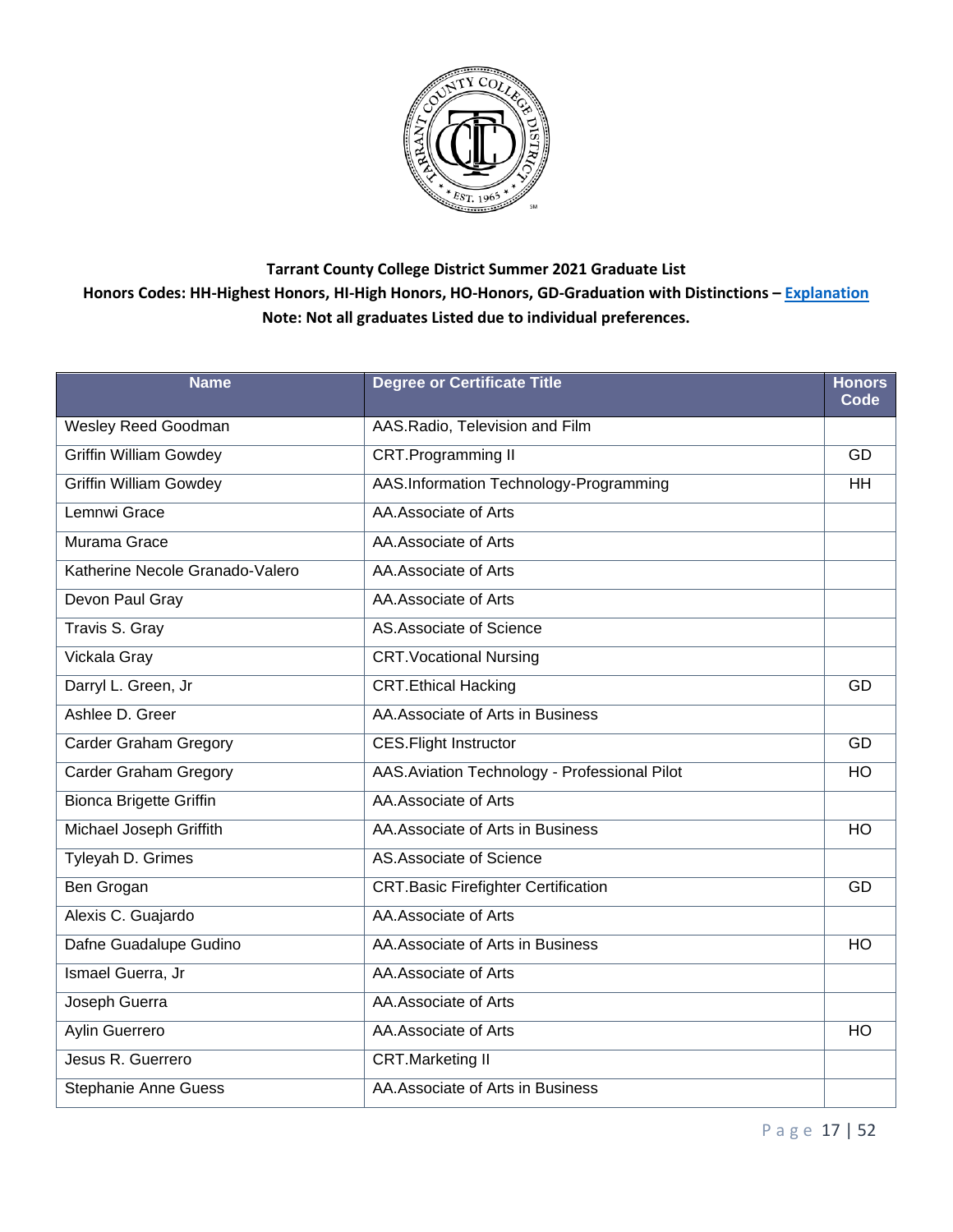**Tarrant County College District Summer 2021 Graduate List**

**Honors Codes: HH-Highest Honors, HI-High Honors, HO-Honors, GD-Graduation with Distinctions – Explanation**

**Note: Not all graduates Listed due to individual preferences.**

| Name | Degree or Certificate Title | Honors Code |
|---|---|---|
| Wesley Reed Goodman | AAS.Radio, Television and Film | |
| Griffin William Gowdey | CRT.Programming II | GD |
| Griffin William Gowdey | AAS.Information Technology-Programming | HH |
| Lemnwi Grace | AA.Associate of Arts | |
| Murama Grace | AA.Associate of Arts | |
| Katherine Necole Granado-Valero | AA.Associate of Arts | |
| Devon Paul Gray | AA.Associate of Arts | |
| Travis S. Gray | AS.Associate of Science | |
| Vickala Gray | CRT.Vocational Nursing | |
| Darryl L. Green, Jr | CRT.Ethical Hacking | GD |
| Ashlee D. Greer | AA.Associate of Arts in Business | |
| Carder Graham Gregory | CES.Flight Instructor | GD |
| Carder Graham Gregory | AAS.Aviation Technology - Professional Pilot | HO |
| Bionca Brigette Griffin | AA.Associate of Arts | |
| Michael Joseph Griffith | AA.Associate of Arts in Business | HO |
| Tyleyah D. Grimes | AS.Associate of Science | |
| Ben Grogan | CRT.Basic Firefighter Certification | GD |
| Alexis C. Guajardo | AA.Associate of Arts | |
| Dafne Guadalupe Gudino | AA.Associate of Arts in Business | HO |
| Ismael Guerra, Jr | AA.Associate of Arts | |
| Joseph Guerra | AA.Associate of Arts | |
| Aylin Guerrero | AA.Associate of Arts | HO |
| Jesus R. Guerrero | CRT.Marketing II | |
| Stephanie Anne Guess | AA.Associate of Arts in Business | |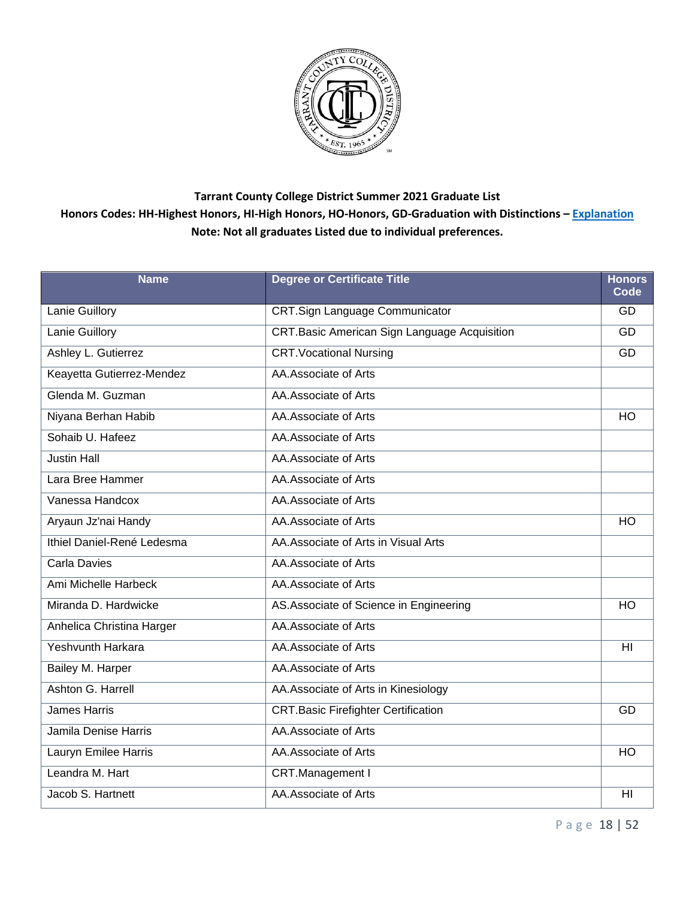**Tarrant County College District Summer 2021 Graduate List**

**Honors Codes: HH-Highest Honors, HI-High Honors, HO-Honors, GD-Graduation with Distinctions – Explanation**

**Note: Not all graduates Listed due to individual preferences.**

| Name | Degree or Certificate Title | Honors Code |
|---|---|---|
| Lanie Guillory | CRT.Sign Language Communicator | GD |
| Lanie Guillory | CRT.Basic American Sign Language Acquisition | GD |
| Ashley L. Gutierrez | CRT.Vocational Nursing | GD |
| Keayetta Gutierrez-Mendez | AA.Associate of Arts | |
| Glenda M. Guzman | AA.Associate of Arts | |
| Niyana Berhan Habib | AA.Associate of Arts | HO |
| Sohaib U. Hafeez | AA.Associate of Arts | |
| Justin Hall | AA.Associate of Arts | |
| Lara Bree Hammer | AA.Associate of Arts | |
| Vanessa Handcox | AA.Associate of Arts | |
| Aryaun Jz'nai Handy | AA.Associate of Arts | HO |
| Ithiel Daniel-René Ledesma | AA.Associate of Arts in Visual Arts | |
| Carla Davies | AA.Associate of Arts | |
| Ami Michelle Harbeck | AA.Associate of Arts | |
| Miranda D. Hardwicke | AS.Associate of Science in Engineering | HO |
| Anhelica Christina Harger | AA.Associate of Arts | |
| Yeshvunth Harkara | AA.Associate of Arts | HI |
| Bailey M. Harper | AA.Associate of Arts | |
| Ashton G. Harrell | AA.Associate of Arts in Kinesiology | |
| James Harris | CRT.Basic Firefighter Certification | GD |
| Jamila Denise Harris | AA.Associate of Arts | |
| Lauryn Emilee Harris | AA.Associate of Arts | HO |
| Leandra M. Hart | CRT.Management I | |
| Jacob S. Hartnett | AA.Associate of Arts | HI |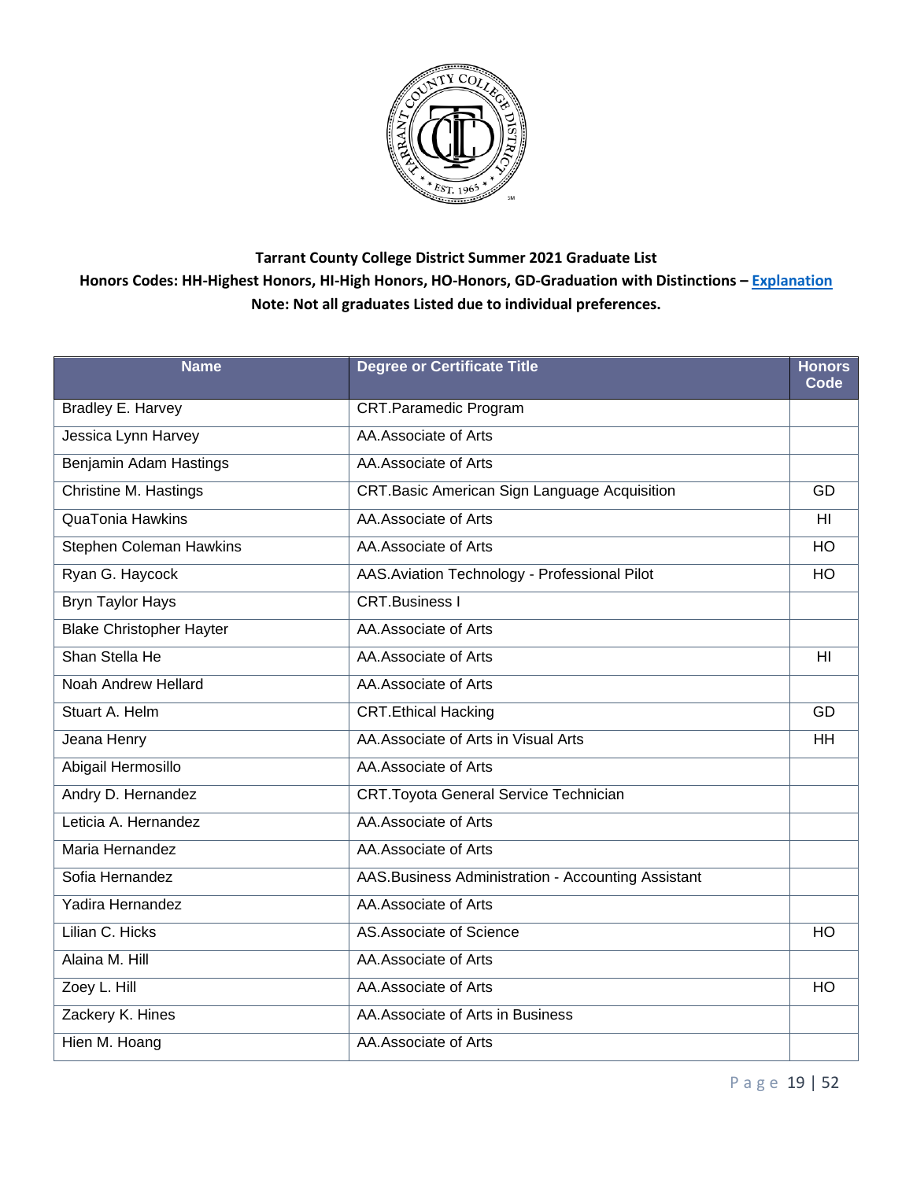**Tarrant County College District Summer 2021 Graduate List**

**Honors Codes: HH-Highest Honors, HI-High Honors, HO-Honors, GD-Graduation with Distinctions – [Explanation](#)**

**Note: Not all graduates Listed due to individual preferences.**

| Name | Degree or Certificate Title | Honors Code |
|---|---|---|
| Bradley E. Harvey | CRT.Paramedic Program | |
| Jessica Lynn Harvey | AA.Associate of Arts | |
| Benjamin Adam Hastings | AA.Associate of Arts | |
| Christine M. Hastings | CRT.Basic American Sign Language Acquisition | GD |
| QuaTonia Hawkins | AA.Associate of Arts | HI |
| Stephen Coleman Hawkins | AA.Associate of Arts | HO |
| Ryan G. Haycock | AAS.Aviation Technology - Professional Pilot | HO |
| Bryn Taylor Hays | CRT.Business I | |
| Blake Christopher Hayter | AA.Associate of Arts | |
| Shan Stella He | AA.Associate of Arts | HI |
| Noah Andrew Hellard | AA.Associate of Arts | |
| Stuart A. Helm | CRT.Ethical Hacking | GD |
| Jeana Henry | AA.Associate of Arts in Visual Arts | HH |
| Abigail Hermosillo | AA.Associate of Arts | |
| Andry D. Hernandez | CRT.Toyota General Service Technician | |
| Leticia A. Hernandez | AA.Associate of Arts | |
| Maria Hernandez | AA.Associate of Arts | |
| Sofia Hernandez | AAS.Business Administration - Accounting Assistant | |
| Yadira Hernandez | AA.Associate of Arts | |
| Lilian C. Hicks | AS.Associate of Science | HO |
| Alaina M. Hill | AA.Associate of Arts | |
| Zoey L. Hill | AA.Associate of Arts | HO |
| Zackery K. Hines | AA.Associate of Arts in Business | |
| Hien M. Hoang | AA.Associate of Arts | |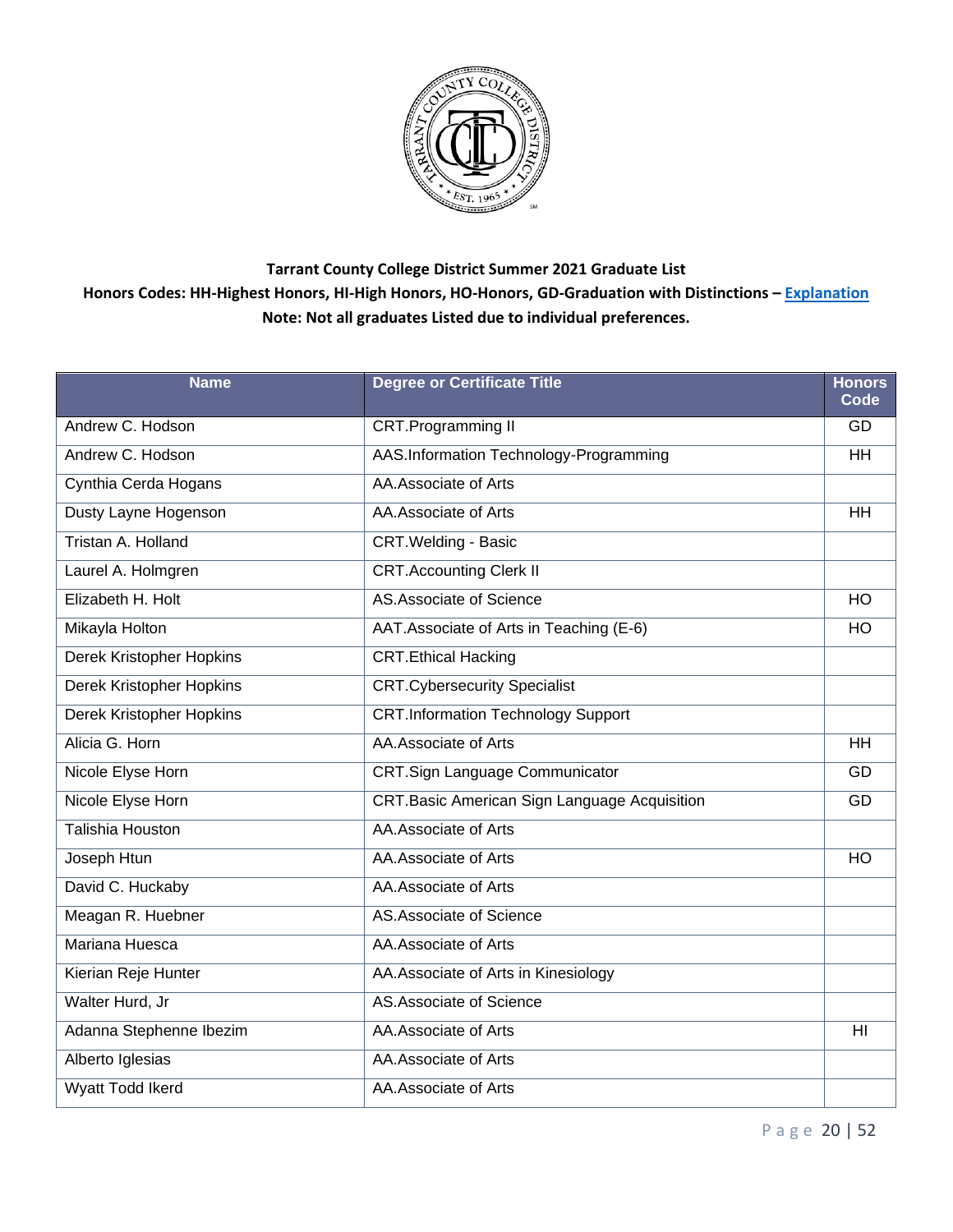**Tarrant County College District Summer 2021 Graduate List**

**Honors Codes: HH-Highest Honors, HI-High Honors, HO-Honors, GD-Graduation with Distinctions – Explanation**

**Note: Not all graduates Listed due to individual preferences.**

| Name | Degree or Certificate Title | Honors Code |
|---|---|---|
| Andrew C. Hodson | CRT.Programming II | GD |
| Andrew C. Hodson | AAS.Information Technology-Programming | HH |
| Cynthia Cerda Hogans | AA.Associate of Arts | |
| Dusty Layne Hogenson | AA.Associate of Arts | HH |
| Tristan A. Holland | CRT.Welding - Basic | |
| Laurel A. Holmgren | CRT.Accounting Clerk II | |
| Elizabeth H. Holt | AS.Associate of Science | HO |
| Mikayla Holton | AAT.Associate of Arts in Teaching (E-6) | HO |
| Derek Kristopher Hopkins | CRT.Ethical Hacking | |
| Derek Kristopher Hopkins | CRT.Cybersecurity Specialist | |
| Derek Kristopher Hopkins | CRT.Information Technology Support | |
| Alicia G. Horn | AA.Associate of Arts | HH |
| Nicole Elyse Horn | CRT.Sign Language Communicator | GD |
| Nicole Elyse Horn | CRT.Basic American Sign Language Acquisition | GD |
| Talishia Houston | AA.Associate of Arts | |
| Joseph Htun | AA.Associate of Arts | HO |
| David C. Huckaby | AA.Associate of Arts | |
| Meagan R. Huebner | AS.Associate of Science | |
| Mariana Huesca | AA.Associate of Arts | |
| Kierian Reje Hunter | AA.Associate of Arts in Kinesiology | |
| Walter Hurd, Jr | AS.Associate of Science | |
| Adanna Stephene Ibezim | AA.Associate of Arts | HI |
| Alberto Iglesias | AA.Associate of Arts | |
| Wyatt Todd Ikerd | AA.Associate of Arts | |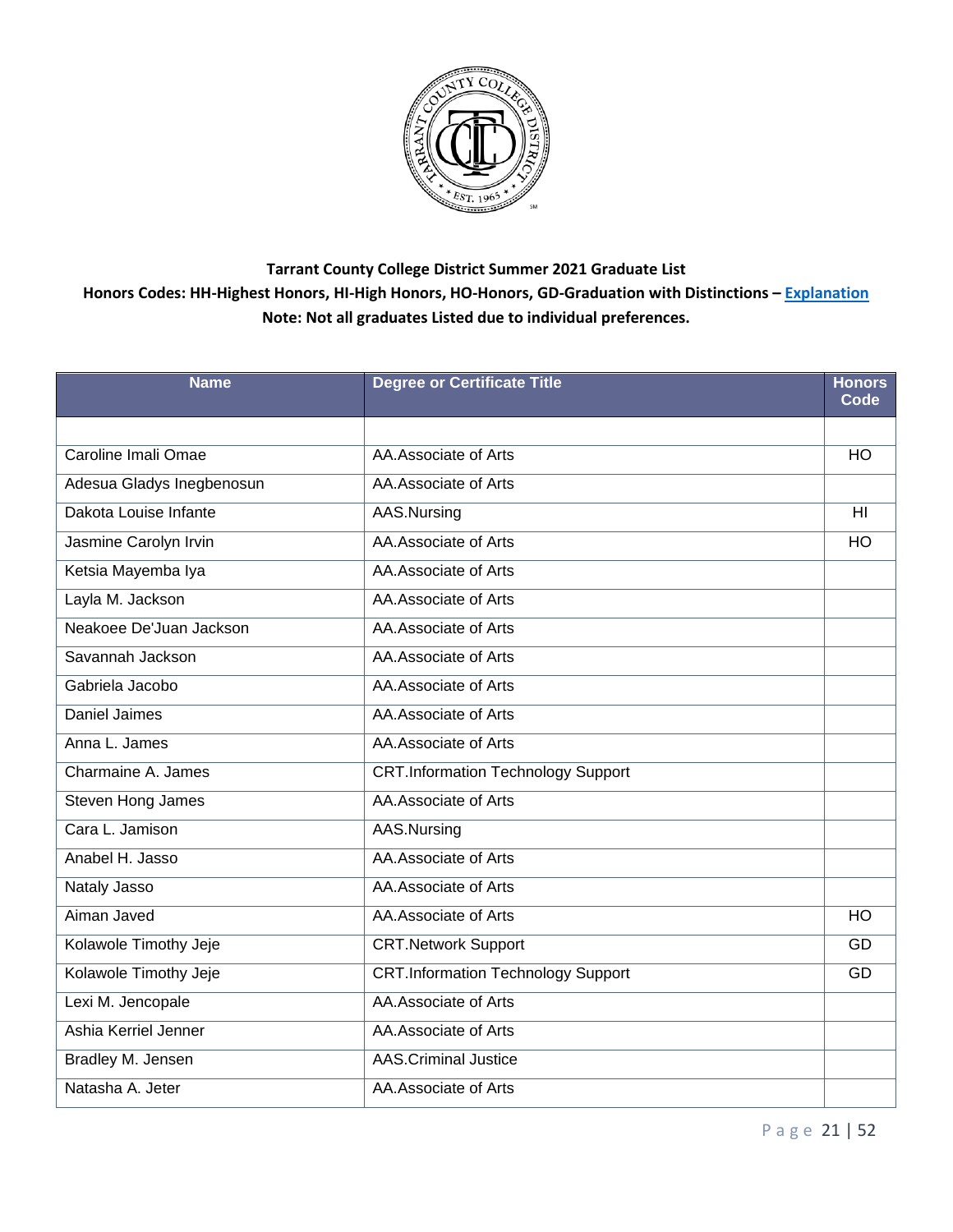**Tarrant County College District Summer 2021 Graduate List**

**Honors Codes: HH-Highest Honors, HI-High Honors, HO-Honors, GD-Graduation with Distinctions – Explanation**

**Note: Not all graduates Listed due to individual preferences.**

| Name | Degree or Certificate Title | Honors Code |
|---|---|---|
| | | |
| Caroline Imali Omae | AA.Associate of Arts | HO |
| Adesua Gladys Inegbenosun | AA.Associate of Arts | |
| Dakota Louise Infante | AAS.Nursing | HI |
| Jasmine Carolyn Irvin | AA.Associate of Arts | HO |
| Ketsia Mayemba Iya | AA.Associate of Arts | |
| Layla M. Jackson | AA.Associate of Arts | |
| Neakoee De'Juan Jackson | AA.Associate of Arts | |
| Savannah Jackson | AA.Associate of Arts | |
| Gabriela Jacobo | AA.Associate of Arts | |
| Daniel Jaimes | AA.Associate of Arts | |
| Anna L. James | AA.Associate of Arts | |
| Charmaine A. James | CRT.Information Technology Support | |
| Steven Hong James | AA.Associate of Arts | |
| Cara L. Jamison | AAS.Nursing | |
| Anabel H. Jasso | AA.Associate of Arts | |
| Nataly Jasso | AA.Associate of Arts | |
| Aiman Javed | AA.Associate of Arts | HO |
| Kolawole Timothy Jeje | CRT.Network Support | GD |
| Kolawole Timothy Jeje | CRT.Information Technology Support | GD |
| Lexi M. Jencopale | AA.Associate of Arts | |
| Ashia Kerriel Jenner | AA.Associate of Arts | |
| Bradley M. Jensen | AAS.Criminal Justice | |
| Natasha A. Jeter | AA.Associate of Arts | |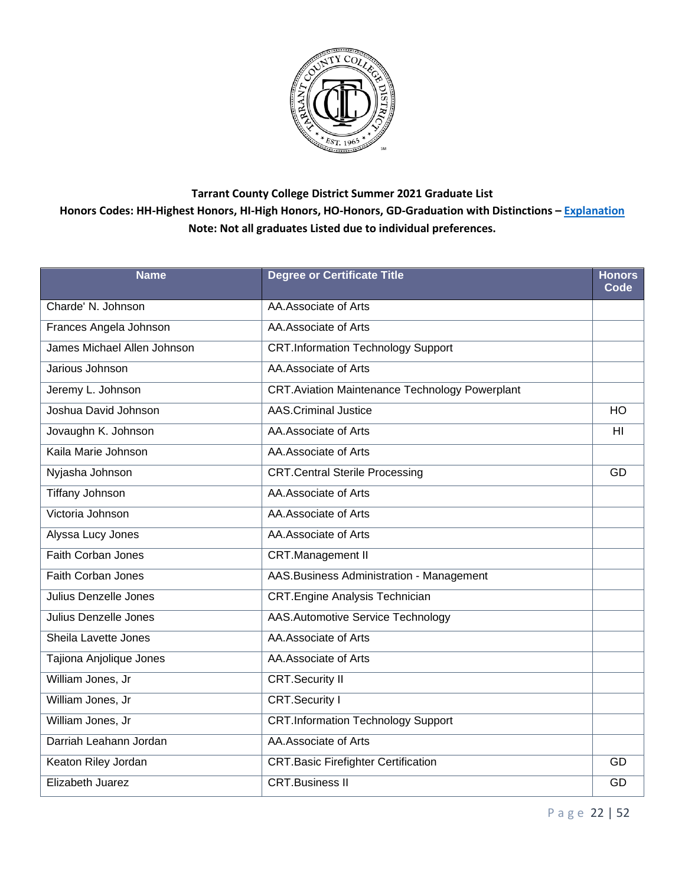**Tarrant County College District Summer 2021 Graduate List**

**Honors Codes: HH-Highest Honors, HI-High Honors, HO-Honors, GD-Graduation with Distinctions – Explanation**

**Note: Not all graduates Listed due to individual preferences.**

| Name | Degree or Certificate Title | Honors Code |
|---|---|---|
| Charde' N. Johnson | AA.Associate of Arts | |
| Frances Angela Johnson | AA.Associate of Arts | |
| James Michael Allen Johnson | CRT.Information Technology Support | |
| Jarious Johnson | AA.Associate of Arts | |
| Jeremy L. Johnson | CRT.Aviation Maintenance Technology Powerplant | |
| Joshua David Johnson | AAS.Criminal Justice | HO |
| Jovaughn K. Johnson | AA.Associate of Arts | HI |
| Kaila Marie Johnson | AA.Associate of Arts | |
| Nyjasha Johnson | CRT.Central Sterile Processing | GD |
| Tiffany Johnson | AA.Associate of Arts | |
| Victoria Johnson | AA.Associate of Arts | |
| Alyssa Lucy Jones | AA.Associate of Arts | |
| Faith Corban Jones | CRT.Management II | |
| Faith Corban Jones | AAS.Business Administration - Management | |
| Julius Denzelle Jones | CRT.Engine Analysis Technician | |
| Julius Denzelle Jones | AAS.Automotive Service Technology | |
| Sheila Lavette Jones | AA.Associate of Arts | |
| Tajiona Anjolique Jones | AA.Associate of Arts | |
| William Jones, Jr | CRT.Security II | |
| William Jones, Jr | CRT.Security I | |
| William Jones, Jr | CRT.Information Technology Support | |
| Darriah Leahann Jordan | AA.Associate of Arts | |
| Keaton Riley Jordan | CRT.Basic Firefighter Certification | GD |
| Elizabeth Juarez | CRT.Business II | GD |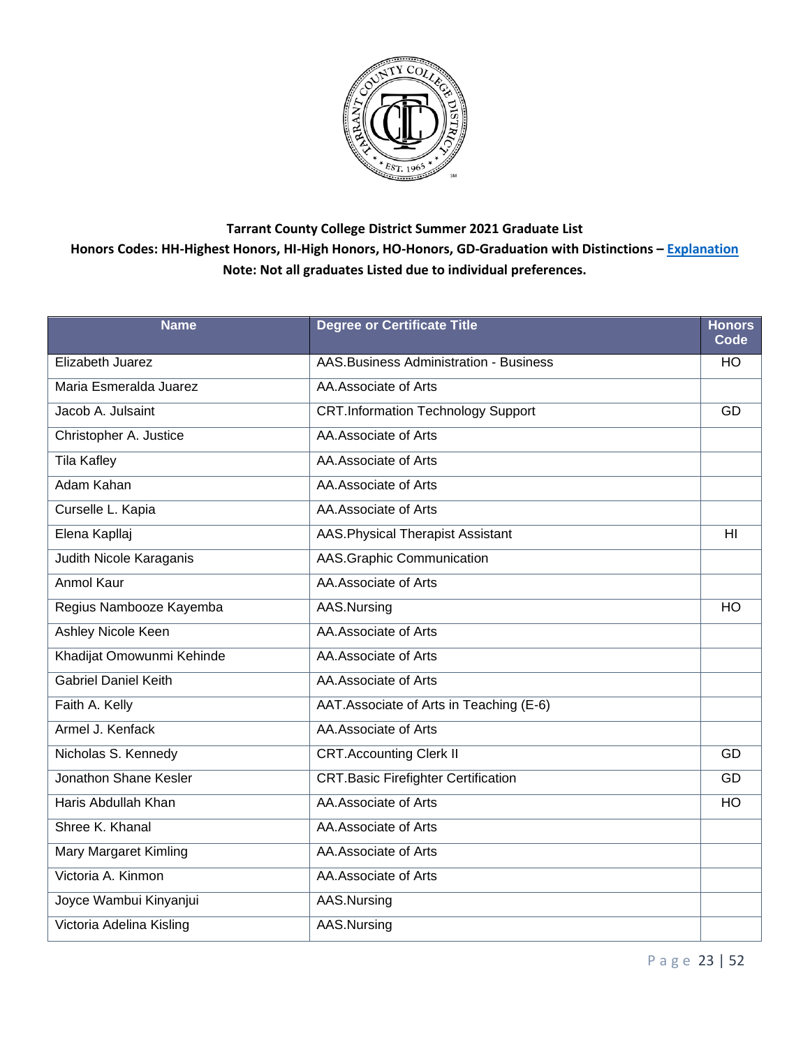**Tarrant County College District Summer 2021 Graduate List**

**Honors Codes: HH-Highest Honors, HI-High Honors, HO-Honors, GD-Graduation with Distinctions – Explanation**

**Note: Not all graduates Listed due to individual preferences.**

| Name | Degree or Certificate Title | Honors Code |
|---|---|---|
| Elizabeth Juarez | AAS.Business Administration - Business | HO |
| Maria Esmeralda Juarez | AA.Associate of Arts | |
| Jacob A. Julsaint | CRT.Information Technology Support | GD |
| Christopher A. Justice | AA.Associate of Arts | |
| Tila Kafley | AA.Associate of Arts | |
| Adam Kahan | AA.Associate of Arts | |
| Curselle L. Kapia | AA.Associate of Arts | |
| Elena Kapllaj | AAS.Physical Therapist Assistant | HI |
| Judith Nicole Karaganis | AAS.Graphic Communication | |
| Anmol Kaur | AA.Associate of Arts | |
| Regius Nambooze Kayemba | AAS.Nursing | HO |
| Ashley Nicole Keen | AA.Associate of Arts | |
| Khadijat Omowunmi Kehinde | AA.Associate of Arts | |
| Gabriel Daniel Keith | AA.Associate of Arts | |
| Faith A. Kelly | AAT.Associate of Arts in Teaching (E-6) | |
| Armel J. Kenfack | AA.Associate of Arts | |
| Nicholas S. Kennedy | CRT.Accounting Clerk II | GD |
| Jonathon Shane Kesler | CRT.Basic Firefighter Certification | GD |
| Haris Abdullah Khan | AA.Associate of Arts | HO |
| Shree K. Khanal | AA.Associate of Arts | |
| Mary Margaret Kimling | AA.Associate of Arts | |
| Victoria A. Kinmon | AA.Associate of Arts | |
| Joyce Wambui Kinyanjui | AAS.Nursing | |
| Victoria Adelina Kisling | AAS.Nursing | |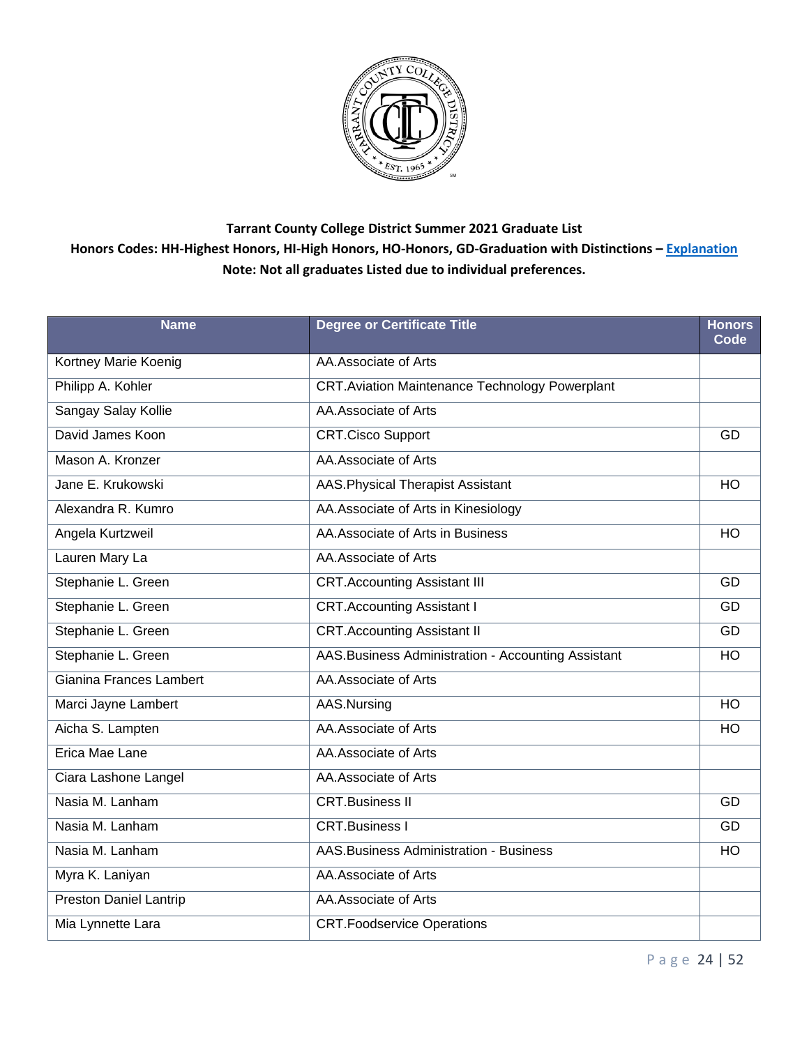**Tarrant County College District Summer 2021 Graduate List**

**Honors Codes: HH-Highest Honors, HI-High Honors, HO-Honors, GD-Graduation with Distinctions – Explanation**

**Note: Not all graduates Listed due to individual preferences.**

| Name | Degree or Certificate Title | Honors Code |
|---|---|---|
| Kortney Marie Koenig | AA.Associate of Arts | |
| Philipp A. Kohler | CRT.Aviation Maintenance Technology Powerplant | |
| Sangay Salay Kollie | AA.Associate of Arts | |
| David James Koon | CRT.Cisco Support | GD |
| Mason A. Kronzer | AA.Associate of Arts | |
| Jane E. Krukowski | AAS.Physical Therapist Assistant | HO |
| Alexandra R. Kumro | AA.Associate of Arts in Kinesiology | |
| Angela Kurtzweil | AA.Associate of Arts in Business | HO |
| Lauren Mary La | AA.Associate of Arts | |
| Stephanie L. Green | CRT.Accounting Assistant III | GD |
| Stephanie L. Green | CRT.Accounting Assistant I | GD |
| Stephanie L. Green | CRT.Accounting Assistant II | GD |
| Stephanie L. Green | AAS.Business Administration - Accounting Assistant | HO |
| Gianina Frances Lambert | AA.Associate of Arts | |
| Marci Jayne Lambert | AAS.Nursing | HO |
| Aicha S. Lampten | AA.Associate of Arts | HO |
| Erica Mae Lane | AA.Associate of Arts | |
| Ciara Lashone Langel | AA.Associate of Arts | |
| Nasia M. Lanham | CRT.Business II | GD |
| Nasia M. Lanham | CRT.Business I | GD |
| Nasia M. Lanham | AAS.Business Administration - Business | HO |
| Myra K. Laniyan | AA.Associate of Arts | |
| Preston Daniel Lantrip | AA.Associate of Arts | |
| Mia Lynnette Lara | CRT.Foodservice Operations | |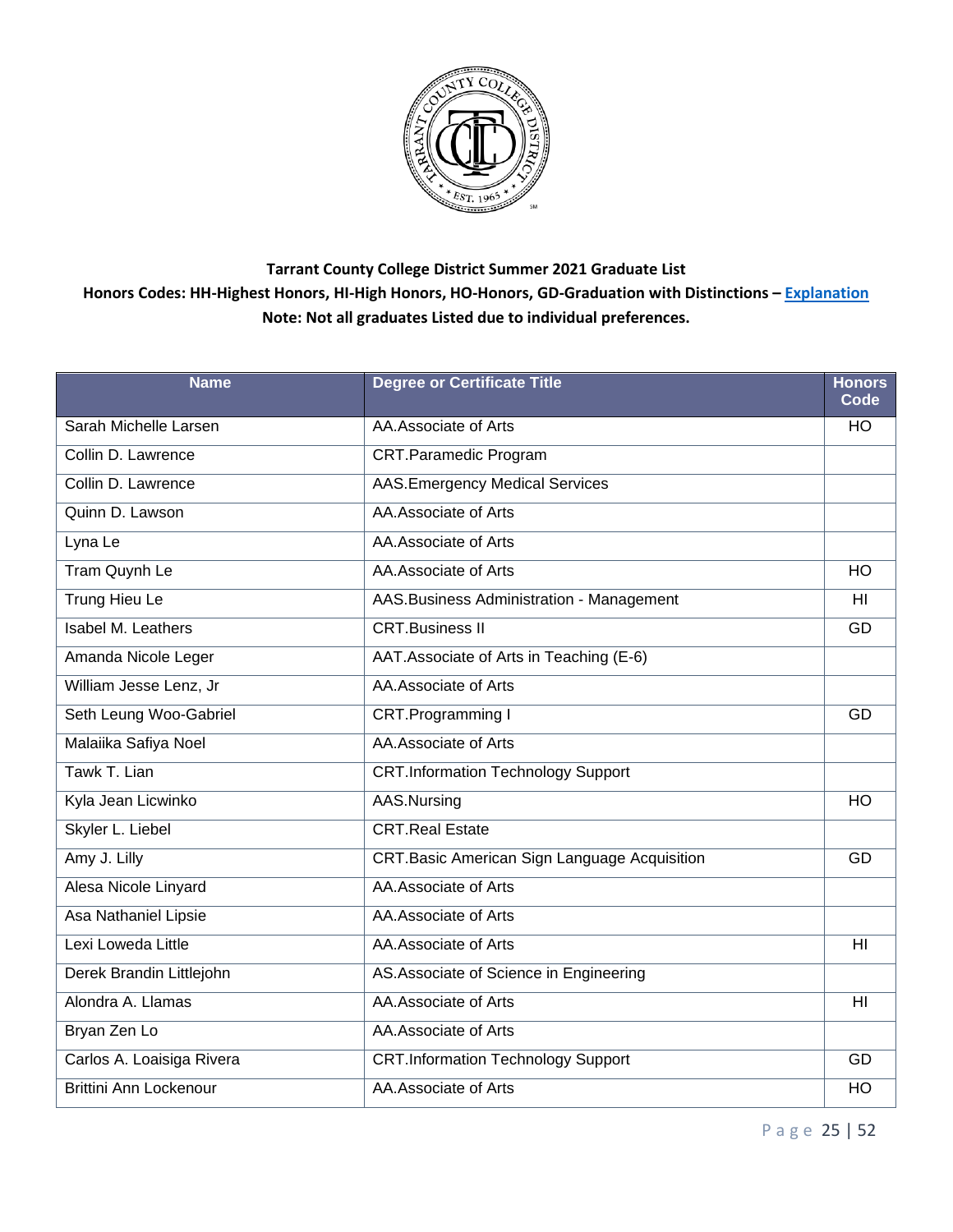**Tarrant County College District Summer 2021 Graduate List**

**Honors Codes: HH-Highest Honors, HI-High Honors, HO-Honors, GD-Graduation with Distinctions – Explanation**

**Note: Not all graduates Listed due to individual preferences.**

| Name | Degree or Certificate Title | Honors Code |
|---|---|---|
| Sarah Michelle Larsen | AA.Associate of Arts | HO |
| Collin D. Lawrence | CRT.Paramedic Program | |
| Collin D. Lawrence | AAS.Emergency Medical Services | |
| Quinn D. Lawson | AA.Associate of Arts | |
| Lyna Le | AA.Associate of Arts | |
| Tram Quynh Le | AA.Associate of Arts | HO |
| Trung Hieu Le | AAS.Business Administration - Management | HI |
| Isabel M. Leathers | CRT.Business II | GD |
| Amanda Nicole Leger | AAT.Associate of Arts in Teaching (E-6) | |
| William Jesse Lenz, Jr | AA.Associate of Arts | |
| Seth Leung Woo-Gabriel | CRT.Programming I | GD |
| Malaiika Safiya Noel | AA.Associate of Arts | |
| Tawk T. Lian | CRT.Information Technology Support | |
| Kyla Jean Licwinko | AAS.Nursing | HO |
| Skyler L. Liebel | CRT.Real Estate | |
| Amy J. Lilly | CRT.Basic American Sign Language Acquisition | GD |
| Alesa Nicole Linyard | AA.Associate of Arts | |
| Asa Nathaniel Lipsie | AA.Associate of Arts | |
| Lexi Loweda Little | AA.Associate of Arts | HI |
| Derek Brandin Littlejohn | AS.Associate of Science in Engineering | |
| Alondra A. Llamas | AA.Associate of Arts | HI |
| Bryan Zen Lo | AA.Associate of Arts | |
| Carlos A. Loaisiga Rivera | CRT.Information Technology Support | GD |
| Brittini Ann Lockenour | AA.Associate of Arts | HO |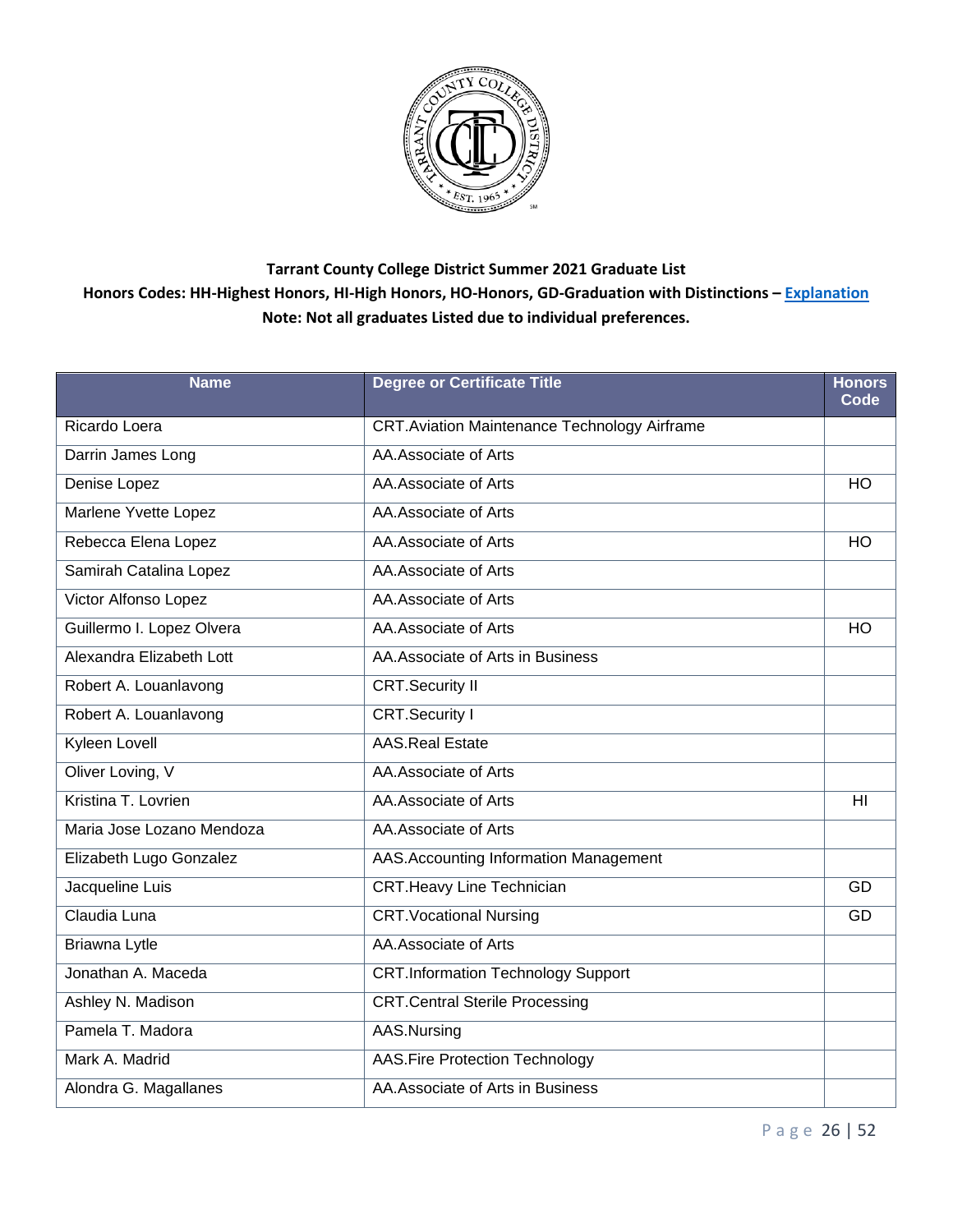**Tarrant County College District Summer 2021 Graduate List**

**Honors Codes: HH-Highest Honors, HI-High Honors, HO-Honors, GD-Graduation with Distinctions – [Explanation](Explanation)**

**Note: Not all graduates Listed due to individual preferences.**

| Name | Degree or Certificate Title | Honors Code |
|---|---|---|
| Ricardo Loera | CRT.Aviation Maintenance Technology Airframe | |
| Darrin James Long | AA.Associate of Arts | |
| Denise Lopez | AA.Associate of Arts | HO |
| Marlene Yvette Lopez | AA.Associate of Arts | |
| Rebecca Elena Lopez | AA.Associate of Arts | HO |
| Samirah Catalina Lopez | AA.Associate of Arts | |
| Victor Alfonso Lopez | AA.Associate of Arts | |
| Guillermo I. Lopez Olvera | AA.Associate of Arts | HO |
| Alexandra Elizabeth Lott | AA.Associate of Arts in Business | |
| Robert A. Louanlavong | CRT.Security II | |
| Robert A. Louanlavong | CRT.Security I | |
| Kyleen Lovell | AAS.Real Estate | |
| Oliver Loving, V | AA.Associate of Arts | |
| Kristina T. Lovrien | AA.Associate of Arts | HI |
| Maria Jose Lozano Mendoza | AA.Associate of Arts | |
| Elizabeth Lugo Gonzalez | AAS.Accounting Information Management | |
| Jacqueline Luis | CRT.Heavy Line Technician | GD |
| Claudia Luna | CRT.Vocational Nursing | GD |
| Briawna Lytle | AA.Associate of Arts | |
| Jonathan A. Maceda | CRT.Information Technology Support | |
| Ashley N. Madison | CRT.Central Sterile Processing | |
| Pamela T. Madora | AAS.Nursing | |
| Mark A. Madrid | AAS.Fire Protection Technology | |
| Alondra G. Magallanes | AA.Associate of Arts in Business | |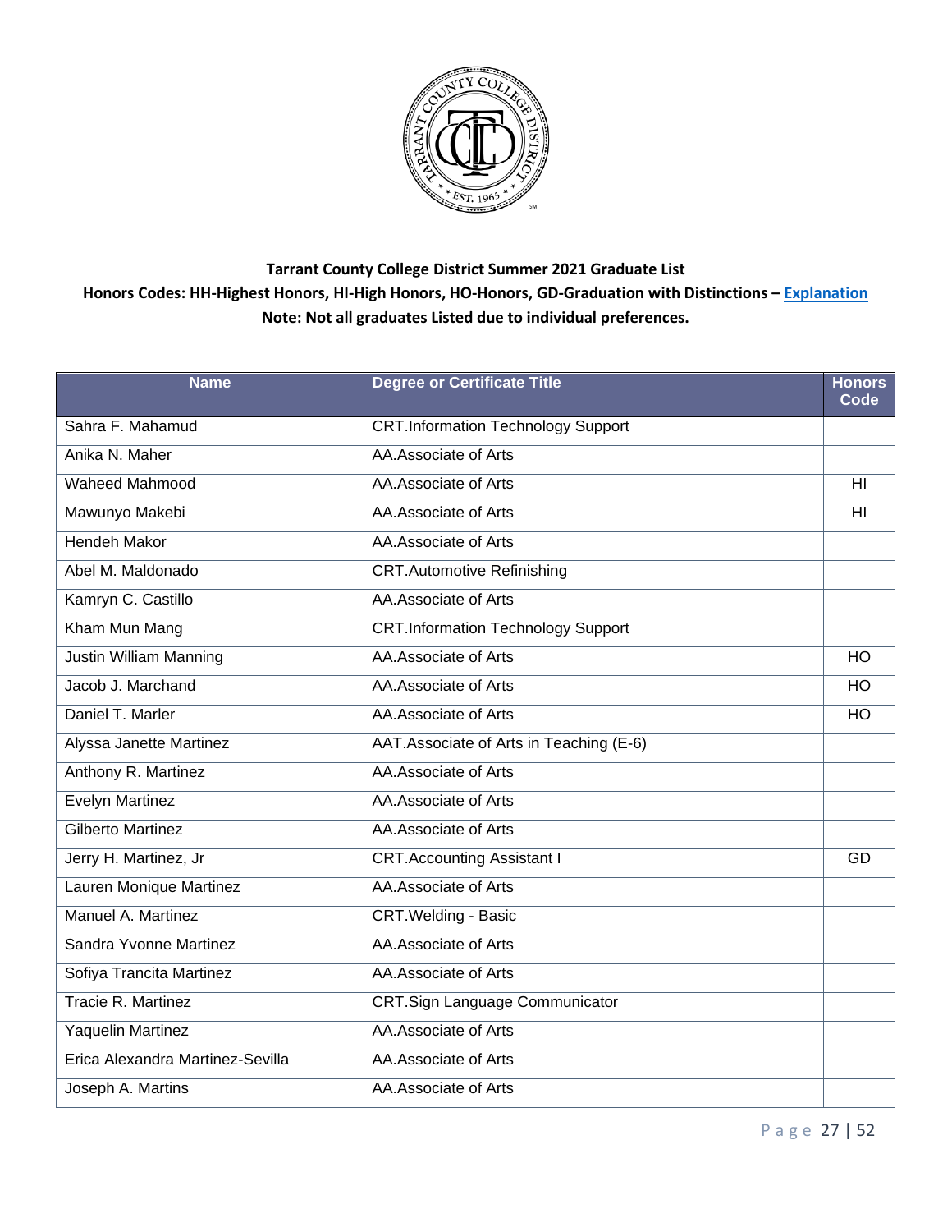**Tarrant County College District Summer 2021 Graduate List**

**Honors Codes: HH-Highest Honors, HI-High Honors, HO-Honors, GD-Graduation with Distinctions – Explanation**

**Note: Not all graduates Listed due to individual preferences.**

| Name | Degree or Certificate Title | Honors Code |
|---|---|---|
| Sahra F. Mahamud | CRT.Information Technology Support | |
| Anika N. Maher | AA.Associate of Arts | |
| Waheed Mahmood | AA.Associate of Arts | HI |
| Mawunyo Makebi | AA.Associate of Arts | HI |
| Hendeh Makor | AA.Associate of Arts | |
| Abel M. Maldonado | CRT.Automotive Refinishing | |
| Kamryn C. Castillo | AA.Associate of Arts | |
| Kham Mun Mang | CRT.Information Technology Support | |
| Justin William Manning | AA.Associate of Arts | HO |
| Jacob J. Marchand | AA.Associate of Arts | HO |
| Daniel T. Marler | AA.Associate of Arts | HO |
| Alyssa Janette Martinez | AAT.Associate of Arts in Teaching (E-6) | |
| Anthony R. Martinez | AA.Associate of Arts | |
| Evelyn Martinez | AA.Associate of Arts | |
| Gilberto Martinez | AA.Associate of Arts | |
| Jerry H. Martinez, Jr | CRT.Accounting Assistant I | GD |
| Lauren Monique Martinez | AA.Associate of Arts | |
| Manuel A. Martinez | CRT.Welding - Basic | |
| Sandra Yvonne Martinez | AA.Associate of Arts | |
| Sofiya Trancita Martinez | AA.Associate of Arts | |
| Tracie R. Martinez | CRT.Sign Language Communicator | |
| Yaquelin Martinez | AA.Associate of Arts | |
| Erica Alexandra Martinez-Sevilla | AA.Associate of Arts | |
| Joseph A. Martins | AA.Associate of Arts | |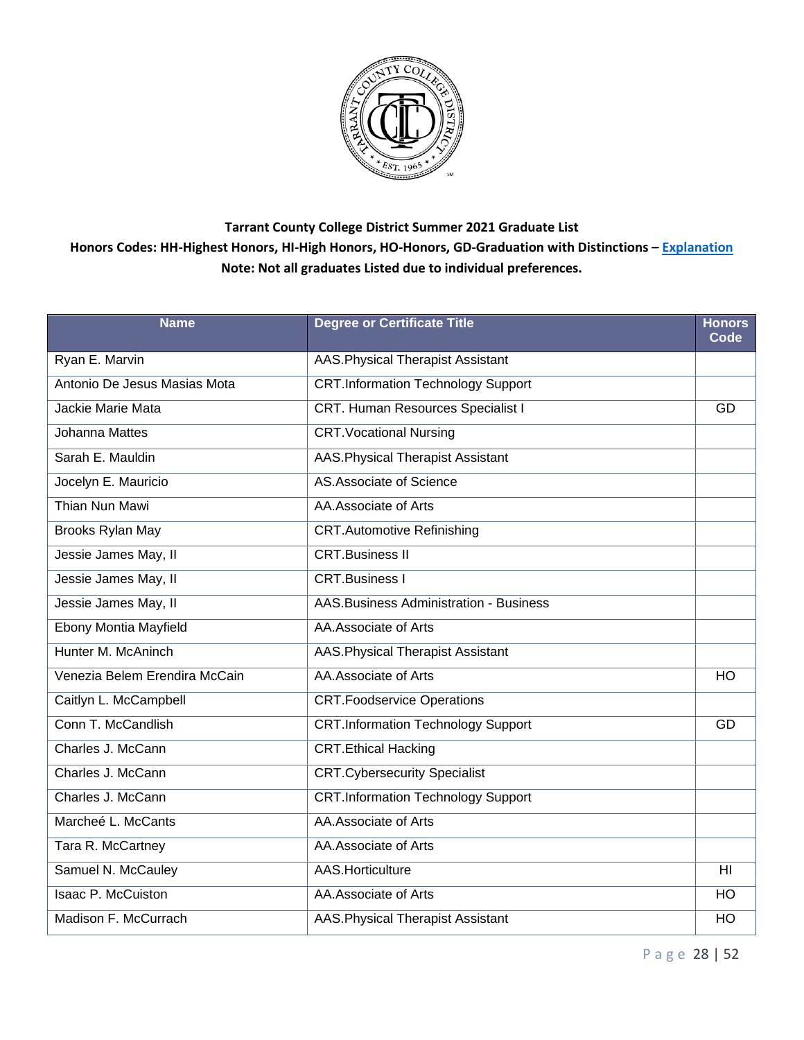**Tarrant County College District Summer 2021 Graduate List**

**Honors Codes: HH-Highest Honors, HI-High Honors, HO-Honors, GD-Graduation with Distinctions – Explanation**

**Note: Not all graduates Listed due to individual preferences.**

| Name | Degree or Certificate Title | Honors Code |
|---|---|---|
| Ryan E. Marvin | AAS.Physical Therapist Assistant | |
| Antonio De Jesus Masias Mota | CRT.Information Technology Support | |
| Jackie Marie Mata | CRT. Human Resources Specialist I | GD |
| Johanna Mattes | CRT.Vocational Nursing | |
| Sarah E. Mauldin | AAS.Physical Therapist Assistant | |
| Jocelyn E. Mauricio | AS.Associate of Science | |
| Thian Nun Mawi | AA.Associate of Arts | |
| Brooks Rylan May | CRT.Automotive Refinishing | |
| Jessie James May, II | CRT.Business II | |
| Jessie James May, II | CRT.Business I | |
| Jessie James May, II | AAS.Business Administration - Business | |
| Ebony Montia Mayfield | AA.Associate of Arts | |
| Hunter M. McAninch | AAS.Physical Therapist Assistant | |
| Venezia Belem Erendira McCain | AA.Associate of Arts | HO |
| Caitlyn L. McCampbell | CRT.Foodservice Operations | |
| Conn T. McCandlish | CRT.Information Technology Support | GD |
| Charles J. McCann | CRT.Ethical Hacking | |
| Charles J. McCann | CRT.Cybersecurity Specialist | |
| Charles J. McCann | CRT.Information Technology Support | |
| Marcheé L. McCants | AA.Associate of Arts | |
| Tara R. McCartney | AA.Associate of Arts | |
| Samuel N. McCauley | AAS.Horticulture | HI |
| Isaac P. McCuiston | AA.Associate of Arts | HO |
| Madison F. McCurrach | AAS.Physical Therapist Assistant | HO |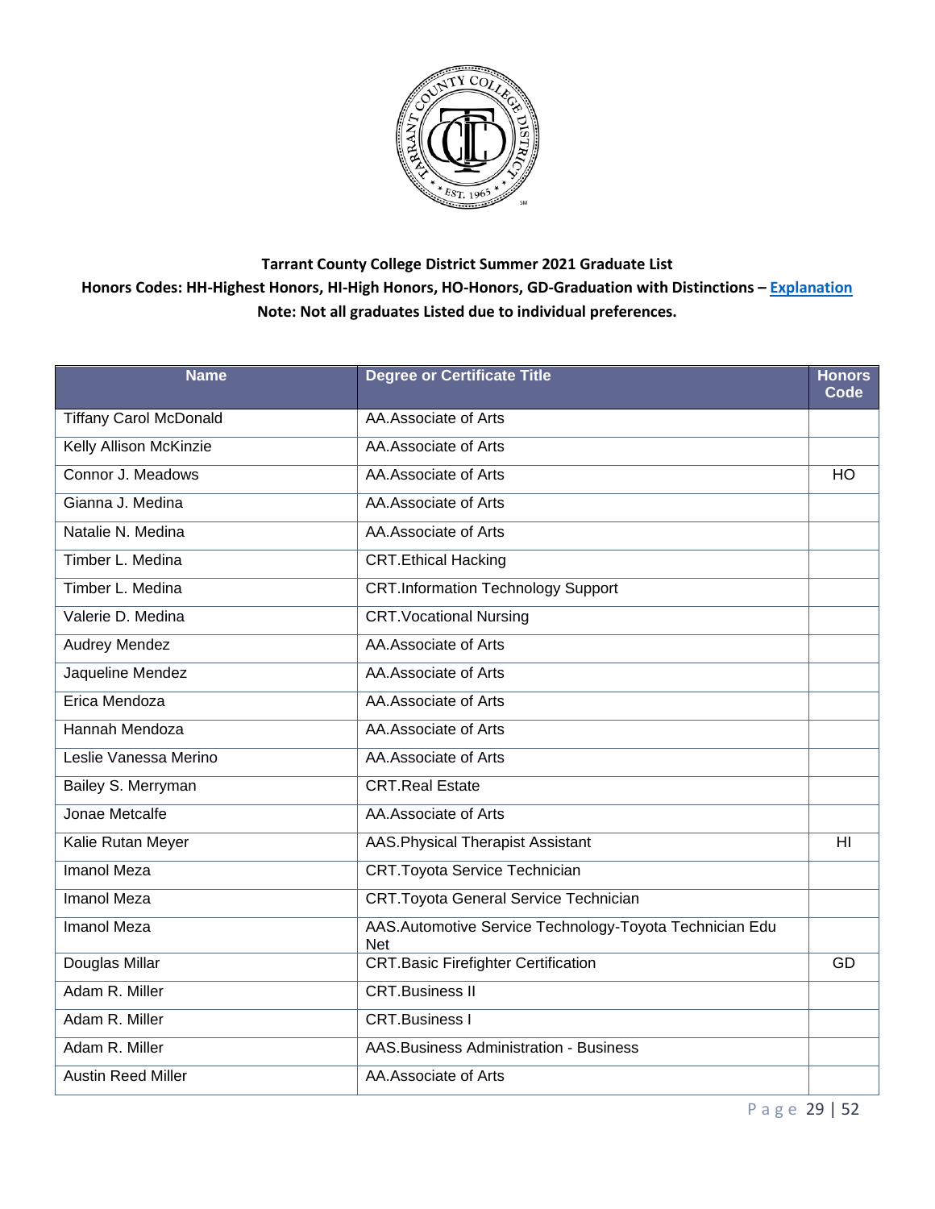**Tarrant County College District Summer 2021 Graduate List**

**Honors Codes: HH-Highest Honors, HI-High Honors, HO-Honors, GD-Graduation with Distinctions – Explanation**

**Note: Not all graduates Listed due to individual preferences.**

| Name | Degree or Certificate Title | Honors Code |
|---|---|---|
| Tiffany Carol McDonald | AA.Associate of Arts | |
| Kelly Allison McKinzie | AA.Associate of Arts | |
| Connor J. Meadows | AA.Associate of Arts | HO |
| Gianna J. Medina | AA.Associate of Arts | |
| Natalie N. Medina | AA.Associate of Arts | |
| Timber L. Medina | CRT.Ethical Hacking | |
| Timber L. Medina | CRT.Information Technology Support | |
| Valerie D. Medina | CRT.Vocational Nursing | |
| Audrey Mendez | AA.Associate of Arts | |
| Jaqueline Mendez | AA.Associate of Arts | |
| Erica Mendoza | AA.Associate of Arts | |
| Hannah Mendoza | AA.Associate of Arts | |
| Leslie Vanessa Merino | AA.Associate of Arts | |
| Bailey S. Merryman | CRT.Real Estate | |
| Jonae Metcalfe | AA.Associate of Arts | |
| Kalie Rutan Meyer | AAS.Physical Therapist Assistant | HI |
| Imanol Meza | CRT.Toyota Service Technician | |
| Imanol Meza | CRT.Toyota General Service Technician | |
| Imanol Meza | AAS.Automotive Service Technology-Toyota Technician Edu Net | |
| Douglas Millar | CRT.Basic Firefighter Certification | GD |
| Adam R. Miller | CRT.Business II | |
| Adam R. Miller | CRT.Business I | |
| Adam R. Miller | AAS.Business Administration - Business | |
| Austin Reed Miller | AA.Associate of Arts | |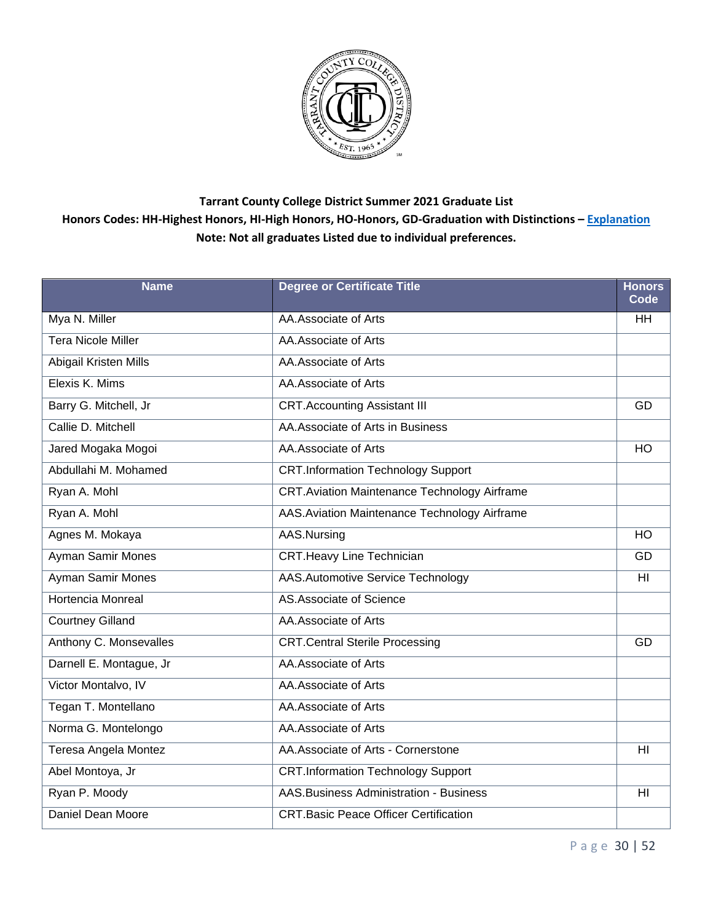**Tarrant County College District Summer 2021 Graduate List**

**Honors Codes: HH-Highest Honors, HI-High Honors, HO-Honors, GD-Graduation with Distinctions – Explanation**

**Note: Not all graduates Listed due to individual preferences.**

| Name | Degree or Certificate Title | Honors Code |
|---|---|---|
| Mya N. Miller | AA.Associate of Arts | HH |
| Tera Nicole Miller | AA.Associate of Arts | |
| Abigail Kristen Mills | AA.Associate of Arts | |
| Elexis K. Mims | AA.Associate of Arts | |
| Barry G. Mitchell, Jr | CRT.Accounting Assistant III | GD |
| Callie D. Mitchell | AA.Associate of Arts in Business | |
| Jared Mogaka Mogoi | AA.Associate of Arts | HO |
| Abdullahi M. Mohamed | CRT.Information Technology Support | |
| Ryan A. Mohl | CRT.Aviation Maintenance Technology Airframe | |
| Ryan A. Mohl | AAS.Aviation Maintenance Technology Airframe | |
| Agnes M. Mokaya | AAS.Nursing | HO |
| Ayman Samir Mones | CRT.Heavy Line Technician | GD |
| Ayman Samir Mones | AAS.Automotive Service Technology | HI |
| Hortencia Monreal | AS.Associate of Science | |
| Courtney Gilland | AA.Associate of Arts | |
| Anthony C. Monsevalles | CRT.Central Sterile Processing | GD |
| Darnell E. Montague, Jr | AA.Associate of Arts | |
| Victor Montalvo, IV | AA.Associate of Arts | |
| Tegan T. Montellano | AA.Associate of Arts | |
| Norma G. Montelongo | AA.Associate of Arts | |
| Teresa Angela Montez | AA.Associate of Arts - Cornerstone | HI |
| Abel Montoya, Jr | CRT.Information Technology Support | |
| Ryan P. Moody | AAS.Business Administration - Business | HI |
| Daniel Dean Moore | CRT.Basic Peace Officer Certification | |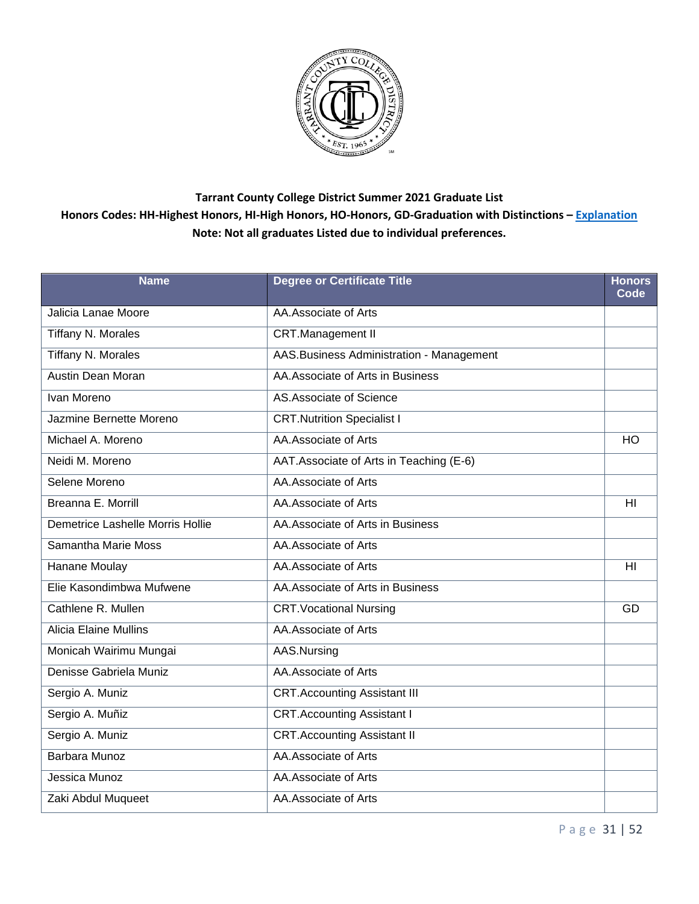**Tarrant County College District Summer 2021 Graduate List**

**Honors Codes: HH-Highest Honors, HI-High Honors, HO-Honors, GD-Graduation with Distinctions – Explanation**

**Note: Not all graduates Listed due to individual preferences.**

| Name | Degree or Certificate Title | Honors Code |
|---|---|---|
| Jalicia Lanae Moore | AA.Associate of Arts | |
| Tiffany N. Morales | CRT.Management II | |
| Tiffany N. Morales | AAS.Business Administration - Management | |
| Austin Dean Moran | AA.Associate of Arts in Business | |
| Ivan Moreno | AS.Associate of Science | |
| Jazmine Bernette Moreno | CRT.Nutrition Specialist I | |
| Michael A. Moreno | AA.Associate of Arts | HO |
| Neidi M. Moreno | AAT.Associate of Arts in Teaching (E-6) | |
| Selene Moreno | AA.Associate of Arts | |
| Breanna E. Morrill | AA.Associate of Arts | HI |
| Demetrice Lashelle Morris Hollie | AA.Associate of Arts in Business | |
| Samantha Marie Moss | AA.Associate of Arts | |
| Hanane Moulay | AA.Associate of Arts | HI |
| Elie Kasondimbwa Mufwene | AA.Associate of Arts in Business | |
| Cathlene R. Mullen | CRT.Vocational Nursing | GD |
| Alicia Elaine Mullins | AA.Associate of Arts | |
| Monicah Wairimu Mungai | AAS.Nursing | |
| Denisse Gabriela Muniz | AA.Associate of Arts | |
| Sergio A. Muniz | CRT.Accounting Assistant III | |
| Sergio A. Muñiz | CRT.Accounting Assistant I | |
| Sergio A. Muniz | CRT.Accounting Assistant II | |
| Barbara Munoz | AA.Associate of Arts | |
| Jessica Munoz | AA.Associate of Arts | |
| Zaki Abdul Muqueet | AA.Associate of Arts | |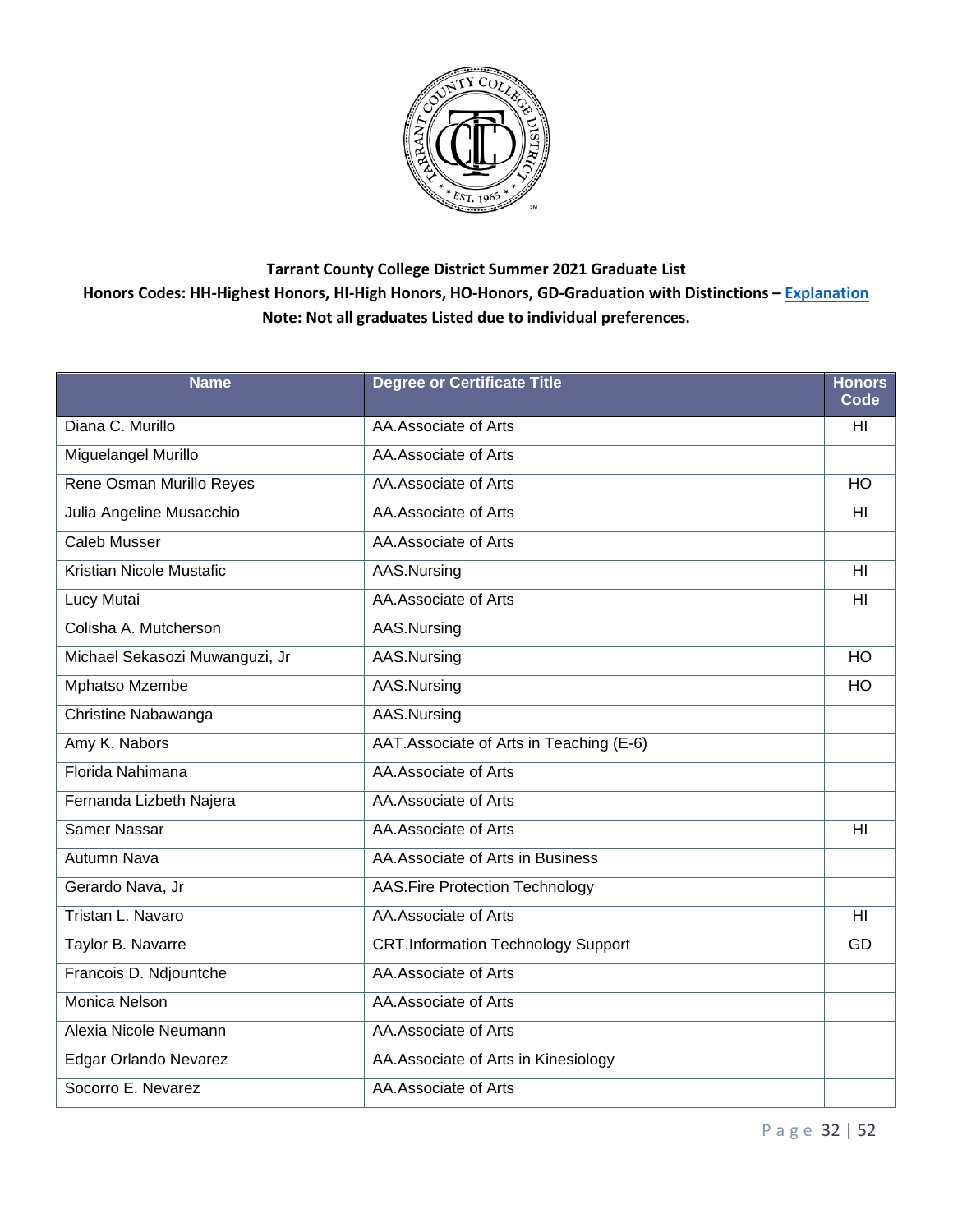**Tarrant County College District Summer 2021 Graduate List**

**Honors Codes: HH-Highest Honors, HI-High Honors, HO-Honors, GD-Graduation with Distinctions – Explanation**

**Note: Not all graduates Listed due to individual preferences.**

| Name | Degree or Certificate Title | Honors Code |
|---|---|---|
| Diana C. Murillo | AA.Associate of Arts | HI |
| Miguelangel Murillo | AA.Associate of Arts | |
| Rene Osman Murillo Reyes | AA.Associate of Arts | HO |
| Julia Angeline Musacchio | AA.Associate of Arts | HI |
| Caleb Musser | AA.Associate of Arts | |
| Kristian Nicole Mustafic | AAS.Nursing | HI |
| Lucy Mutai | AA.Associate of Arts | HI |
| Colisha A. Mutcherson | AAS.Nursing | |
| Michael Sekasozi Muwanguzi, Jr | AAS.Nursing | HO |
| Mphatso Mzembe | AAS.Nursing | HO |
| Christine Nabawanga | AAS.Nursing | |
| Amy K. Nabors | AAT.Associate of Arts in Teaching (E-6) | |
| Florida Nahimana | AA.Associate of Arts | |
| Fernanda Lizbeth Najera | AA.Associate of Arts | |
| Samer Nassar | AA.Associate of Arts | HI |
| Autumn Nava | AA.Associate of Arts in Business | |
| Gerardo Nava, Jr | AAS.Fire Protection Technology | |
| Tristan L. Navaro | AA.Associate of Arts | HI |
| Taylor B. Navarre | CRT.Information Technology Support | GD |
| Francois D. Ndjountche | AA.Associate of Arts | |
| Monica Nelson | AA.Associate of Arts | |
| Alexia Nicole Neumann | AA.Associate of Arts | |
| Edgar Orlando Nevarez | AA.Associate of Arts in Kinesiology | |
| Socorro E. Nevarez | AA.Associate of Arts | |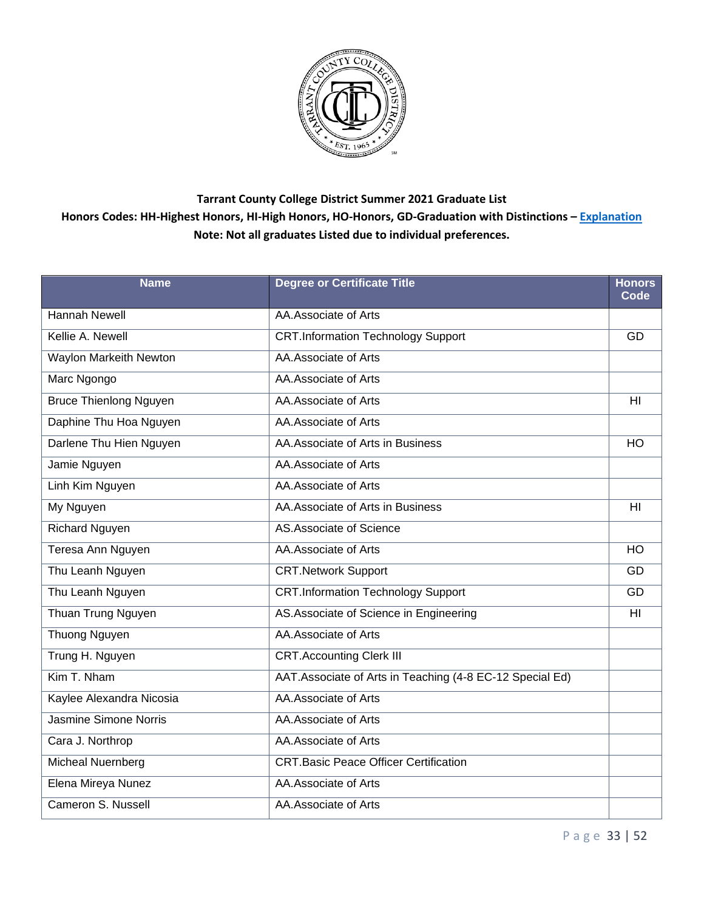**Tarrant County College District Summer 2021 Graduate List**

**Honors Codes: HH-Highest Honors, HI-High Honors, HO-Honors, GD-Graduation with Distinctions – Explanation**

**Note: Not all graduates Listed due to individual preferences.**

| Name | Degree or Certificate Title | Honors Code |
|---|---|---|
| Hannah Newell | AA.Associate of Arts | |
| Kellie A. Newell | CRT.Information Technology Support | GD |
| Waylon Markeith Newton | AA.Associate of Arts | |
| Marc Ngongo | AA.Associate of Arts | |
| Bruce Thienlong Nguyen | AA.Associate of Arts | HI |
| Daphine Thu Hoa Nguyen | AA.Associate of Arts | |
| Darlene Thu Hien Nguyen | AA.Associate of Arts in Business | HO |
| Jamie Nguyen | AA.Associate of Arts | |
| Linh Kim Nguyen | AA.Associate of Arts | |
| My Nguyen | AA.Associate of Arts in Business | HI |
| Richard Nguyen | AS.Associate of Science | |
| Teresa Ann Nguyen | AA.Associate of Arts | HO |
| Thu Leanh Nguyen | CRT.Network Support | GD |
| Thu Leanh Nguyen | CRT.Information Technology Support | GD |
| Thuan Trung Nguyen | AS.Associate of Science in Engineering | HI |
| Thuong Nguyen | AA.Associate of Arts | |
| Trung H. Nguyen | CRT.Accounting Clerk III | |
| Kim T. Nham | AAT.Associate of Arts in Teaching (4-8 EC-12 Special Ed) | |
| Kaylee Alexandra Nicosia | AA.Associate of Arts | |
| Jasmine Simone Norris | AA.Associate of Arts | |
| Cara J. Northrop | AA.Associate of Arts | |
| Micheal Nuernberg | CRT.Basic Peace Officer Certification | |
| Elena Mireya Nunez | AA.Associate of Arts | |
| Cameron S. Nussell | AA.Associate of Arts | |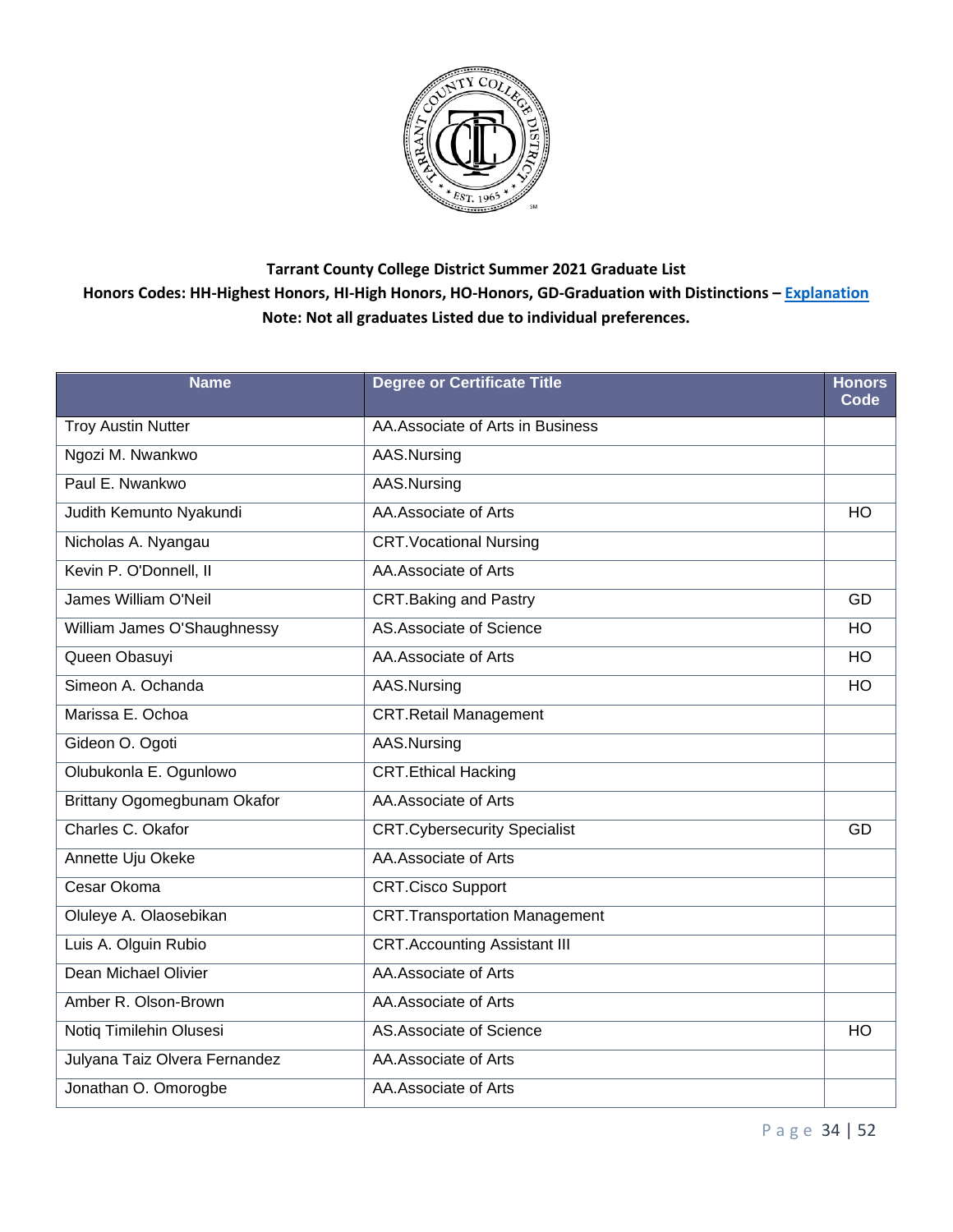**Tarrant County College District Summer 2021 Graduate List**

**Honors Codes: HH-Highest Honors, HI-High Honors, HO-Honors, GD-Graduation with Distinctions – Explanation**

**Note: Not all graduates Listed due to individual preferences.**

| Name | Degree or Certificate Title | Honors Code |
|---|---|---|
| Troy Austin Nutter | AA.Associate of Arts in Business | |
| Ngozi M. Nwankwo | AAS.Nursing | |
| Paul E. Nwankwo | AAS.Nursing | |
| Judith Kemunto Nyakundi | AA.Associate of Arts | HO |
| Nicholas A. Nyangau | CRT.Vocational Nursing | |
| Kevin P. O'Donnell, II | AA.Associate of Arts | |
| James William O'Neil | CRT.Baking and Pastry | GD |
| William James O'Shaughnessy | AS.Associate of Science | HO |
| Queen Obasuyi | AA.Associate of Arts | HO |
| Simeon A. Ochanda | AAS.Nursing | HO |
| Marissa E. Ochoa | CRT.Retail Management | |
| Gideon O. Ogoti | AAS.Nursing | |
| Olubukonla E. Ogunlowo | CRT.Ethical Hacking | |
| Brittany Ogomegbunam Okafor | AA.Associate of Arts | |
| Charles C. Okafor | CRT.Cybersecurity Specialist | GD |
| Annette Uju Okeke | AA.Associate of Arts | |
| Cesar Okoma | CRT.Cisco Support | |
| Oluleye A. Olaosebikan | CRT.Transportation Management | |
| Luis A. Olguin Rubio | CRT.Accounting Assistant III | |
| Dean Michael Olivier | AA.Associate of Arts | |
| Amber R. Olson-Brown | AA.Associate of Arts | |
| Notiq Timilehin Olusesi | AS.Associate of Science | HO |
| Julyana Taiz Olvera Fernandez | AA.Associate of Arts | |
| Jonathan O. Omorogbe | AA.Associate of Arts | |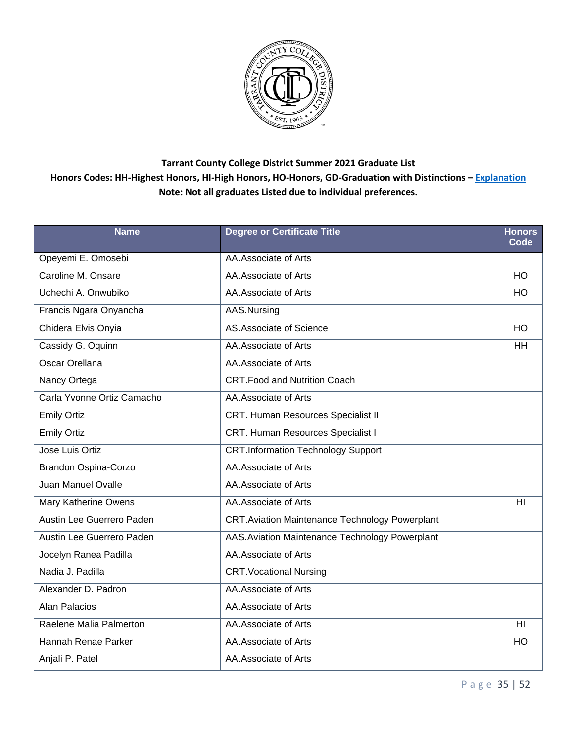**Tarrant County College District Summer 2021 Graduate List**

**Honors Codes: HH-Highest Honors, HI-High Honors, HO-Honors, GD-Graduation with Distinctions – Explanation**

**Note: Not all graduates Listed due to individual preferences.**

| Name | Degree or Certificate Title | Honors Code |
|---|---|---|
| Opeyemi E. Omosebi | AA.Associate of Arts | |
| Caroline M. Onsare | AA.Associate of Arts | HO |
| Uchechi A. Onwubiko | AA.Associate of Arts | HO |
| Francis Ngara Onyancha | AAS.Nursing | |
| Chidera Elvis Onyia | AS.Associate of Science | HO |
| Cassidy G. Oquinn | AA.Associate of Arts | HH |
| Oscar Orellana | AA.Associate of Arts | |
| Nancy Ortega | CRT.Food and Nutrition Coach | |
| Carla Yvonne Ortiz Camacho | AA.Associate of Arts | |
| Emily Ortiz | CRT. Human Resources Specialist II | |
| Emily Ortiz | CRT. Human Resources Specialist I | |
| Jose Luis Ortiz | CRT.Information Technology Support | |
| Brandon Ospina-Corzo | AA.Associate of Arts | |
| Juan Manuel Ovalle | AA.Associate of Arts | |
| Mary Katherine Owens | AA.Associate of Arts | HI |
| Austin Lee Guerrero Paden | CRT.Aviation Maintenance Technology Powerplant | |
| Austin Lee Guerrero Paden | AAS.Aviation Maintenance Technology Powerplant | |
| Jocelyn Ranea Padilla | AA.Associate of Arts | |
| Nadia J. Padilla | CRT.Vocational Nursing | |
| Alexander D. Padron | AA.Associate of Arts | |
| Alan Palacios | AA.Associate of Arts | |
| Raelene Malia Palmerton | AA.Associate of Arts | HI |
| Hannah Renae Parker | AA.Associate of Arts | HO |
| Anjali P. Patel | AA.Associate of Arts | |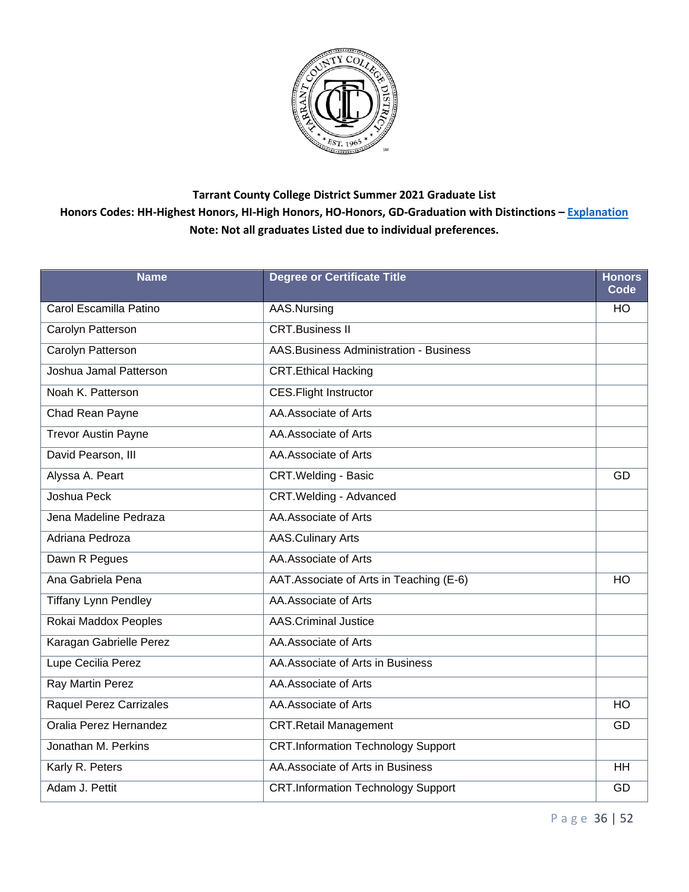**Tarrant County College District Summer 2021 Graduate List**

**Honors Codes: HH-Highest Honors, HI-High Honors, HO-Honors, GD-Graduation with Distinctions – Explanation**

**Note: Not all graduates Listed due to individual preferences.**

| Name | Degree or Certificate Title | Honors Code |
|---|---|---|
| Carol Escamilla Patino | AAS.Nursing | HO |
| Carolyn Patterson | CRT.Business II | |
| Carolyn Patterson | AAS.Business Administration - Business | |
| Joshua Jamal Patterson | CRT.Ethical Hacking | |
| Noah K. Patterson | CES.Flight Instructor | |
| Chad Rean Payne | AA.Associate of Arts | |
| Trevor Austin Payne | AA.Associate of Arts | |
| David Pearson, III | AA.Associate of Arts | |
| Alyssa A. Peart | CRT.Welding - Basic | GD |
| Joshua Peck | CRT.Welding - Advanced | |
| Jena Madeline Pedraza | AA.Associate of Arts | |
| Adriana Pedroza | AAS.Culinary Arts | |
| Dawn R Pegues | AA.Associate of Arts | |
| Ana Gabriela Pena | AAT.Associate of Arts in Teaching (E-6) | HO |
| Tiffany Lynn Pendley | AA.Associate of Arts | |
| Rokai Maddox Peoples | AAS.Criminal Justice | |
| Karagan Gabrielle Perez | AA.Associate of Arts | |
| Lupe Cecilia Perez | AA.Associate of Arts in Business | |
| Ray Martin Perez | AA.Associate of Arts | |
| Raquel Perez Carrizales | AA.Associate of Arts | HO |
| Oralia Perez Hernandez | CRT.Retail Management | GD |
| Jonathan M. Perkins | CRT.Information Technology Support | |
| Karly R. Peters | AA.Associate of Arts in Business | HH |
| Adam J. Pettit | CRT.Information Technology Support | GD |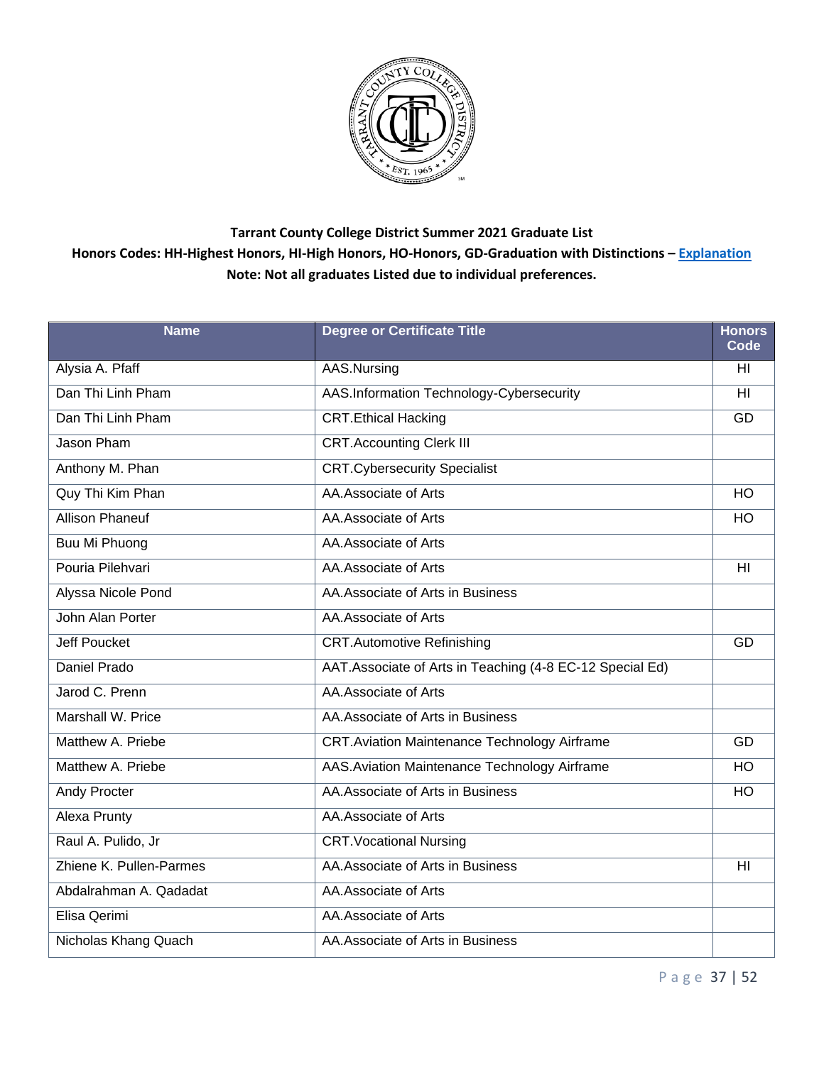**Tarrant County College District Summer 2021 Graduate List**

**Honors Codes: HH-Highest Honors, HI-High Honors, HO-Honors, GD-Graduation with Distinctions – [Explanation]**

**Note: Not all graduates Listed due to individual preferences.**

| Name | Degree or Certificate Title | Honors Code |
|---|---|---|
| Alysia A. Pfaff | AAS.Nursing | HI |
| Dan Thi Linh Pham | AAS.Information Technology-Cybersecurity | HI |
| Dan Thi Linh Pham | CRT.Ethical Hacking | GD |
| Jason Pham | CRT.Accounting Clerk III | |
| Anthony M. Phan | CRT.Cybersecurity Specialist | |
| Quy Thi Kim Phan | AA.Associate of Arts | HO |
| Allison Phaneuf | AA.Associate of Arts | HO |
| Buu Mi Phuong | AA.Associate of Arts | |
| Pouria Pilehvari | AA.Associate of Arts | HI |
| Alyssa Nicole Pond | AA.Associate of Arts in Business | |
| John Alan Porter | AA.Associate of Arts | |
| Jeff Poucket | CRT.Automotive Refinishing | GD |
| Daniel Prado | AAT.Associate of Arts in Teaching (4-8 EC-12 Special Ed) | |
| Jarod C. Prenn | AA.Associate of Arts | |
| Marshall W. Price | AA.Associate of Arts in Business | |
| Matthew A. Priebe | CRT.Aviation Maintenance Technology Airframe | GD |
| Matthew A. Priebe | AAS.Aviation Maintenance Technology Airframe | HO |
| Andy Procter | AA.Associate of Arts in Business | HO |
| Alexa Prunty | AA.Associate of Arts | |
| Raul A. Pulido, Jr | CRT.Vocational Nursing | |
| Zhiene K. Pullen-Parmes | AA.Associate of Arts in Business | HI |
| Abdalrahman A. Qadadat | AA.Associate of Arts | |
| Elisa Qerimi | AA.Associate of Arts | |
| Nicholas Khang Quach | AA.Associate of Arts in Business | |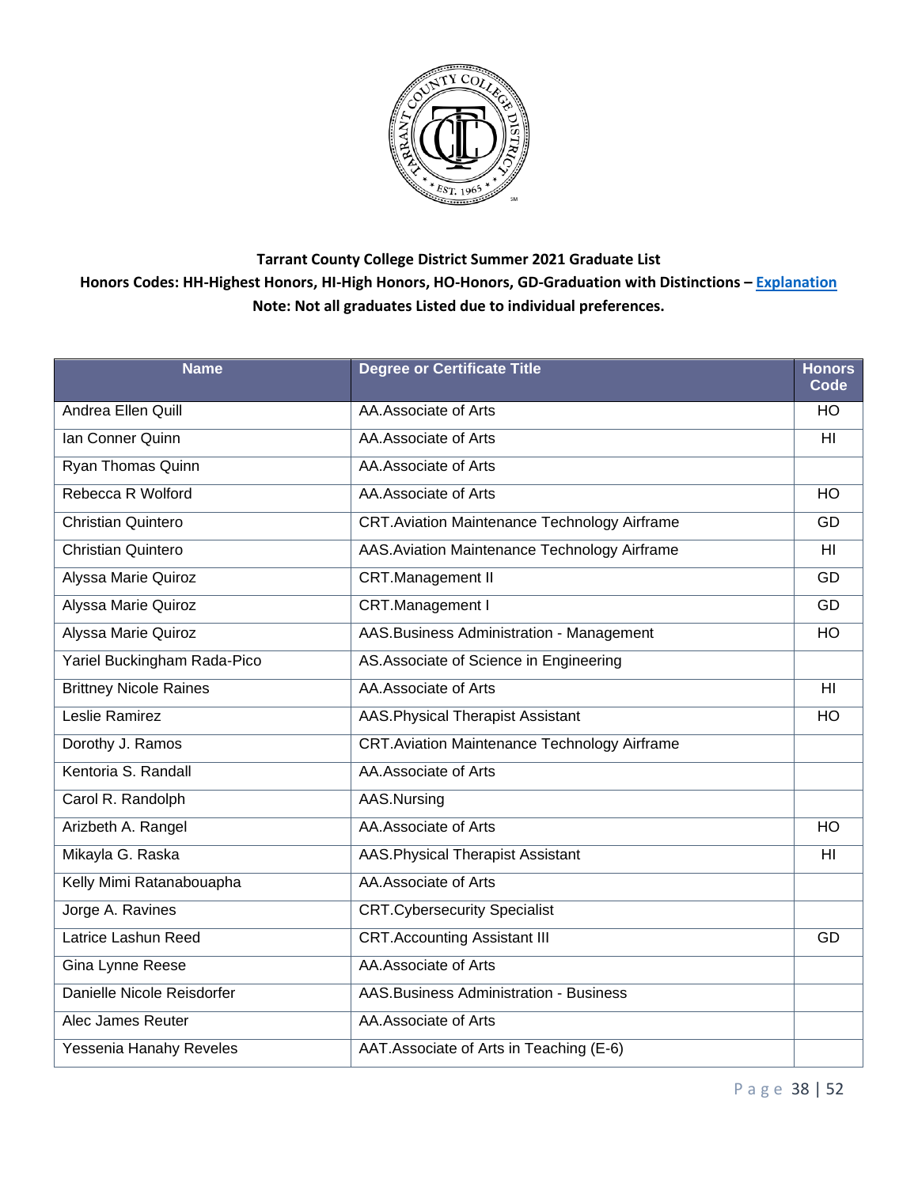**Tarrant County College District Summer 2021 Graduate List**

**Honors Codes: HH-Highest Honors, HI-High Honors, HO-Honors, GD-Graduation with Distinctions – Explanation**

**Note: Not all graduates Listed due to individual preferences.**

| Name | Degree or Certificate Title | Honors Code |
|---|---|---|
| Andrea Ellen Quill | AA.Associate of Arts | HO |
| Ian Conner Quinn | AA.Associate of Arts | HI |
| Ryan Thomas Quinn | AA.Associate of Arts | |
| Rebecca R Wolford | AA.Associate of Arts | HO |
| Christian Quintero | CRT.Aviation Maintenance Technology Airframe | GD |
| Christian Quintero | AAS.Aviation Maintenance Technology Airframe | HI |
| Alyssa Marie Quiroz | CRT.Management II | GD |
| Alyssa Marie Quiroz | CRT.Management I | GD |
| Alyssa Marie Quiroz | AAS.Business Administration - Management | HO |
| Yariel Buckingham Rada-Pico | AS.Associate of Science in Engineering | |
| Brittney Nicole Raines | AA.Associate of Arts | HI |
| Leslie Ramirez | AAS.Physical Therapist Assistant | HO |
| Dorothy J. Ramos | CRT.Aviation Maintenance Technology Airframe | |
| Kentoria S. Randall | AA.Associate of Arts | |
| Carol R. Randolph | AAS.Nursing | |
| Arizbeth A. Rangel | AA.Associate of Arts | HO |
| Mikayla G. Raska | AAS.Physical Therapist Assistant | HI |
| Kelly Mimi Ratanabouapha | AA.Associate of Arts | |
| Jorge A. Ravines | CRT.Cybersecurity Specialist | |
| Latrice Lashun Reed | CRT.Accounting Assistant III | GD |
| Gina Lynne Reese | AA.Associate of Arts | |
| Danielle Nicole Reisdorfer | AAS.Business Administration - Business | |
| Alec James Reuter | AA.Associate of Arts | |
| Yessenia Hanahy Reveles | AAT.Associate of Arts in Teaching (E-6) | |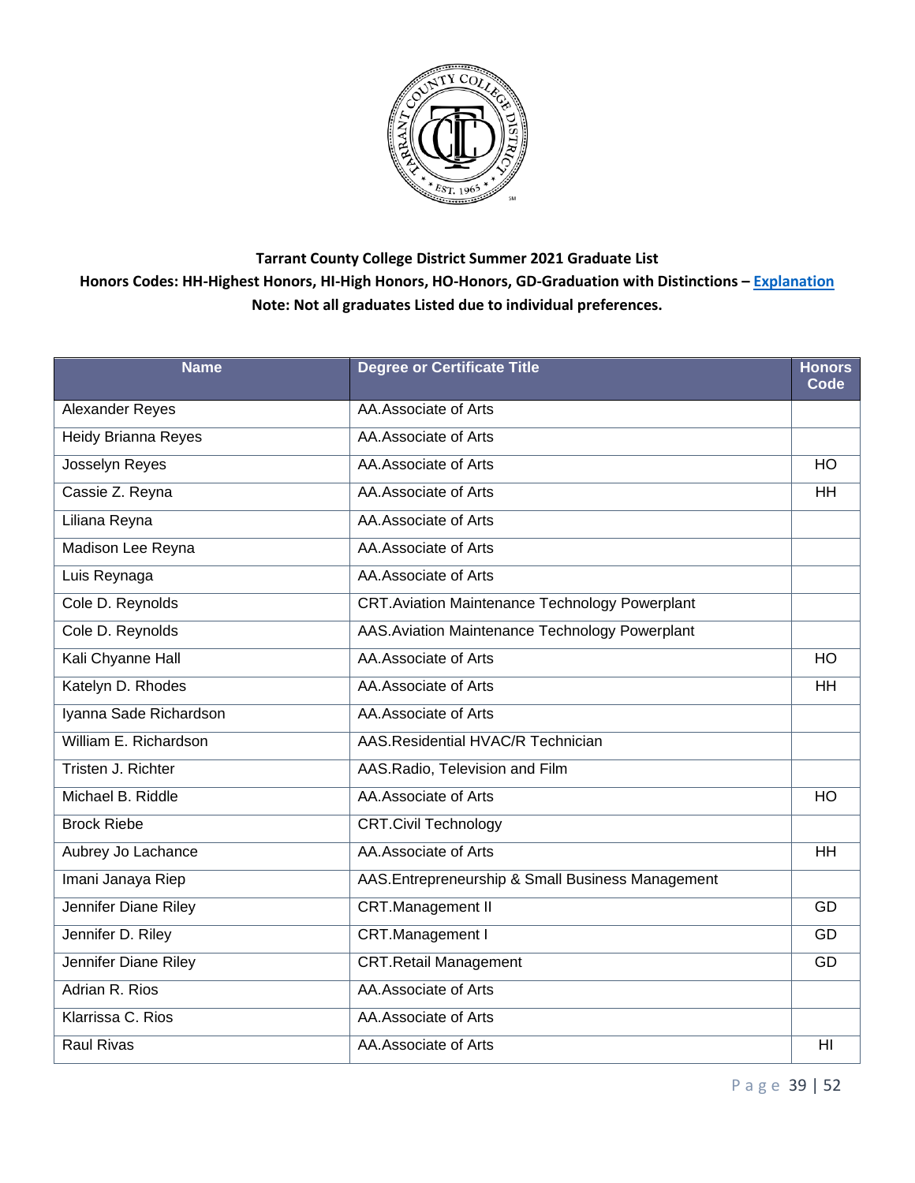**Tarrant County College District Summer 2021 Graduate List**

**Honors Codes: HH-Highest Honors, HI-High Honors, HO-Honors, GD-Graduation with Distinctions – Explanation**

**Note: Not all graduates Listed due to individual preferences.**

| Name | Degree or Certificate Title | Honors Code |
|---|---|---|
| Alexander Reyes | AA.Associate of Arts | |
| Heidy Brianna Reyes | AA.Associate of Arts | |
| Josselyn Reyes | AA.Associate of Arts | HO |
| Cassie Z. Reyna | AA.Associate of Arts | HH |
| Liliana Reyna | AA.Associate of Arts | |
| Madison Lee Reyna | AA.Associate of Arts | |
| Luis Reynaga | AA.Associate of Arts | |
| Cole D. Reynolds | CRT.Aviation Maintenance Technology Powerplant | |
| Cole D. Reynolds | AAS.Aviation Maintenance Technology Powerplant | |
| Kali Chyanne Hall | AA.Associate of Arts | HO |
| Katelyn D. Rhodes | AA.Associate of Arts | HH |
| Iyanna Sade Richardson | AA.Associate of Arts | |
| William E. Richardson | AAS.Residential HVAC/R Technician | |
| Tristen J. Richter | AAS.Radio, Television and Film | |
| Michael B. Riddle | AA.Associate of Arts | HO |
| Brock Riebe | CRT.Civil Technology | |
| Aubrey Jo Lachance | AA.Associate of Arts | HH |
| Imani Janaya Riep | AAS.Entrepreneurship & Small Business Management | |
| Jennifer Diane Riley | CRT.Management II | GD |
| Jennifer D. Riley | CRT.Management I | GD |
| Jennifer Diane Riley | CRT.Retail Management | GD |
| Adrian R. Rios | AA.Associate of Arts | |
| Klarrissa C. Rios | AA.Associate of Arts | |
| Raul Rivas | AA.Associate of Arts | HI |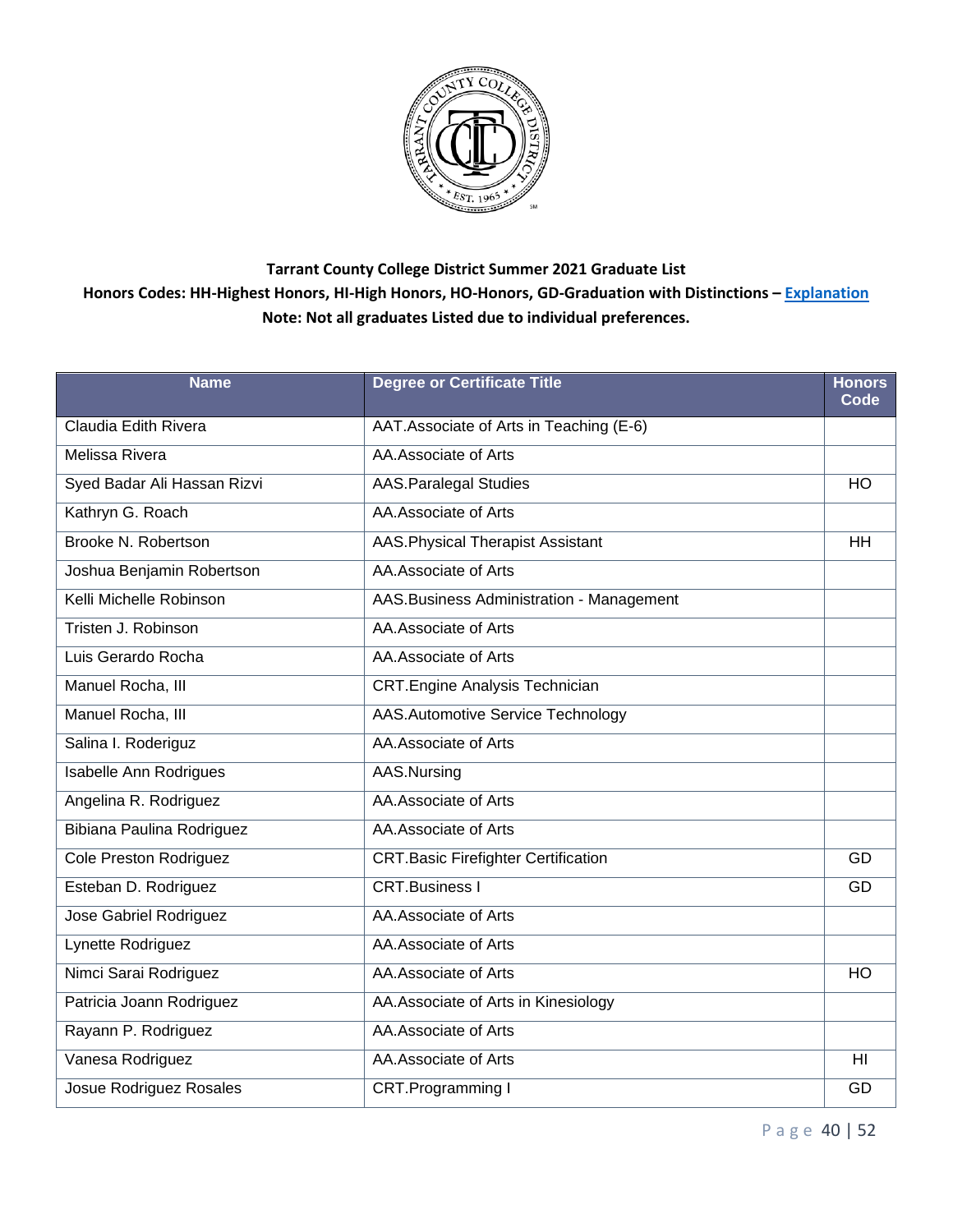**Tarrant County College District Summer 2021 Graduate List**

**Honors Codes: HH-Highest Honors, HI-High Honors, HO-Honors, GD-Graduation with Distinctions – Explanation**

**Note: Not all graduates Listed due to individual preferences.**

| Name | Degree or Certificate Title | Honors Code |
|---|---|---|
| Claudia Edith Rivera | AAT.Associate of Arts in Teaching (E-6) | |
| Melissa Rivera | AA.Associate of Arts | |
| Syed Badar Ali Hassan Rizvi | AAS.Paralegal Studies | HO |
| Kathryn G. Roach | AA.Associate of Arts | |
| Brooke N. Robertson | AAS.Physical Therapist Assistant | HH |
| Joshua Benjamin Robertson | AA.Associate of Arts | |
| Kelli Michelle Robinson | AAS.Business Administration - Management | |
| Tristen J. Robinson | AA.Associate of Arts | |
| Luis Gerardo Rocha | AA.Associate of Arts | |
| Manuel Rocha, III | CRT.Engine Analysis Technician | |
| Manuel Rocha, III | AAS.Automotive Service Technology | |
| Salina I. Roderiguz | AA.Associate of Arts | |
| Isabelle Ann Rodrigues | AAS.Nursing | |
| Angelina R. Rodriguez | AA.Associate of Arts | |
| Bibiana Paulina Rodriguez | AA.Associate of Arts | |
| Cole Preston Rodriguez | CRT.Basic Firefighter Certification | GD |
| Esteban D. Rodriguez | CRT.Business I | GD |
| Jose Gabriel Rodriguez | AA.Associate of Arts | |
| Lynette Rodriguez | AA.Associate of Arts | |
| Nimci Sarai Rodriguez | AA.Associate of Arts | HO |
| Patricia Joann Rodriguez | AA.Associate of Arts in Kinesiology | |
| Rayann P. Rodriguez | AA.Associate of Arts | |
| Vanesa Rodriguez | AA.Associate of Arts | HI |
| Josue Rodriguez Rosales | CRT.Programming I | GD |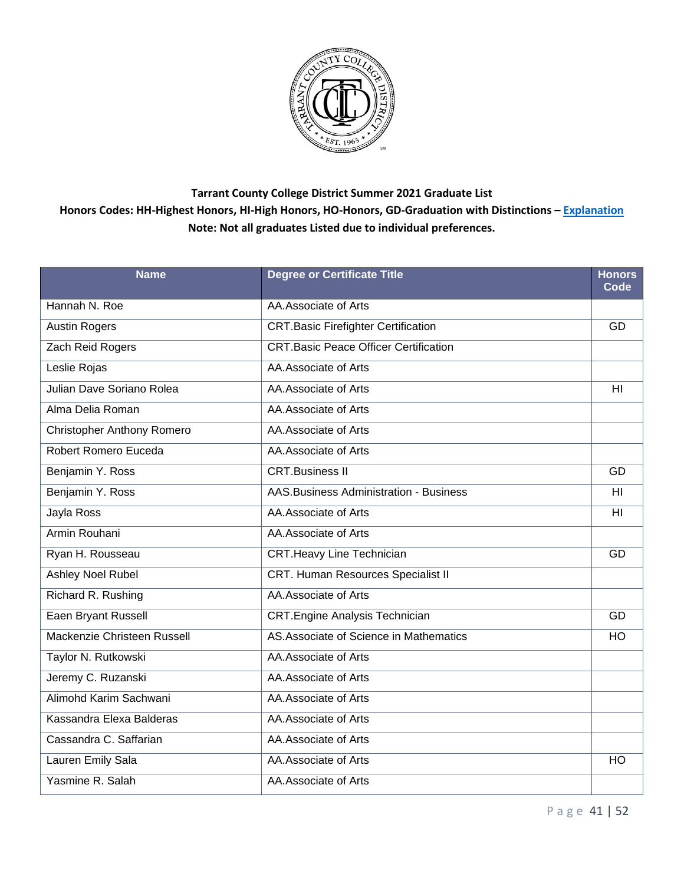**Tarrant County College District Summer 2021 Graduate List**

**Honors Codes: HH-Highest Honors, HI-High Honors, HO-Honors, GD-Graduation with Distinctions – Explanation**

**Note: Not all graduates Listed due to individual preferences.**

| Name | Degree or Certificate Title | Honors Code |
|---|---|---|
| Hannah N. Roe | AA.Associate of Arts | |
| Austin Rogers | CRT.Basic Firefighter Certification | GD |
| Zach Reid Rogers | CRT.Basic Peace Officer Certification | |
| Leslie Rojas | AA.Associate of Arts | |
| Julian Dave Soriano Rolea | AA.Associate of Arts | HI |
| Alma Delia Roman | AA.Associate of Arts | |
| Christopher Anthony Romero | AA.Associate of Arts | |
| Robert Romero Euceda | AA.Associate of Arts | |
| Benjamin Y. Ross | CRT.Business II | GD |
| Benjamin Y. Ross | AAS.Business Administration - Business | HI |
| Jayla Ross | AA.Associate of Arts | HI |
| Armin Rouhani | AA.Associate of Arts | |
| Ryan H. Rousseau | CRT.Heavy Line Technician | GD |
| Ashley Noel Rubel | CRT. Human Resources Specialist II | |
| Richard R. Rushing | AA.Associate of Arts | |
| Eaen Bryant Russell | CRT.Engine Analysis Technician | GD |
| Mackenzie Christeen Russell | AS.Associate of Science in Mathematics | HO |
| Taylor N. Rutkowski | AA.Associate of Arts | |
| Jeremy C. Ruzanski | AA.Associate of Arts | |
| Alimohd Karim Sachwani | AA.Associate of Arts | |
| Kassandra Elexa Balderas | AA.Associate of Arts | |
| Cassandra C. Saffarian | AA.Associate of Arts | |
| Lauren Emily Sala | AA.Associate of Arts | HO |
| Yasmine R. Salah | AA.Associate of Arts | |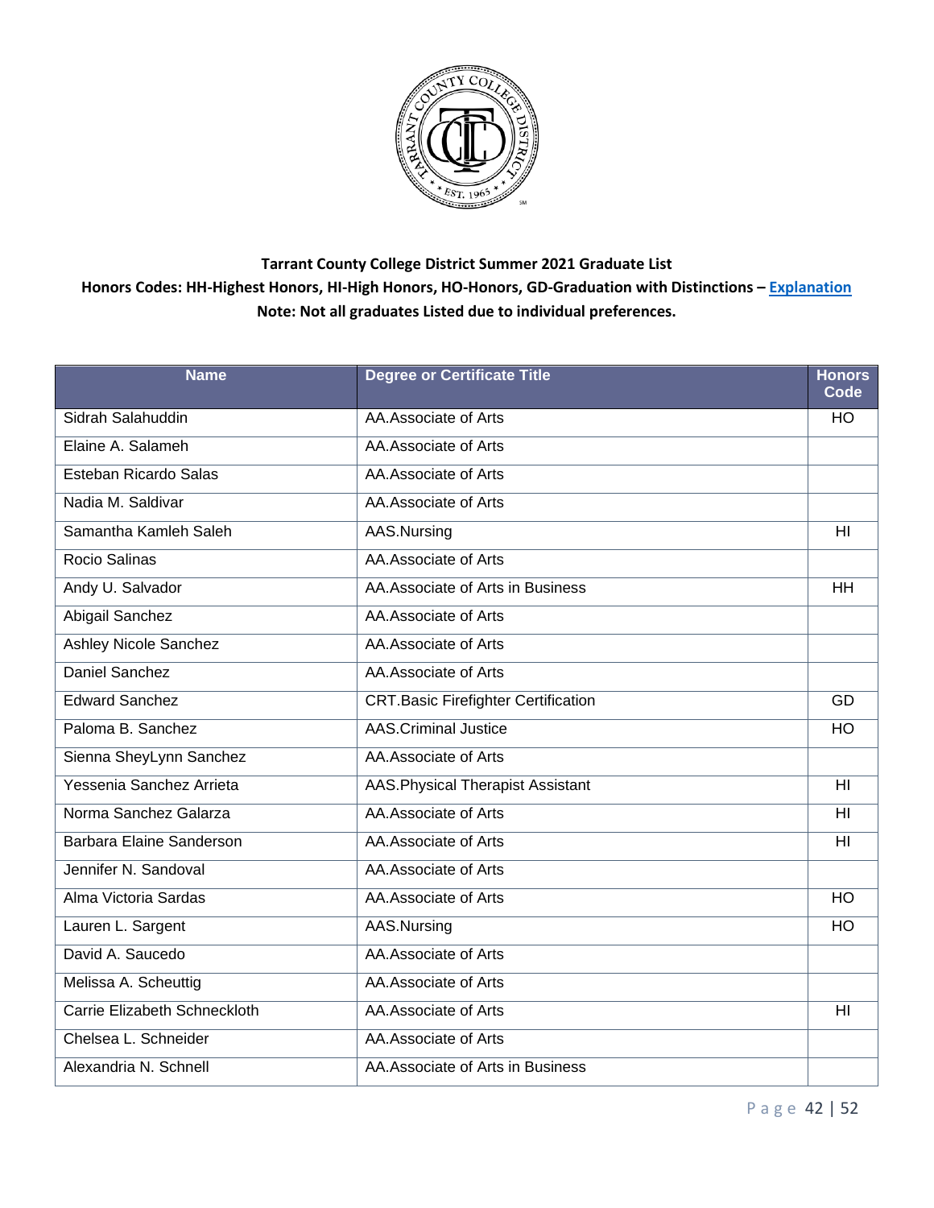**Tarrant County College District Summer 2021 Graduate List**

**Honors Codes: HH-Highest Honors, HI-High Honors, HO-Honors, GD-Graduation with Distinctions – Explanation**

**Note: Not all graduates Listed due to individual preferences.**

| Name | Degree or Certificate Title | Honors Code |
|---|---|---|
| Sidrah Salahuddin | AA.Associate of Arts | HO |
| Elaine A. Salameh | AA.Associate of Arts | |
| Esteban Ricardo Salas | AA.Associate of Arts | |
| Nadia M. Saldivar | AA.Associate of Arts | |
| Samantha Kamleh Saleh | AAS.Nursing | HI |
| Rocio Salinas | AA.Associate of Arts | |
| Andy U. Salvador | AA.Associate of Arts in Business | HH |
| Abigail Sanchez | AA.Associate of Arts | |
| Ashley Nicole Sanchez | AA.Associate of Arts | |
| Daniel Sanchez | AA.Associate of Arts | |
| Edward Sanchez | CRT.Basic Firefighter Certification | GD |
| Paloma B. Sanchez | AAS.Criminal Justice | HO |
| Sienna SheyLynn Sanchez | AA.Associate of Arts | |
| Yessenia Sanchez Arrieta | AAS.Physical Therapist Assistant | HI |
| Norma Sanchez Galarza | AA.Associate of Arts | HI |
| Barbara Elaine Sanderson | AA.Associate of Arts | HI |
| Jennifer N. Sandoval | AA.Associate of Arts | |
| Alma Victoria Sardas | AA.Associate of Arts | HO |
| Lauren L. Sargent | AAS.Nursing | HO |
| David A. Saucedo | AA.Associate of Arts | |
| Melissa A. Scheuttig | AA.Associate of Arts | |
| Carrie Elizabeth Schneckloth | AA.Associate of Arts | HI |
| Chelsea L. Schneider | AA.Associate of Arts | |
| Alexandria N. Schnell | AA.Associate of Arts in Business | |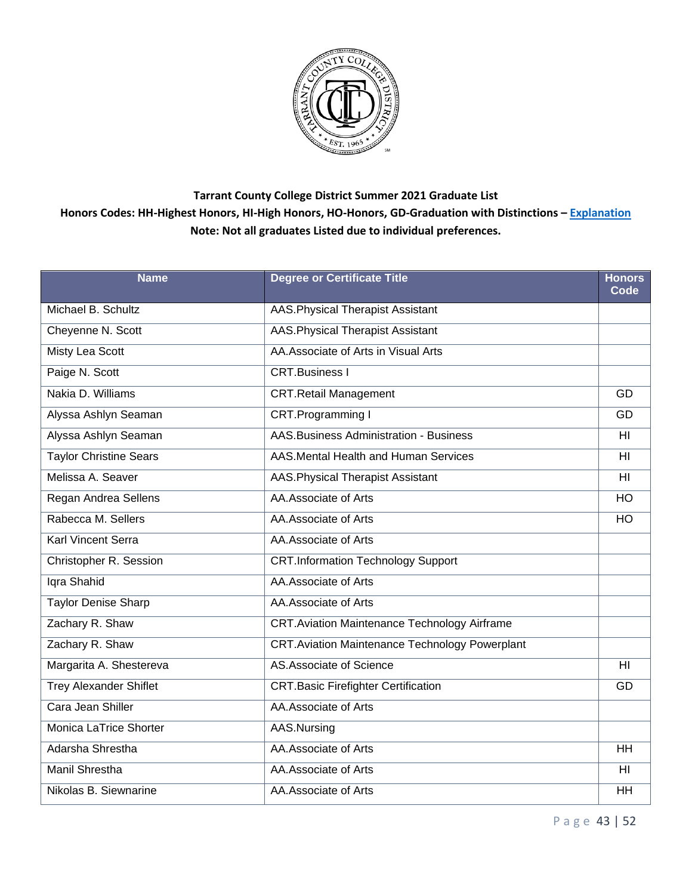**Tarrant County College District Summer 2021 Graduate List**

**Honors Codes: HH-Highest Honors, HI-High Honors, HO-Honors, GD-Graduation with Distinctions – Explanation**

**Note: Not all graduates Listed due to individual preferences.**

| Name | Degree or Certificate Title | Honors Code |
|---|---|---|
| Michael B. Schultz | AAS.Physical Therapist Assistant | |
| Cheyenne N. Scott | AAS.Physical Therapist Assistant | |
| Misty Lea Scott | AA.Associate of Arts in Visual Arts | |
| Paige N. Scott | CRT.Business I | |
| Nakia D. Williams | CRT.Retail Management | GD |
| Alyssa Ashlyn Seaman | CRT.Programming I | GD |
| Alyssa Ashlyn Seaman | AAS.Business Administration - Business | HI |
| Taylor Christine Sears | AAS.Mental Health and Human Services | HI |
| Melissa A. Seaver | AAS.Physical Therapist Assistant | HI |
| Regan Andrea Sellens | AA.Associate of Arts | HO |
| Rabecca M. Sellers | AA.Associate of Arts | HO |
| Karl Vincent Serra | AA.Associate of Arts | |
| Christopher R. Session | CRT.Information Technology Support | |
| Iqra Shahid | AA.Associate of Arts | |
| Taylor Denise Sharp | AA.Associate of Arts | |
| Zachary R. Shaw | CRT.Aviation Maintenance Technology Airframe | |
| Zachary R. Shaw | CRT.Aviation Maintenance Technology Powerplant | |
| Margarita A. Shestereva | AS.Associate of Science | HI |
| Trey Alexander Shiflet | CRT.Basic Firefighter Certification | GD |
| Cara Jean Shiller | AA.Associate of Arts | |
| Monica LaTrice Shorter | AAS.Nursing | |
| Adarsha Shrestha | AA.Associate of Arts | HH |
| Manil Shrestha | AA.Associate of Arts | HI |
| Nikolas B. Siewnarine | AA.Associate of Arts | HH |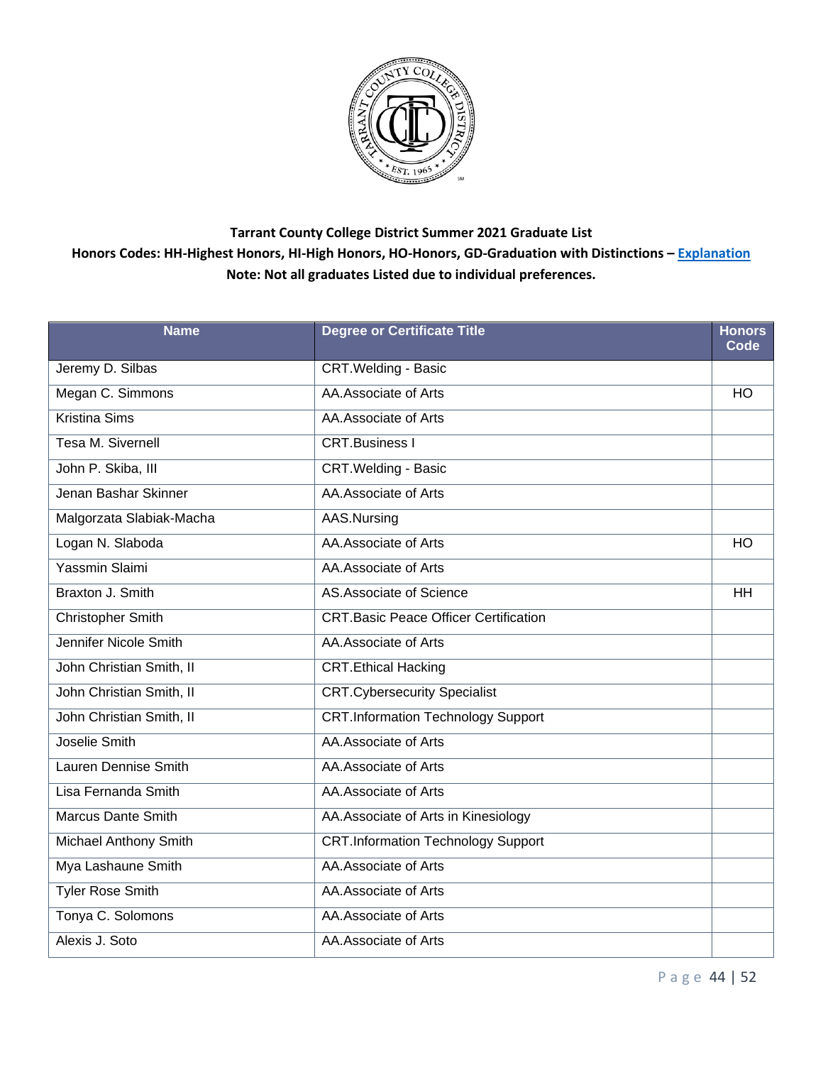**Tarrant County College District Summer 2021 Graduate List**

**Honors Codes: HH-Highest Honors, HI-High Honors, HO-Honors, GD-Graduation with Distinctions – Explanation**

**Note: Not all graduates Listed due to individual preferences.**

| Name | Degree or Certificate Title | Honors Code |
|---|---|---|
| Jeremy D. Silbas | CRT.Welding - Basic | |
| Megan C. Simmons | AA.Associate of Arts | HO |
| Kristina Sims | AA.Associate of Arts | |
| Tesa M. Sivernell | CRT.Business I | |
| John P. Skiba, III | CRT.Welding - Basic | |
| Jenan Bashar Skinner | AA.Associate of Arts | |
| Malgorzata Slabiak-Macha | AAS.Nursing | |
| Logan N. Slaboda | AA.Associate of Arts | HO |
| Yassmin Slaimi | AA.Associate of Arts | |
| Braxton J. Smith | AS.Associate of Science | HH |
| Christopher Smith | CRT.Basic Peace Officer Certification | |
| Jennifer Nicole Smith | AA.Associate of Arts | |
| John Christian Smith, II | CRT.Ethical Hacking | |
| John Christian Smith, II | CRT.Cybersecurity Specialist | |
| John Christian Smith, II | CRT.Information Technology Support | |
| Joselie Smith | AA.Associate of Arts | |
| Lauren Dennise Smith | AA.Associate of Arts | |
| Lisa Fernanda Smith | AA.Associate of Arts | |
| Marcus Dante Smith | AA.Associate of Arts in Kinesiology | |
| Michael Anthony Smith | CRT.Information Technology Support | |
| Mya Lashaune Smith | AA.Associate of Arts | |
| Tyler Rose Smith | AA.Associate of Arts | |
| Tonya C. Solomons | AA.Associate of Arts | |
| Alexis J. Soto | AA.Associate of Arts | |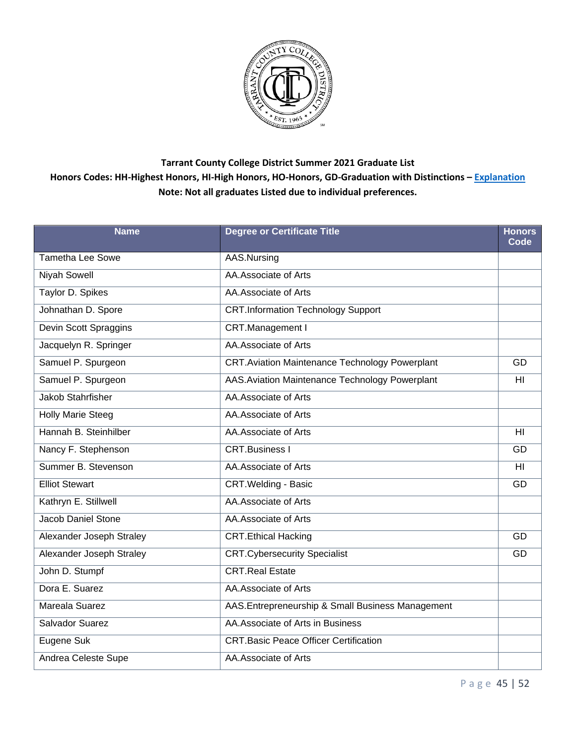**Tarrant County College District Summer 2021 Graduate List**

**Honors Codes: HH-Highest Honors, HI-High Honors, HO-Honors, GD-Graduation with Distinctions – Explanation**

**Note: Not all graduates Listed due to individual preferences.**

| Name | Degree or Certificate Title | Honors Code |
|---|---|---|
| Tametha Lee Sowe | AAS.Nursing | |
| Niyah Sowell | AA.Associate of Arts | |
| Taylor D. Spikes | AA.Associate of Arts | |
| Johnathan D. Spore | CRT.Information Technology Support | |
| Devin Scott Spraggins | CRT.Management I | |
| Jacquelyn R. Springer | AA.Associate of Arts | |
| Samuel P. Spurgeon | CRT.Aviation Maintenance Technology Powerplant | GD |
| Samuel P. Spurgeon | AAS.Aviation Maintenance Technology Powerplant | HI |
| Jakob Stahrfisher | AA.Associate of Arts | |
| Holly Marie Steeg | AA.Associate of Arts | |
| Hannah B. Steinhilber | AA.Associate of Arts | HI |
| Nancy F. Stephenson | CRT.Business I | GD |
| Summer B. Stevenson | AA.Associate of Arts | HI |
| Elliot Stewart | CRT.Welding - Basic | GD |
| Kathryn E. Stillwell | AA.Associate of Arts | |
| Jacob Daniel Stone | AA.Associate of Arts | |
| Alexander Joseph Straley | CRT.Ethical Hacking | GD |
| Alexander Joseph Straley | CRT.Cybersecurity Specialist | GD |
| John D. Stumpf | CRT.Real Estate | |
| Dora E. Suarez | AA.Associate of Arts | |
| Mareala Suarez | AAS.Entrepreneurship & Small Business Management | |
| Salvador Suarez | AA.Associate of Arts in Business | |
| Eugene Suk | CRT.Basic Peace Officer Certification | |
| Andrea Celeste Supe | AA.Associate of Arts | |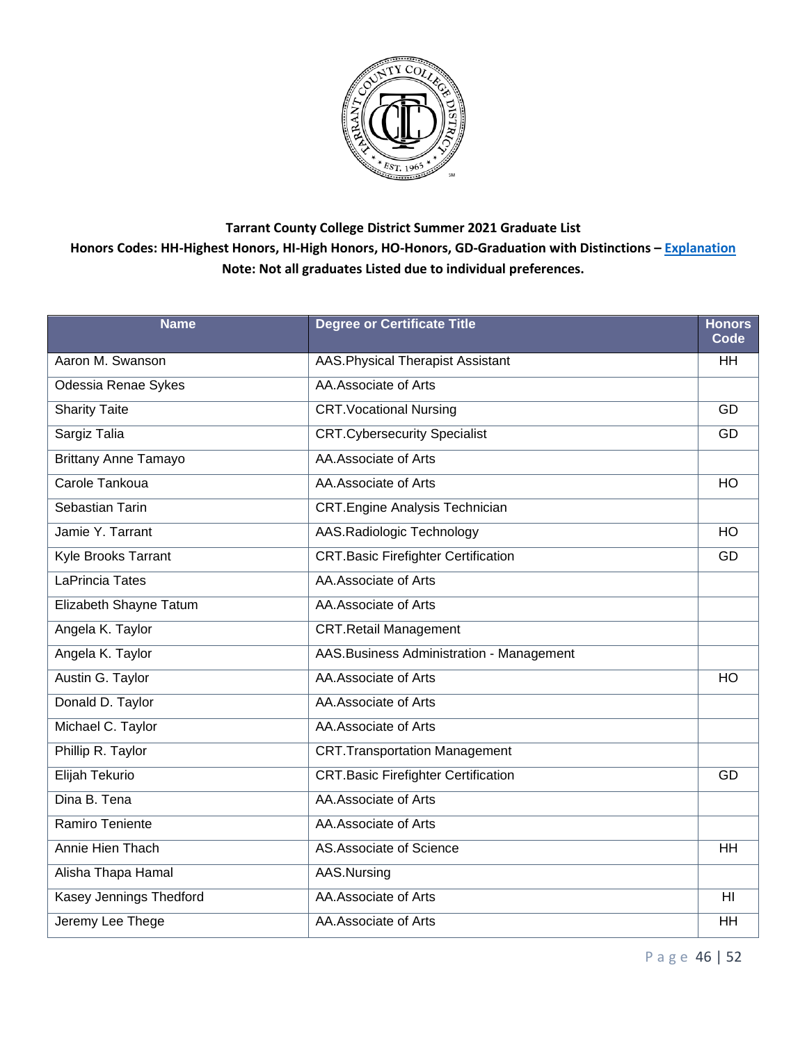**Tarrant County College District Summer 2021 Graduate List**

**Honors Codes: HH-Highest Honors, HI-High Honors, HO-Honors, GD-Graduation with Distinctions – Explanation**

**Note: Not all graduates Listed due to individual preferences.**

| Name | Degree or Certificate Title | Honors Code |
|---|---|---|
| Aaron M. Swanson | AAS.Physical Therapist Assistant | HH |
| Odessia Renae Sykes | AA.Associate of Arts | |
| Sharity Taite | CRT.Vocational Nursing | GD |
| Sargiz Talia | CRT.Cybersecurity Specialist | GD |
| Brittany Anne Tamayo | AA.Associate of Arts | |
| Carole Tankoua | AA.Associate of Arts | HO |
| Sebastian Tarin | CRT.Engine Analysis Technician | |
| Jamie Y. Tarrant | AAS.Radiologic Technology | HO |
| Kyle Brooks Tarrant | CRT.Basic Firefighter Certification | GD |
| LaPrincia Tates | AA.Associate of Arts | |
| Elizabeth Shayne Tatum | AA.Associate of Arts | |
| Angela K. Taylor | CRT.Retail Management | |
| Angela K. Taylor | AAS.Business Administration - Management | |
| Austin G. Taylor | AA.Associate of Arts | HO |
| Donald D. Taylor | AA.Associate of Arts | |
| Michael C. Taylor | AA.Associate of Arts | |
| Phillip R. Taylor | CRT.Transportation Management | |
| Elijah Tekurio | CRT.Basic Firefighter Certification | GD |
| Dina B. Tena | AA.Associate of Arts | |
| Ramiro Teniente | AA.Associate of Arts | |
| Annie Hien Thach | AS.Associate of Science | HH |
| Alisha Thapa Hamal | AAS.Nursing | |
| Kasey Jennings Thedford | AA.Associate of Arts | HI |
| Jeremy Lee Thege | AA.Associate of Arts | HH |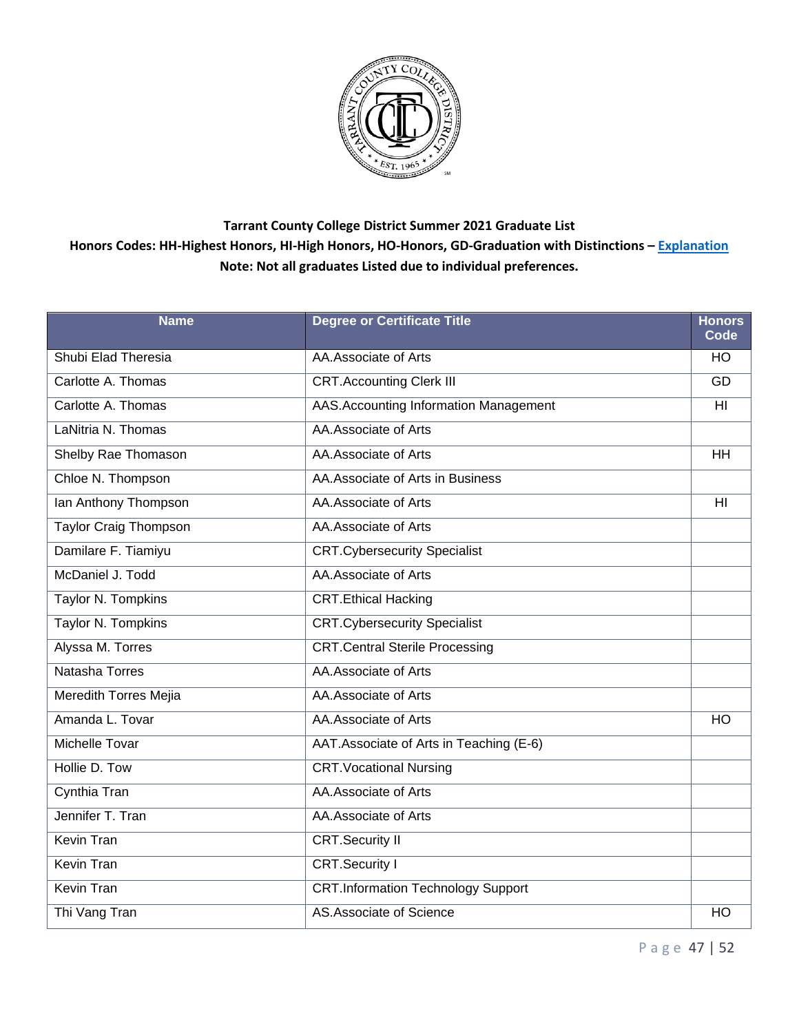**Tarrant County College District Summer 2021 Graduate List**

**Honors Codes: HH-Highest Honors, HI-High Honors, HO-Honors, GD-Graduation with Distinctions – Explanation**

**Note: Not all graduates Listed due to individual preferences.**

| Name | Degree or Certificate Title | Honors Code |
|---|---|---|
| Shubi Elad Theresia | AA.Associate of Arts | HO |
| Carlotte A. Thomas | CRT.Accounting Clerk III | GD |
| Carlotte A. Thomas | AAS.Accounting Information Management | HI |
| LaNitria N. Thomas | AA.Associate of Arts | |
| Shelby Rae Thomason | AA.Associate of Arts | HH |
| Chloe N. Thompson | AA.Associate of Arts in Business | |
| Ian Anthony Thompson | AA.Associate of Arts | HI |
| Taylor Craig Thompson | AA.Associate of Arts | |
| Damilare F. Tiamiyu | CRT.Cybersecurity Specialist | |
| McDaniel J. Todd | AA.Associate of Arts | |
| Taylor N. Tompkins | CRT.Ethical Hacking | |
| Taylor N. Tompkins | CRT.Cybersecurity Specialist | |
| Alyssa M. Torres | CRT.Central Sterile Processing | |
| Natasha Torres | AA.Associate of Arts | |
| Meredith Torres Mejia | AA.Associate of Arts | |
| Amanda L. Tovar | AA.Associate of Arts | HO |
| Michelle Tovar | AAT.Associate of Arts in Teaching (E-6) | |
| Hollie D. Tow | CRT.Vocational Nursing | |
| Cynthia Tran | AA.Associate of Arts | |
| Jennifer T. Tran | AA.Associate of Arts | |
| Kevin Tran | CRT.Security II | |
| Kevin Tran | CRT.Security I | |
| Kevin Tran | CRT.Information Technology Support | |
| Thi Vang Tran | AS.Associate of Science | HO |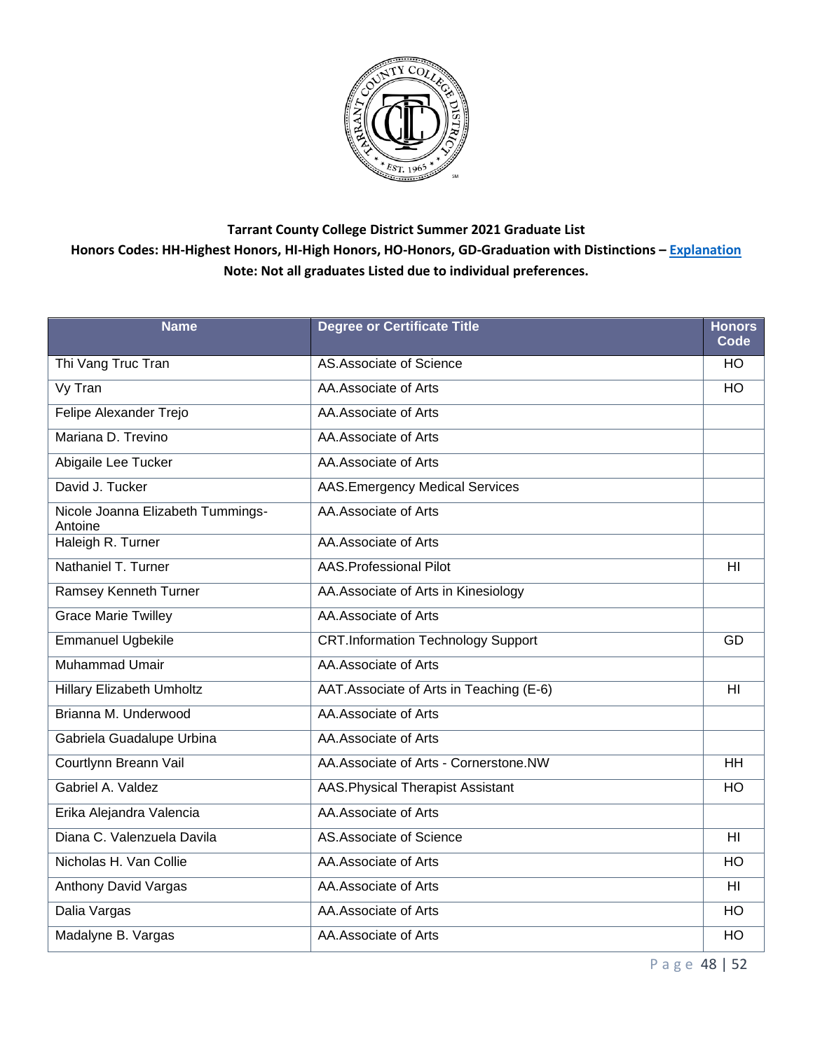**Tarrant County College District Summer 2021 Graduate List**

**Honors Codes: HH-Highest Honors, HI-High Honors, HO-Honors, GD-Graduation with Distinctions – Explanation**

**Note: Not all graduates Listed due to individual preferences.**

| Name | Degree or Certificate Title | Honors Code |
|---|---|---|
| Thi Vang Truc Tran | AS.Associate of Science | HO |
| Vy Tran | AA.Associate of Arts | HO |
| Felipe Alexander Trejo | AA.Associate of Arts | |
| Mariana D. Trevino | AA.Associate of Arts | |
| Abigaile Lee Tucker | AA.Associate of Arts | |
| David J. Tucker | AAS.Emergency Medical Services | |
| Nicole Joanna Elizabeth Tummings-Antoine | AA.Associate of Arts | |
| Haleigh R. Turner | AA.Associate of Arts | |
| Nathaniel T. Turner | AAS.Professional Pilot | HI |
| Ramsey Kenneth Turner | AA.Associate of Arts in Kinesiology | |
| Grace Marie Twilley | AA.Associate of Arts | |
| Emmanuel Ugbekile | CRT.Information Technology Support | GD |
| Muhammad Umair | AA.Associate of Arts | |
| Hillary Elizabeth Umholtz | AAT.Associate of Arts in Teaching (E-6) | HI |
| Brianna M. Underwood | AA.Associate of Arts | |
| Gabriela Guadalupe Urbina | AA.Associate of Arts | |
| Courtlynn Breann Vail | AA.Associate of Arts - Cornerstone.NW | HH |
| Gabriel A. Valdez | AAS.Physical Therapist Assistant | HO |
| Erika Alejandra Valencia | AA.Associate of Arts | |
| Diana C. Valenzuela Davila | AS.Associate of Science | HI |
| Nicholas H. Van Collie | AA.Associate of Arts | HO |
| Anthony David Vargas | AA.Associate of Arts | HI |
| Dalia Vargas | AA.Associate of Arts | HO |
| Madalyne B. Vargas | AA.Associate of Arts | HO |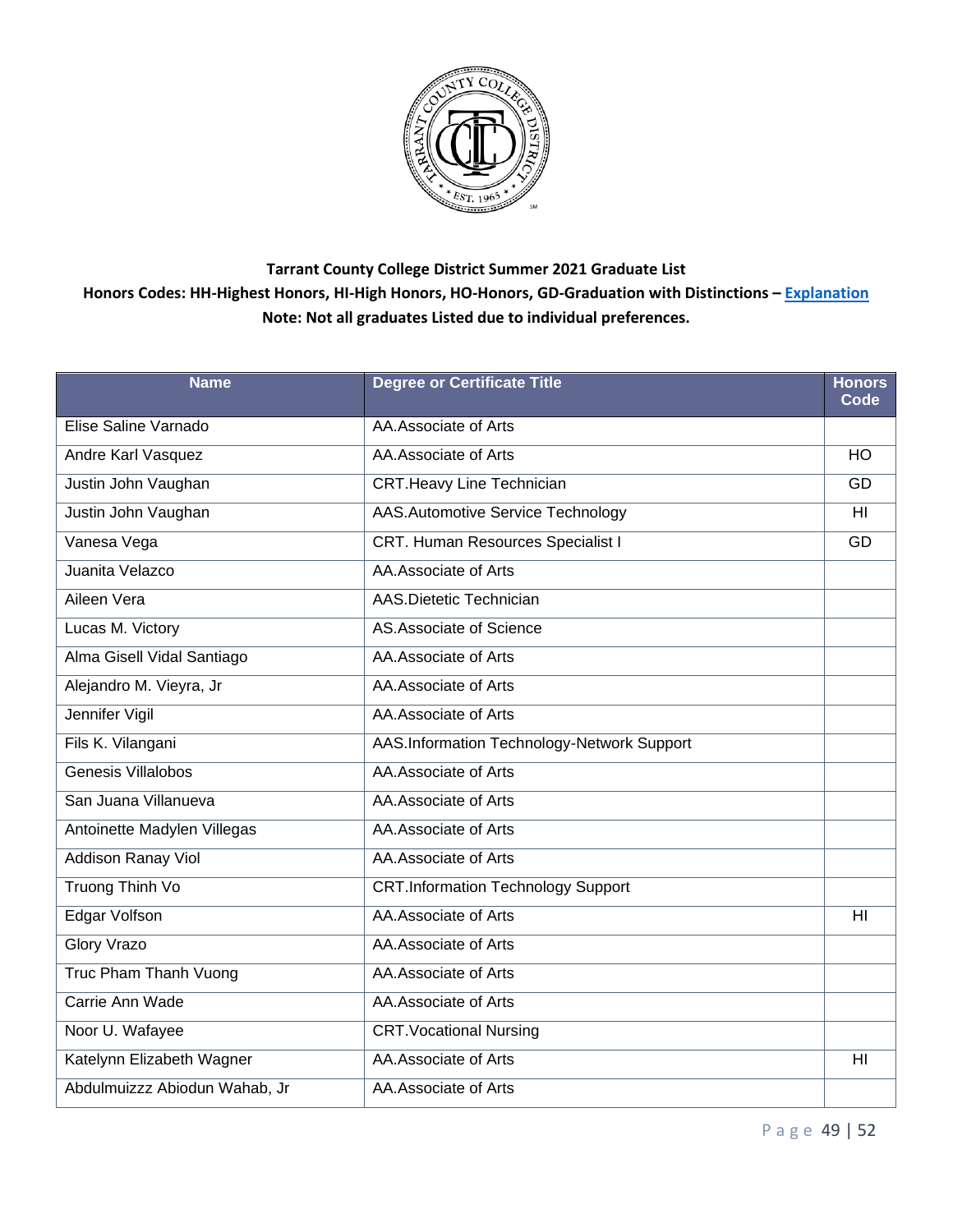**Tarrant County College District Summer 2021 Graduate List**

**Honors Codes: HH-Highest Honors, HI-High Honors, HO-Honors, GD-Graduation with Distinctions – Explanation**

**Note: Not all graduates Listed due to individual preferences.**

| Name | Degree or Certificate Title | Honors Code |
|---|---|---|
| Elise Saline Varnado | AA.Associate of Arts | |
| Andre Karl Vasquez | AA.Associate of Arts | HO |
| Justin John Vaughan | CRT.Heavy Line Technician | GD |
| Justin John Vaughan | AAS.Automotive Service Technology | HI |
| Vanesa Vega | CRT. Human Resources Specialist I | GD |
| Juanita Velazco | AA.Associate of Arts | |
| Aileen Vera | AAS.Dietetic Technician | |
| Lucas M. Victory | AS.Associate of Science | |
| Alma Gisell Vidal Santiago | AA.Associate of Arts | |
| Alejandro M. Vieyra, Jr | AA.Associate of Arts | |
| Jennifer Vigil | AA.Associate of Arts | |
| Fils K. Vilangani | AAS.Information Technology-Network Support | |
| Genesis Villalobos | AA.Associate of Arts | |
| San Juana Villanueva | AA.Associate of Arts | |
| Antoinette Madylen Villegas | AA.Associate of Arts | |
| Addison Ranay Viol | AA.Associate of Arts | |
| Truong Thinh Vo | CRT.Information Technology Support | |
| Edgar Volfson | AA.Associate of Arts | HI |
| Glory Vrazo | AA.Associate of Arts | |
| Truc Pham Thanh Vuong | AA.Associate of Arts | |
| Carrie Ann Wade | AA.Associate of Arts | |
| Noor U. Wafayee | CRT.Vocational Nursing | |
| Katelynn Elizabeth Wagner | AA.Associate of Arts | HI |
| Abdulmuizzz Abiodun Wahab, Jr | AA.Associate of Arts | |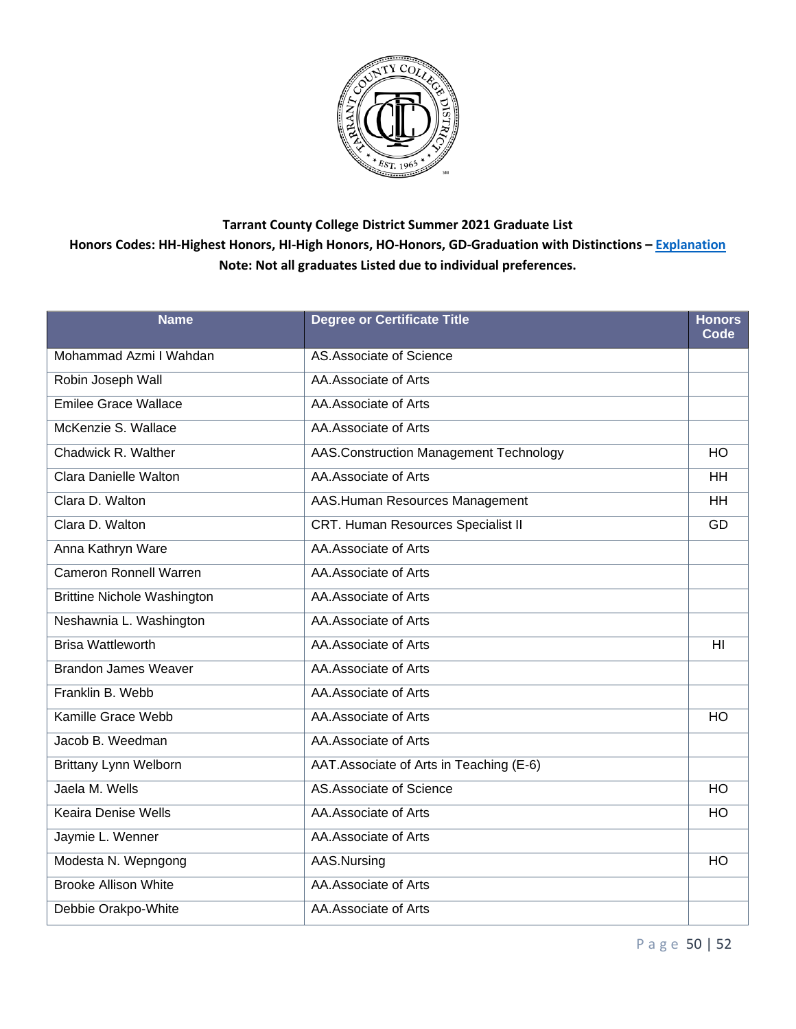**Tarrant County College District Summer 2021 Graduate List**

**Honors Codes: HH-Highest Honors, HI-High Honors, HO-Honors, GD-Graduation with Distinctions – [Explanation](#)**

**Note: Not all graduates Listed due to individual preferences.**

| Name | Degree or Certificate Title | Honors Code |
|---|---|---|
| Mohammad Azmi I Wahdan | AS.Associate of Science | |
| Robin Joseph Wall | AA.Associate of Arts | |
| Emilee Grace Wallace | AA.Associate of Arts | |
| McKenzie S. Wallace | AA.Associate of Arts | |
| Chadwick R. Walther | AAS.Construction Management Technology | HO |
| Clara Danielle Walton | AA.Associate of Arts | HH |
| Clara D. Walton | AAS.Human Resources Management | HH |
| Clara D. Walton | CRT. Human Resources Specialist II | GD |
| Anna Kathryn Ware | AA.Associate of Arts | |
| Cameron Ronnell Warren | AA.Associate of Arts | |
| Brittine Nichole Washington | AA.Associate of Arts | |
| Neshawnia L. Washington | AA.Associate of Arts | |
| Brisa Wattleworth | AA.Associate of Arts | HI |
| Brandon James Weaver | AA.Associate of Arts | |
| Franklin B. Webb | AA.Associate of Arts | |
| Kamille Grace Webb | AA.Associate of Arts | HO |
| Jacob B. Weedman | AA.Associate of Arts | |
| Brittany Lynn Welborn | AAT.Associate of Arts in Teaching (E-6) | |
| Jaela M. Wells | AS.Associate of Science | HO |
| Keaira Denise Wells | AA.Associate of Arts | HO |
| Jaymie L. Wenner | AA.Associate of Arts | |
| Modesta N. Wepngong | AAS.Nursing | HO |
| Brooke Allison White | AA.Associate of Arts | |
| Debbie Orakpo-White | AA.Associate of Arts | |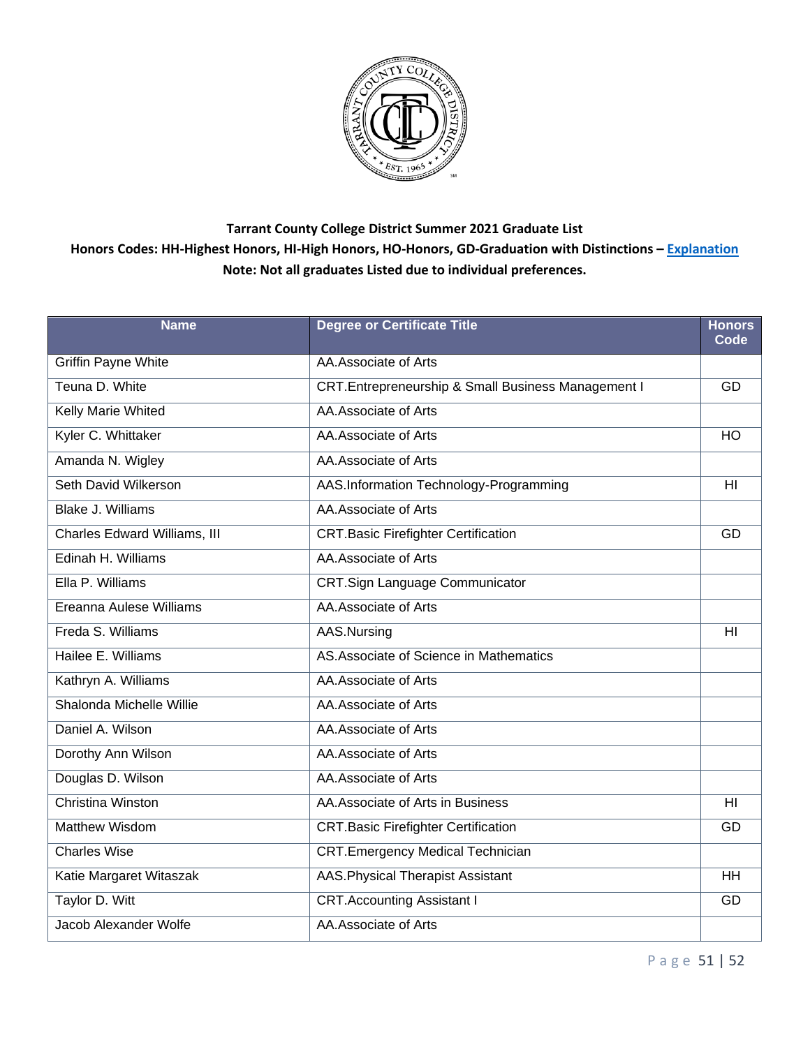**Tarrant County College District Summer 2021 Graduate List**

**Honors Codes: HH-Highest Honors, HI-High Honors, HO-Honors, GD-Graduation with Distinctions – Explanation**

**Note: Not all graduates Listed due to individual preferences.**

| Name | Degree or Certificate Title | Honors Code |
|---|---|---|
| Griffin Payne White | AA.Associate of Arts | |
| Teuna D. White | CRT.Entrepreneurship & Small Business Management I | GD |
| Kelly Marie Whited | AA.Associate of Arts | |
| Kyler C. Whittaker | AA.Associate of Arts | HO |
| Amanda N. Wigley | AA.Associate of Arts | |
| Seth David Wilkerson | AAS.Information Technology-Programming | HI |
| Blake J. Williams | AA.Associate of Arts | |
| Charles Edward Williams, III | CRT.Basic Firefighter Certification | GD |
| Edinah H. Williams | AA.Associate of Arts | |
| Ella P. Williams | CRT.Sign Language Communicator | |
| Ereanna Aulese Williams | AA.Associate of Arts | |
| Freda S. Williams | AAS.Nursing | HI |
| Hailee E. Williams | AS.Associate of Science in Mathematics | |
| Kathryn A. Williams | AA.Associate of Arts | |
| Shalonda Michelle Willie | AA.Associate of Arts | |
| Daniel A. Wilson | AA.Associate of Arts | |
| Dorothy Ann Wilson | AA.Associate of Arts | |
| Douglas D. Wilson | AA.Associate of Arts | |
| Christina Winston | AA.Associate of Arts in Business | HI |
| Matthew Wisdom | CRT.Basic Firefighter Certification | GD |
| Charles Wise | CRT.Emergency Medical Technician | |
| Katie Margaret Witaszak | AAS.Physical Therapist Assistant | HH |
| Taylor D. Witt | CRT.Accounting Assistant I | GD |
| Jacob Alexander Wolfe | AA.Associate of Arts | |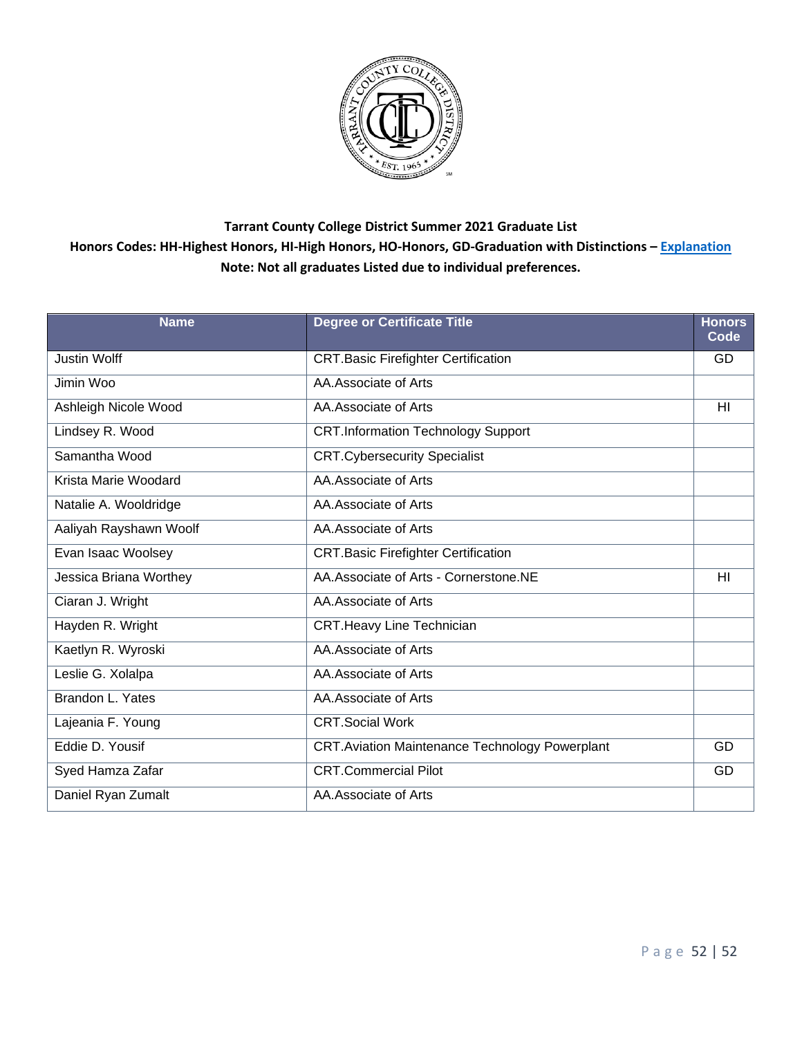**Tarrant County College District Summer 2021 Graduate List**

**Honors Codes: HH-Highest Honors, HI-High Honors, HO-Honors, GD-Graduation with Distinctions – Explanation**

**Note: Not all graduates Listed due to individual preferences.**

| Name | Degree or Certificate Title | Honors Code |
|---|---|---|
| Justin Wolff | CRT.Basic Firefighter Certification | GD |
| Jimin Woo | AA.Associate of Arts | |
| Ashleigh Nicole Wood | AA.Associate of Arts | HI |
| Lindsey R. Wood | CRT.Information Technology Support | |
| Samantha Wood | CRT.Cybersecurity Specialist | |
| Krista Marie Woodard | AA.Associate of Arts | |
| Natalie A. Wooldridge | AA.Associate of Arts | |
| Aaliyah Rayshawn Woolf | AA.Associate of Arts | |
| Evan Isaac Woolsey | CRT.Basic Firefighter Certification | |
| Jessica Briana Worthey | AA.Associate of Arts - Cornerstone.NE | HI |
| Ciaran J. Wright | AA.Associate of Arts | |
| Hayden R. Wright | CRT.Heavy Line Technician | |
| Kaetlyn R. Wyroski | AA.Associate of Arts | |
| Leslie G. Xolalpa | AA.Associate of Arts | |
| Brandon L. Yates | AA.Associate of Arts | |
| Lajeania F. Young | CRT.Social Work | |
| Eddie D. Yousif | CRT.Aviation Maintenance Technology Powerplant | GD |
| Syed Hamza Zafar | CRT.Commercial Pilot | GD |
| Daniel Ryan Zumalt | AA.Associate of Arts | |